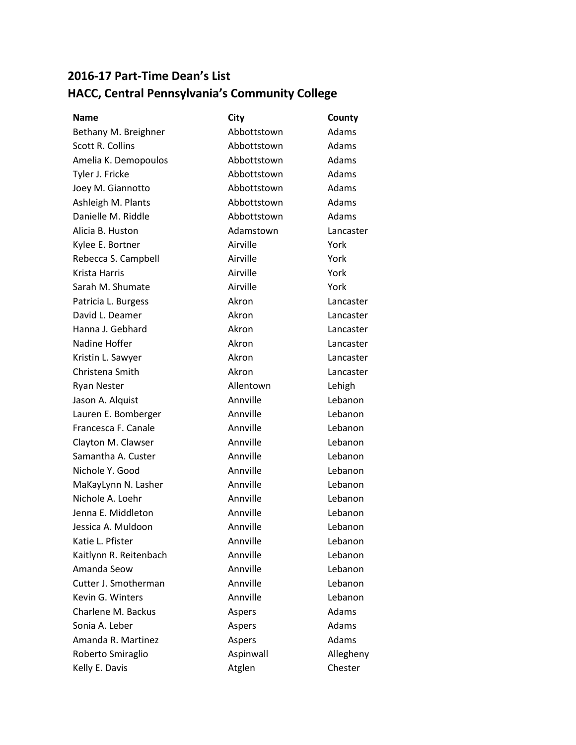## 2016-17 Part-Time Dean's List
## HACC, Central Pennsylvania's Community College

| Name | City | County |
|---|---|---|
| Bethany M. Breighner | Abbottstown | Adams |
| Scott R. Collins | Abbottstown | Adams |
| Amelia K. Demopoulos | Abbottstown | Adams |
| Tyler J. Fricke | Abbottstown | Adams |
| Joey M. Giannotto | Abbottstown | Adams |
| Ashleigh M. Plants | Abbottstown | Adams |
| Danielle M. Riddle | Abbottstown | Adams |
| Alicia B. Huston | Adamstown | Lancaster |
| Kylee E. Bortner | Airville | York |
| Rebecca S. Campbell | Airville | York |
| Krista Harris | Airville | York |
| Sarah M. Shumate | Airville | York |
| Patricia L. Burgess | Akron | Lancaster |
| David L. Deamer | Akron | Lancaster |
| Hanna J. Gebhard | Akron | Lancaster |
| Nadine Hoffer | Akron | Lancaster |
| Kristin L. Sawyer | Akron | Lancaster |
| Christena Smith | Akron | Lancaster |
| Ryan Nester | Allentown | Lehigh |
| Jason A. Alquist | Annville | Lebanon |
| Lauren E. Bomberger | Annville | Lebanon |
| Francesca F. Canale | Annville | Lebanon |
| Clayton M. Clawser | Annville | Lebanon |
| Samantha A. Custer | Annville | Lebanon |
| Nichole Y. Good | Annville | Lebanon |
| MaKayLynn N. Lasher | Annville | Lebanon |
| Nichole A. Loehr | Annville | Lebanon |
| Jenna E. Middleton | Annville | Lebanon |
| Jessica A. Muldoon | Annville | Lebanon |
| Katie L. Pfister | Annville | Lebanon |
| Kaitlynn R. Reitenbach | Annville | Lebanon |
| Amanda Seow | Annville | Lebanon |
| Cutter J. Smotherman | Annville | Lebanon |
| Kevin G. Winters | Annville | Lebanon |
| Charlene M. Backus | Aspers | Adams |
| Sonia A. Leber | Aspers | Adams |
| Amanda R. Martinez | Aspers | Adams |
| Roberto Smiraglio | Aspinwall | Allegheny |
| Kelly E. Davis | Atglen | Chester |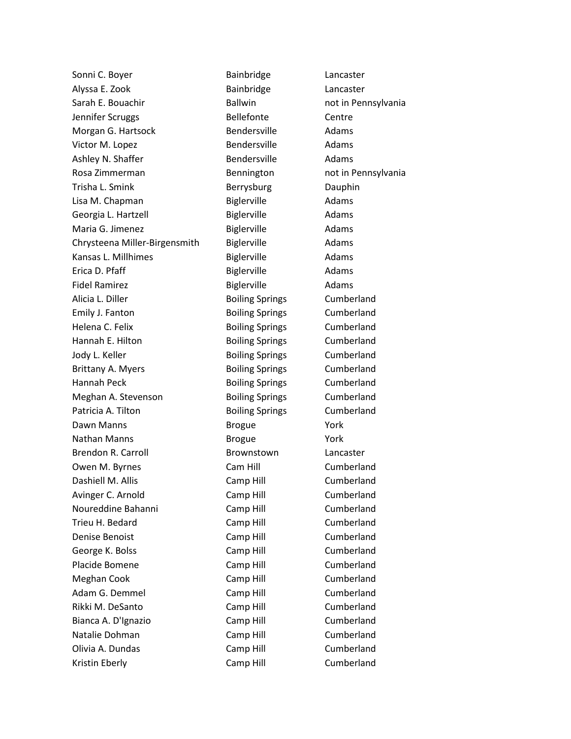| | | |
|---|---|---|
| Sonni C. Boyer | Bainbridge | Lancaster |
| Alyssa E. Zook | Bainbridge | Lancaster |
| Sarah E. Bouachir | Ballwin | not in Pennsylvania |
| Jennifer Scruggs | Bellefonte | Centre |
| Morgan G. Hartsock | Bendersville | Adams |
| Victor M. Lopez | Bendersville | Adams |
| Ashley N. Shaffer | Bendersville | Adams |
| Rosa Zimmerman | Bennington | not in Pennsylvania |
| Trisha L. Smink | Berrysburg | Dauphin |
| Lisa M. Chapman | Biglerville | Adams |
| Georgia L. Hartzell | Biglerville | Adams |
| Maria G. Jimenez | Biglerville | Adams |
| Chrysteena Miller-Birgensmith | Biglerville | Adams |
| Kansas L. Millhimes | Biglerville | Adams |
| Erica D. Pfaff | Biglerville | Adams |
| Fidel Ramirez | Biglerville | Adams |
| Alicia L. Diller | Boiling Springs | Cumberland |
| Emily J. Fanton | Boiling Springs | Cumberland |
| Helena C. Felix | Boiling Springs | Cumberland |
| Hannah E. Hilton | Boiling Springs | Cumberland |
| Jody L. Keller | Boiling Springs | Cumberland |
| Brittany A. Myers | Boiling Springs | Cumberland |
| Hannah Peck | Boiling Springs | Cumberland |
| Meghan A. Stevenson | Boiling Springs | Cumberland |
| Patricia A. Tilton | Boiling Springs | Cumberland |
| Dawn Manns | Brogue | York |
| Nathan Manns | Brogue | York |
| Brendon R. Carroll | Brownstown | Lancaster |
| Owen M. Byrnes | Cam Hill | Cumberland |
| Dashiell M. Allis | Camp Hill | Cumberland |
| Avinger C. Arnold | Camp Hill | Cumberland |
| Noureddine Bahanni | Camp Hill | Cumberland |
| Trieu H. Bedard | Camp Hill | Cumberland |
| Denise Benoist | Camp Hill | Cumberland |
| George K. Bolss | Camp Hill | Cumberland |
| Placide Bomene | Camp Hill | Cumberland |
| Meghan Cook | Camp Hill | Cumberland |
| Adam G. Demmel | Camp Hill | Cumberland |
| Rikki M. DeSanto | Camp Hill | Cumberland |
| Bianca A. D'Ignazio | Camp Hill | Cumberland |
| Natalie Dohman | Camp Hill | Cumberland |
| Olivia A. Dundas | Camp Hill | Cumberland |
| Kristin Eberly | Camp Hill | Cumberland |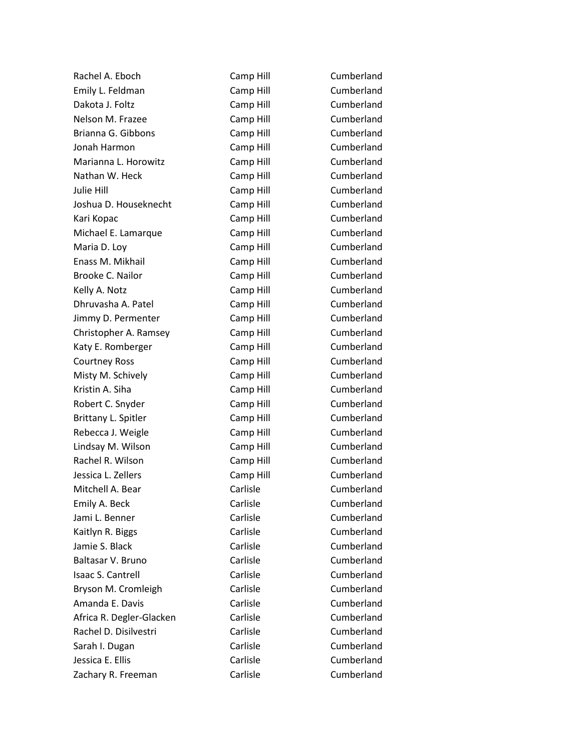| | | |
|---|---|---|
| Rachel A. Eboch | Camp Hill | Cumberland |
| Emily L. Feldman | Camp Hill | Cumberland |
| Dakota J. Foltz | Camp Hill | Cumberland |
| Nelson M. Frazee | Camp Hill | Cumberland |
| Brianna G. Gibbons | Camp Hill | Cumberland |
| Jonah Harmon | Camp Hill | Cumberland |
| Marianna L. Horowitz | Camp Hill | Cumberland |
| Nathan W. Heck | Camp Hill | Cumberland |
| Julie Hill | Camp Hill | Cumberland |
| Joshua D. Houseknecht | Camp Hill | Cumberland |
| Kari Kopac | Camp Hill | Cumberland |
| Michael E. Lamarque | Camp Hill | Cumberland |
| Maria D. Loy | Camp Hill | Cumberland |
| Enass M. Mikhail | Camp Hill | Cumberland |
| Brooke C. Nailor | Camp Hill | Cumberland |
| Kelly A. Notz | Camp Hill | Cumberland |
| Dhruvasha A. Patel | Camp Hill | Cumberland |
| Jimmy D. Permenter | Camp Hill | Cumberland |
| Christopher A. Ramsey | Camp Hill | Cumberland |
| Katy E. Romberger | Camp Hill | Cumberland |
| Courtney Ross | Camp Hill | Cumberland |
| Misty M. Schively | Camp Hill | Cumberland |
| Kristin A. Siha | Camp Hill | Cumberland |
| Robert C. Snyder | Camp Hill | Cumberland |
| Brittany L. Spitler | Camp Hill | Cumberland |
| Rebecca J. Weigle | Camp Hill | Cumberland |
| Lindsay M. Wilson | Camp Hill | Cumberland |
| Rachel R. Wilson | Camp Hill | Cumberland |
| Jessica L. Zellers | Camp Hill | Cumberland |
| Mitchell A. Bear | Carlisle | Cumberland |
| Emily A. Beck | Carlisle | Cumberland |
| Jami L. Benner | Carlisle | Cumberland |
| Kaitlyn R. Biggs | Carlisle | Cumberland |
| Jamie S. Black | Carlisle | Cumberland |
| Baltasar V. Bruno | Carlisle | Cumberland |
| Isaac S. Cantrell | Carlisle | Cumberland |
| Bryson M. Cromleigh | Carlisle | Cumberland |
| Amanda E. Davis | Carlisle | Cumberland |
| Africa R. Degler-Glacken | Carlisle | Cumberland |
| Rachel D. Disilvestri | Carlisle | Cumberland |
| Sarah I. Dugan | Carlisle | Cumberland |
| Jessica E. Ellis | Carlisle | Cumberland |
| Zachary R. Freeman | Carlisle | Cumberland |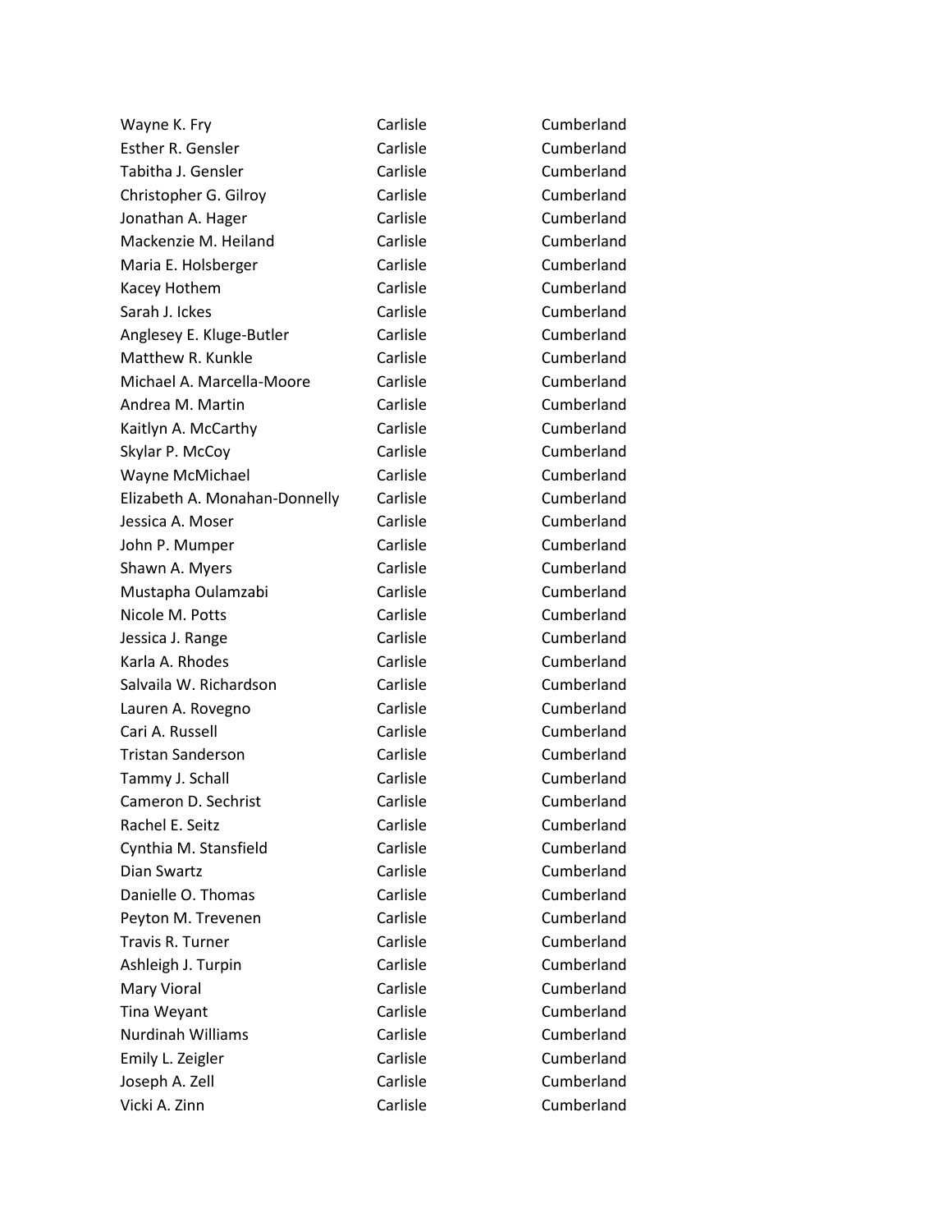| | | |
|---|---|---|
| Wayne K. Fry | Carlisle | Cumberland |
| Esther R. Gensler | Carlisle | Cumberland |
| Tabitha J. Gensler | Carlisle | Cumberland |
| Christopher G. Gilroy | Carlisle | Cumberland |
| Jonathan A. Hager | Carlisle | Cumberland |
| Mackenzie M. Heiland | Carlisle | Cumberland |
| Maria E. Holsberger | Carlisle | Cumberland |
| Kacey Hothem | Carlisle | Cumberland |
| Sarah J. Ickes | Carlisle | Cumberland |
| Anglesey E. Kluge-Butler | Carlisle | Cumberland |
| Matthew R. Kunkle | Carlisle | Cumberland |
| Michael A. Marcella-Moore | Carlisle | Cumberland |
| Andrea M. Martin | Carlisle | Cumberland |
| Kaitlyn A. McCarthy | Carlisle | Cumberland |
| Skylar P. McCoy | Carlisle | Cumberland |
| Wayne McMichael | Carlisle | Cumberland |
| Elizabeth A. Monahan-Donnelly | Carlisle | Cumberland |
| Jessica A. Moser | Carlisle | Cumberland |
| John P. Mumper | Carlisle | Cumberland |
| Shawn A. Myers | Carlisle | Cumberland |
| Mustapha Oulamzabi | Carlisle | Cumberland |
| Nicole M. Potts | Carlisle | Cumberland |
| Jessica J. Range | Carlisle | Cumberland |
| Karla A. Rhodes | Carlisle | Cumberland |
| Salvaila W. Richardson | Carlisle | Cumberland |
| Lauren A. Rovegno | Carlisle | Cumberland |
| Cari A. Russell | Carlisle | Cumberland |
| Tristan Sanderson | Carlisle | Cumberland |
| Tammy J. Schall | Carlisle | Cumberland |
| Cameron D. Sechrist | Carlisle | Cumberland |
| Rachel E. Seitz | Carlisle | Cumberland |
| Cynthia M. Stansfield | Carlisle | Cumberland |
| Dian Swartz | Carlisle | Cumberland |
| Danielle O. Thomas | Carlisle | Cumberland |
| Peyton M. Trevenen | Carlisle | Cumberland |
| Travis R. Turner | Carlisle | Cumberland |
| Ashleigh J. Turpin | Carlisle | Cumberland |
| Mary Vioral | Carlisle | Cumberland |
| Tina Weyant | Carlisle | Cumberland |
| Nurdinah Williams | Carlisle | Cumberland |
| Emily L. Zeigler | Carlisle | Cumberland |
| Joseph A. Zell | Carlisle | Cumberland |
| Vicki A. Zinn | Carlisle | Cumberland |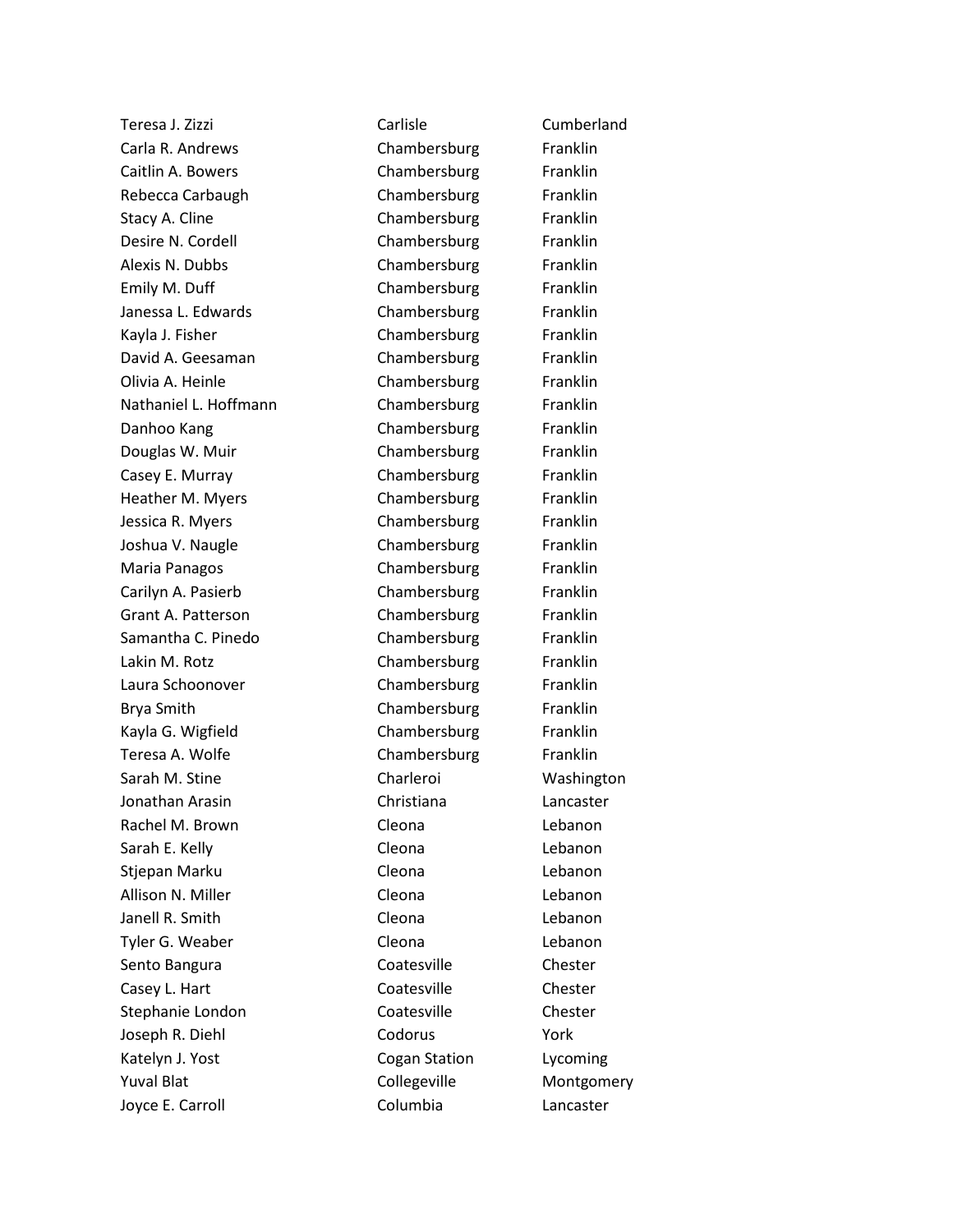| | | |
|---|---|---|
| Teresa J. Zizzi | Carlisle | Cumberland |
| Carla R. Andrews | Chambersburg | Franklin |
| Caitlin A. Bowers | Chambersburg | Franklin |
| Rebecca Carbaugh | Chambersburg | Franklin |
| Stacy A. Cline | Chambersburg | Franklin |
| Desire N. Cordell | Chambersburg | Franklin |
| Alexis N. Dubbs | Chambersburg | Franklin |
| Emily M. Duff | Chambersburg | Franklin |
| Janessa L. Edwards | Chambersburg | Franklin |
| Kayla J. Fisher | Chambersburg | Franklin |
| David A. Geesaman | Chambersburg | Franklin |
| Olivia A. Heinle | Chambersburg | Franklin |
| Nathaniel L. Hoffmann | Chambersburg | Franklin |
| Danhoo Kang | Chambersburg | Franklin |
| Douglas W. Muir | Chambersburg | Franklin |
| Casey E. Murray | Chambersburg | Franklin |
| Heather M. Myers | Chambersburg | Franklin |
| Jessica R. Myers | Chambersburg | Franklin |
| Joshua V. Naugle | Chambersburg | Franklin |
| Maria Panagos | Chambersburg | Franklin |
| Carilyn A. Pasierb | Chambersburg | Franklin |
| Grant A. Patterson | Chambersburg | Franklin |
| Samantha C. Pinedo | Chambersburg | Franklin |
| Lakin M. Rotz | Chambersburg | Franklin |
| Laura Schoonover | Chambersburg | Franklin |
| Brya Smith | Chambersburg | Franklin |
| Kayla G. Wigfield | Chambersburg | Franklin |
| Teresa A. Wolfe | Chambersburg | Franklin |
| Sarah M. Stine | Charleroi | Washington |
| Jonathan Arasin | Christiana | Lancaster |
| Rachel M. Brown | Cleona | Lebanon |
| Sarah E. Kelly | Cleona | Lebanon |
| Stjepan Marku | Cleona | Lebanon |
| Allison N. Miller | Cleona | Lebanon |
| Janell R. Smith | Cleona | Lebanon |
| Tyler G. Weaber | Cleona | Lebanon |
| Sento Bangura | Coatesville | Chester |
| Casey L. Hart | Coatesville | Chester |
| Stephanie London | Coatesville | Chester |
| Joseph R. Diehl | Codorus | York |
| Katelyn J. Yost | Cogan Station | Lycoming |
| Yuval Blat | Collegeville | Montgomery |
| Joyce E. Carroll | Columbia | Lancaster |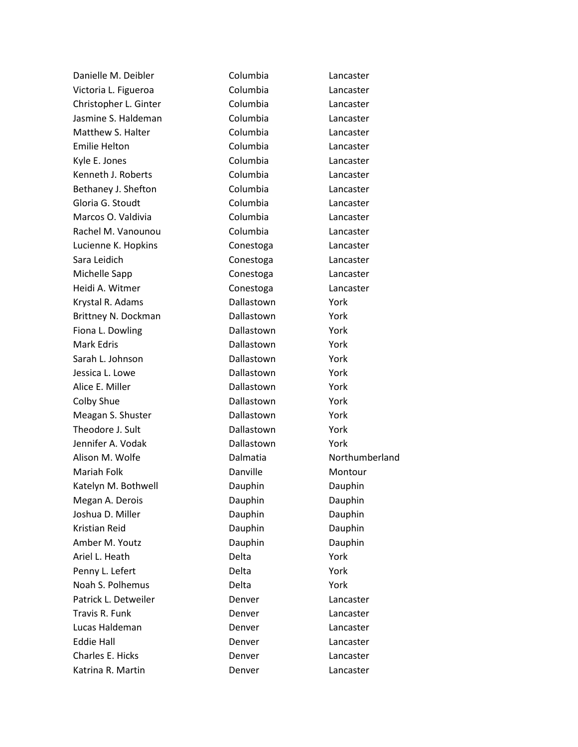| | | |
|---|---|---|
| Danielle M. Deibler | Columbia | Lancaster |
| Victoria L. Figueroa | Columbia | Lancaster |
| Christopher L. Ginter | Columbia | Lancaster |
| Jasmine S. Haldeman | Columbia | Lancaster |
| Matthew S. Halter | Columbia | Lancaster |
| Emilie Helton | Columbia | Lancaster |
| Kyle E. Jones | Columbia | Lancaster |
| Kenneth J. Roberts | Columbia | Lancaster |
| Bethaney J. Shefton | Columbia | Lancaster |
| Gloria G. Stoudt | Columbia | Lancaster |
| Marcos O. Valdivia | Columbia | Lancaster |
| Rachel M. Vanounou | Columbia | Lancaster |
| Lucienne K. Hopkins | Conestoga | Lancaster |
| Sara Leidich | Conestoga | Lancaster |
| Michelle Sapp | Conestoga | Lancaster |
| Heidi A. Witmer | Conestoga | Lancaster |
| Krystal R. Adams | Dallastown | York |
| Brittney N. Dockman | Dallastown | York |
| Fiona L. Dowling | Dallastown | York |
| Mark Edris | Dallastown | York |
| Sarah L. Johnson | Dallastown | York |
| Jessica L. Lowe | Dallastown | York |
| Alice E. Miller | Dallastown | York |
| Colby Shue | Dallastown | York |
| Meagan S. Shuster | Dallastown | York |
| Theodore J. Sult | Dallastown | York |
| Jennifer A. Vodak | Dallastown | York |
| Alison M. Wolfe | Dalmatia | Northumberland |
| Mariah Folk | Danville | Montour |
| Katelyn M. Bothwell | Dauphin | Dauphin |
| Megan A. Derois | Dauphin | Dauphin |
| Joshua D. Miller | Dauphin | Dauphin |
| Kristian Reid | Dauphin | Dauphin |
| Amber M. Youtz | Dauphin | Dauphin |
| Ariel L. Heath | Delta | York |
| Penny L. Lefert | Delta | York |
| Noah S. Polhemus | Delta | York |
| Patrick L. Detweiler | Denver | Lancaster |
| Travis R. Funk | Denver | Lancaster |
| Lucas Haldeman | Denver | Lancaster |
| Eddie Hall | Denver | Lancaster |
| Charles E. Hicks | Denver | Lancaster |
| Katrina R. Martin | Denver | Lancaster |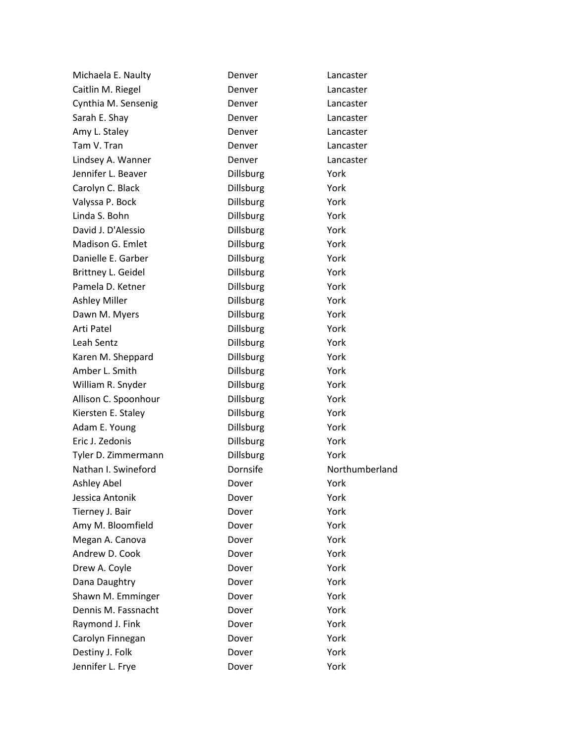| | | |
|---|---|---|
| Michaela E. Naulty | Denver | Lancaster |
| Caitlin M. Riegel | Denver | Lancaster |
| Cynthia M. Sensenig | Denver | Lancaster |
| Sarah E. Shay | Denver | Lancaster |
| Amy L. Staley | Denver | Lancaster |
| Tam V. Tran | Denver | Lancaster |
| Lindsey A. Wanner | Denver | Lancaster |
| Jennifer L. Beaver | Dillsburg | York |
| Carolyn C. Black | Dillsburg | York |
| Valyssa P. Bock | Dillsburg | York |
| Linda S. Bohn | Dillsburg | York |
| David J. D'Alessio | Dillsburg | York |
| Madison G. Emlet | Dillsburg | York |
| Danielle E. Garber | Dillsburg | York |
| Brittney L. Geidel | Dillsburg | York |
| Pamela D. Ketner | Dillsburg | York |
| Ashley Miller | Dillsburg | York |
| Dawn M. Myers | Dillsburg | York |
| Arti Patel | Dillsburg | York |
| Leah Sentz | Dillsburg | York |
| Karen M. Sheppard | Dillsburg | York |
| Amber L. Smith | Dillsburg | York |
| William R. Snyder | Dillsburg | York |
| Allison C. Spoonhour | Dillsburg | York |
| Kiersten E. Staley | Dillsburg | York |
| Adam E. Young | Dillsburg | York |
| Eric J. Zedonis | Dillsburg | York |
| Tyler D. Zimmermann | Dillsburg | York |
| Nathan I. Swineford | Dornsife | Northumberland |
| Ashley Abel | Dover | York |
| Jessica Antonik | Dover | York |
| Tierney J. Bair | Dover | York |
| Amy M. Bloomfield | Dover | York |
| Megan A. Canova | Dover | York |
| Andrew D. Cook | Dover | York |
| Drew A. Coyle | Dover | York |
| Dana Daughtry | Dover | York |
| Shawn M. Emminger | Dover | York |
| Dennis M. Fassnacht | Dover | York |
| Raymond J. Fink | Dover | York |
| Carolyn Finnegan | Dover | York |
| Destiny J. Folk | Dover | York |
| Jennifer L. Frye | Dover | York |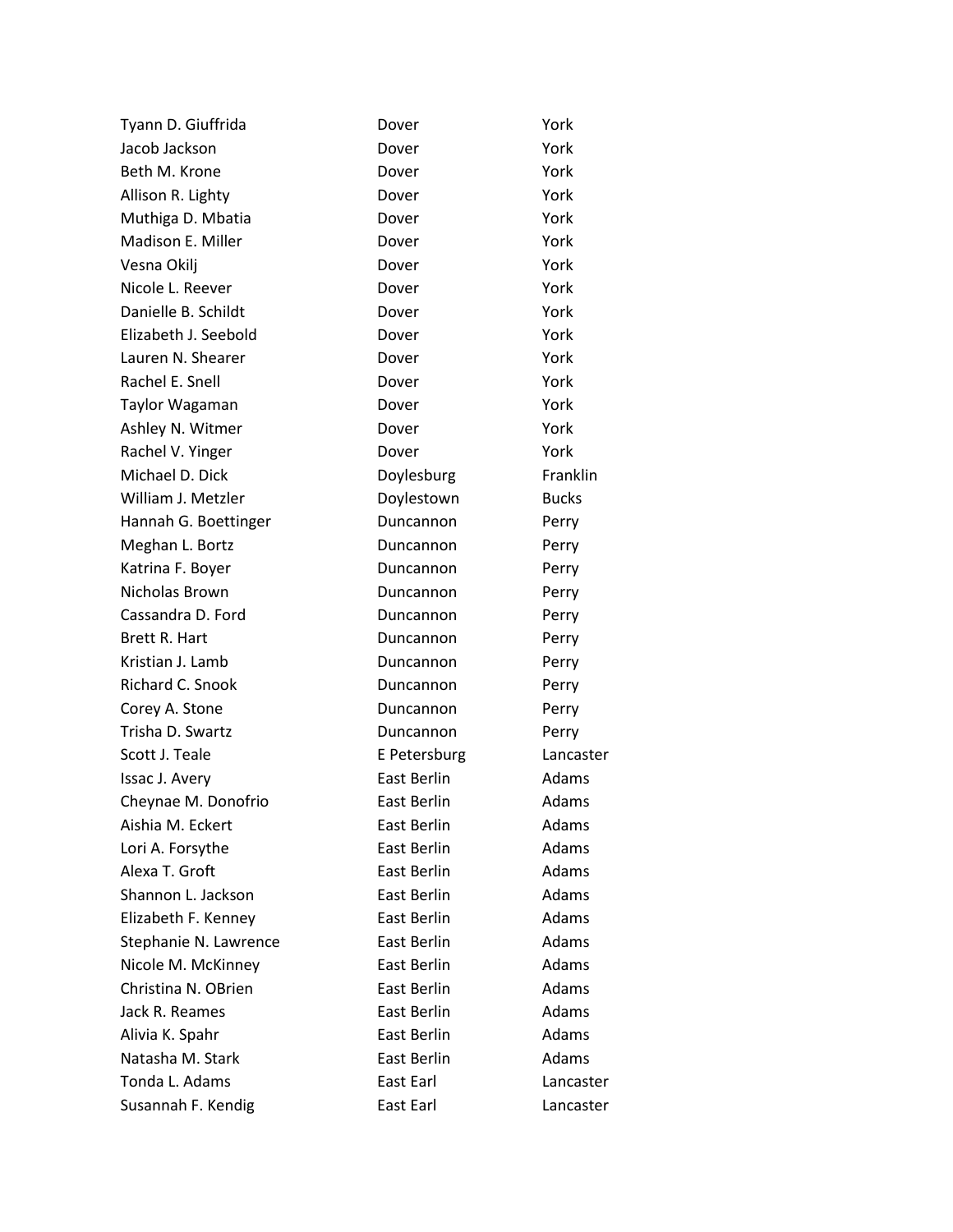| | | |
|---|---|---|
| Tyann D. Giuffrida | Dover | York |
| Jacob Jackson | Dover | York |
| Beth M. Krone | Dover | York |
| Allison R. Lighty | Dover | York |
| Muthiga D. Mbatia | Dover | York |
| Madison E. Miller | Dover | York |
| Vesna Okilj | Dover | York |
| Nicole L. Reever | Dover | York |
| Danielle B. Schildt | Dover | York |
| Elizabeth J. Seebold | Dover | York |
| Lauren N. Shearer | Dover | York |
| Rachel E. Snell | Dover | York |
| Taylor Wagaman | Dover | York |
| Ashley N. Witmer | Dover | York |
| Rachel V. Yinger | Dover | York |
| Michael D. Dick | Doylesburg | Franklin |
| William J. Metzler | Doylestown | Bucks |
| Hannah G. Boettinger | Duncannon | Perry |
| Meghan L. Bortz | Duncannon | Perry |
| Katrina F. Boyer | Duncannon | Perry |
| Nicholas Brown | Duncannon | Perry |
| Cassandra D. Ford | Duncannon | Perry |
| Brett R. Hart | Duncannon | Perry |
| Kristian J. Lamb | Duncannon | Perry |
| Richard C. Snook | Duncannon | Perry |
| Corey A. Stone | Duncannon | Perry |
| Trisha D. Swartz | Duncannon | Perry |
| Scott J. Teale | E Petersburg | Lancaster |
| Issac J. Avery | East Berlin | Adams |
| Cheynae M. Donofrio | East Berlin | Adams |
| Aishia M. Eckert | East Berlin | Adams |
| Lori A. Forsythe | East Berlin | Adams |
| Alexa T. Groft | East Berlin | Adams |
| Shannon L. Jackson | East Berlin | Adams |
| Elizabeth F. Kenney | East Berlin | Adams |
| Stephanie N. Lawrence | East Berlin | Adams |
| Nicole M. McKinney | East Berlin | Adams |
| Christina N. OBrien | East Berlin | Adams |
| Jack R. Reames | East Berlin | Adams |
| Alivia K. Spahr | East Berlin | Adams |
| Natasha M. Stark | East Berlin | Adams |
| Tonda L. Adams | East Earl | Lancaster |
| Susannah F. Kendig | East Earl | Lancaster |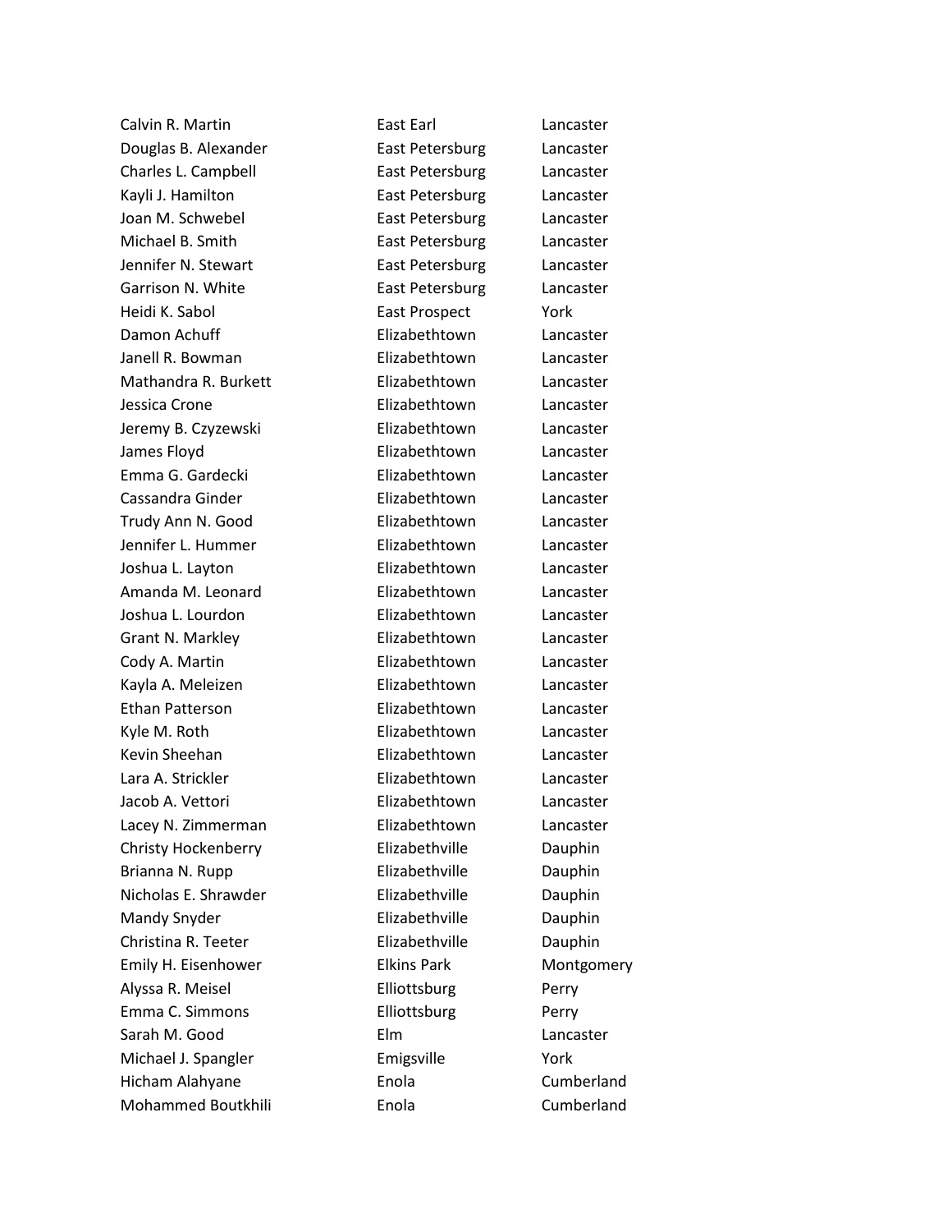| | | |
|---|---|---|
| Calvin R. Martin | East Earl | Lancaster |
| Douglas B. Alexander | East Petersburg | Lancaster |
| Charles L. Campbell | East Petersburg | Lancaster |
| Kayli J. Hamilton | East Petersburg | Lancaster |
| Joan M. Schwebel | East Petersburg | Lancaster |
| Michael B. Smith | East Petersburg | Lancaster |
| Jennifer N. Stewart | East Petersburg | Lancaster |
| Garrison N. White | East Petersburg | Lancaster |
| Heidi K. Sabol | East Prospect | York |
| Damon Achuff | Elizabethtown | Lancaster |
| Janell R. Bowman | Elizabethtown | Lancaster |
| Mathandra R. Burkett | Elizabethtown | Lancaster |
| Jessica Crone | Elizabethtown | Lancaster |
| Jeremy B. Czyzewski | Elizabethtown | Lancaster |
| James Floyd | Elizabethtown | Lancaster |
| Emma G. Gardecki | Elizabethtown | Lancaster |
| Cassandra Ginder | Elizabethtown | Lancaster |
| Trudy Ann N. Good | Elizabethtown | Lancaster |
| Jennifer L. Hummer | Elizabethtown | Lancaster |
| Joshua L. Layton | Elizabethtown | Lancaster |
| Amanda M. Leonard | Elizabethtown | Lancaster |
| Joshua L. Lourdon | Elizabethtown | Lancaster |
| Grant N. Markley | Elizabethtown | Lancaster |
| Cody A. Martin | Elizabethtown | Lancaster |
| Kayla A. Meleizen | Elizabethtown | Lancaster |
| Ethan Patterson | Elizabethtown | Lancaster |
| Kyle M. Roth | Elizabethtown | Lancaster |
| Kevin Sheehan | Elizabethtown | Lancaster |
| Lara A. Strickler | Elizabethtown | Lancaster |
| Jacob A. Vettori | Elizabethtown | Lancaster |
| Lacey N. Zimmerman | Elizabethtown | Lancaster |
| Christy Hockenberry | Elizabethville | Dauphin |
| Brianna N. Rupp | Elizabethville | Dauphin |
| Nicholas E. Shrawder | Elizabethville | Dauphin |
| Mandy Snyder | Elizabethville | Dauphin |
| Christina R. Teeter | Elizabethville | Dauphin |
| Emily H. Eisenhower | Elkins Park | Montgomery |
| Alyssa R. Meisel | Elliottsburg | Perry |
| Emma C. Simmons | Elliottsburg | Perry |
| Sarah M. Good | Elm | Lancaster |
| Michael J. Spangler | Emigsville | York |
| Hicham Alahyane | Enola | Cumberland |
| Mohammed Boutkhili | Enola | Cumberland |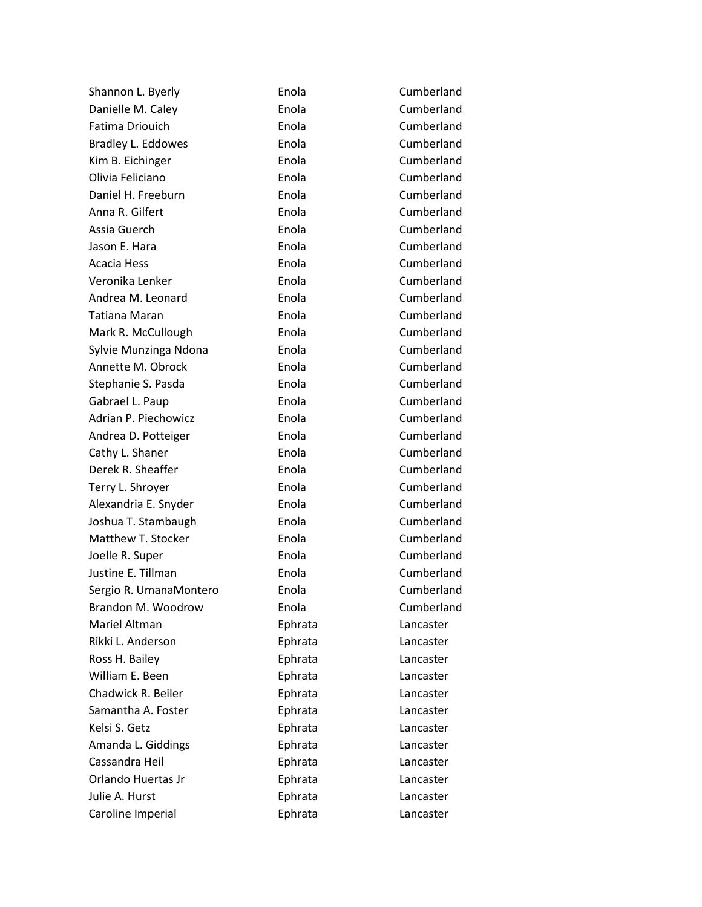| | | |
|---|---|---|
| Shannon L. Byerly | Enola | Cumberland |
| Danielle M. Caley | Enola | Cumberland |
| Fatima Driouich | Enola | Cumberland |
| Bradley L. Eddowes | Enola | Cumberland |
| Kim B. Eichinger | Enola | Cumberland |
| Olivia Feliciano | Enola | Cumberland |
| Daniel H. Freeburn | Enola | Cumberland |
| Anna R. Gilfert | Enola | Cumberland |
| Assia Guerch | Enola | Cumberland |
| Jason E. Hara | Enola | Cumberland |
| Acacia Hess | Enola | Cumberland |
| Veronika Lenker | Enola | Cumberland |
| Andrea M. Leonard | Enola | Cumberland |
| Tatiana Maran | Enola | Cumberland |
| Mark R. McCullough | Enola | Cumberland |
| Sylvie Munzinga Ndona | Enola | Cumberland |
| Annette M. Obrock | Enola | Cumberland |
| Stephanie S. Pasda | Enola | Cumberland |
| Gabrael L. Paup | Enola | Cumberland |
| Adrian P. Piechowicz | Enola | Cumberland |
| Andrea D. Potteiger | Enola | Cumberland |
| Cathy L. Shaner | Enola | Cumberland |
| Derek R. Sheaffer | Enola | Cumberland |
| Terry L. Shroyer | Enola | Cumberland |
| Alexandria E. Snyder | Enola | Cumberland |
| Joshua T. Stambaugh | Enola | Cumberland |
| Matthew T. Stocker | Enola | Cumberland |
| Joelle R. Super | Enola | Cumberland |
| Justine E. Tillman | Enola | Cumberland |
| Sergio R. UmanaMontero | Enola | Cumberland |
| Brandon M. Woodrow | Enola | Cumberland |
| Mariel Altman | Ephrata | Lancaster |
| Rikki L. Anderson | Ephrata | Lancaster |
| Ross H. Bailey | Ephrata | Lancaster |
| William E. Been | Ephrata | Lancaster |
| Chadwick R. Beiler | Ephrata | Lancaster |
| Samantha A. Foster | Ephrata | Lancaster |
| Kelsi S. Getz | Ephrata | Lancaster |
| Amanda L. Giddings | Ephrata | Lancaster |
| Cassandra Heil | Ephrata | Lancaster |
| Orlando Huertas Jr | Ephrata | Lancaster |
| Julie A. Hurst | Ephrata | Lancaster |
| Caroline Imperial | Ephrata | Lancaster |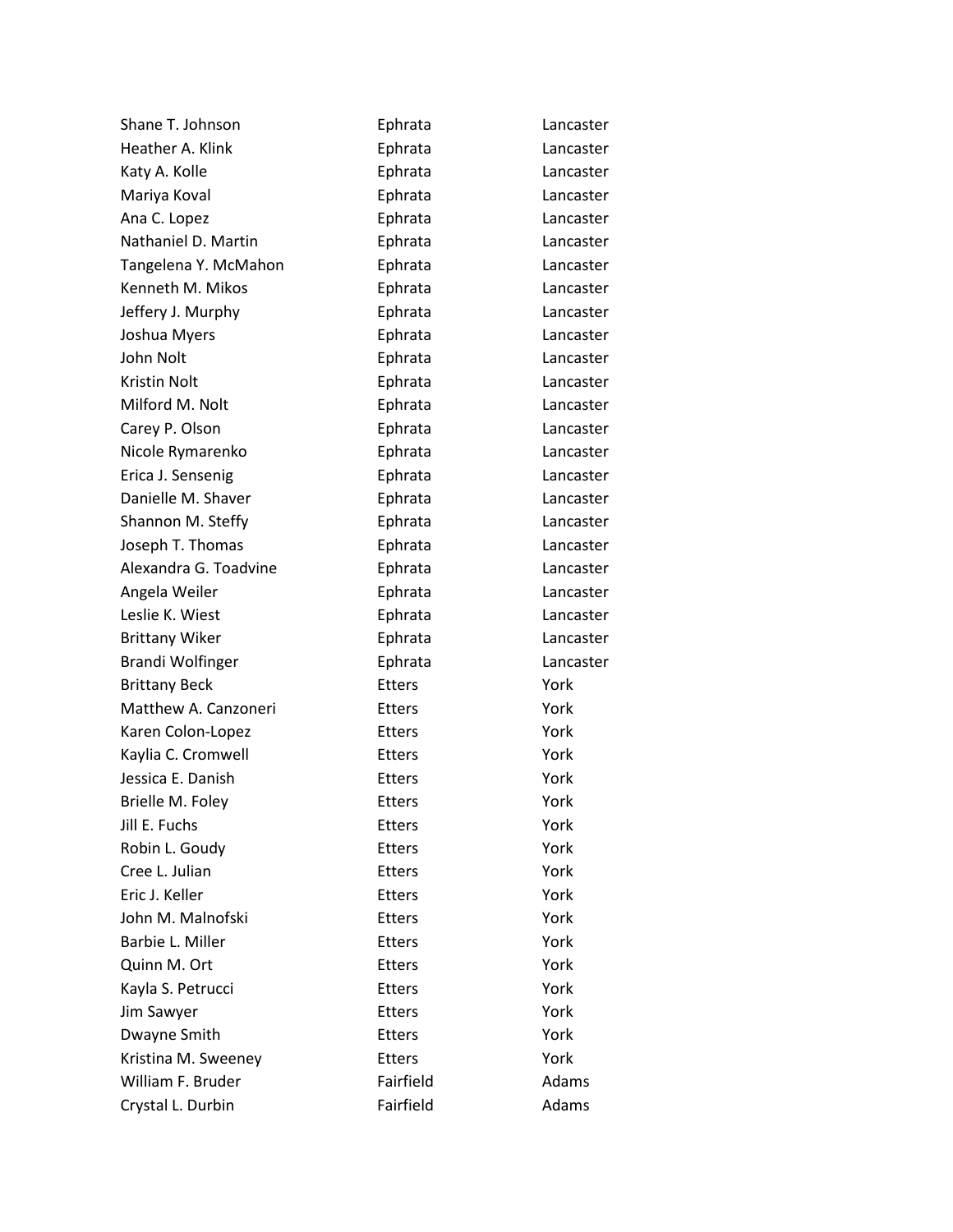| | | |
|---|---|---|
| Shane T. Johnson | Ephrata | Lancaster |
| Heather A. Klink | Ephrata | Lancaster |
| Katy A. Kolle | Ephrata | Lancaster |
| Mariya Koval | Ephrata | Lancaster |
| Ana C. Lopez | Ephrata | Lancaster |
| Nathaniel D. Martin | Ephrata | Lancaster |
| Tangelena Y. McMahon | Ephrata | Lancaster |
| Kenneth M. Mikos | Ephrata | Lancaster |
| Jeffery J. Murphy | Ephrata | Lancaster |
| Joshua Myers | Ephrata | Lancaster |
| John Nolt | Ephrata | Lancaster |
| Kristin Nolt | Ephrata | Lancaster |
| Milford M. Nolt | Ephrata | Lancaster |
| Carey P. Olson | Ephrata | Lancaster |
| Nicole Rymarenko | Ephrata | Lancaster |
| Erica J. Sensenig | Ephrata | Lancaster |
| Danielle M. Shaver | Ephrata | Lancaster |
| Shannon M. Steffy | Ephrata | Lancaster |
| Joseph T. Thomas | Ephrata | Lancaster |
| Alexandra G. Toadvine | Ephrata | Lancaster |
| Angela Weiler | Ephrata | Lancaster |
| Leslie K. Wiest | Ephrata | Lancaster |
| Brittany Wiker | Ephrata | Lancaster |
| Brandi Wolfinger | Ephrata | Lancaster |
| Brittany Beck | Etters | York |
| Matthew A. Canzoneri | Etters | York |
| Karen Colon-Lopez | Etters | York |
| Kaylia C. Cromwell | Etters | York |
| Jessica E. Danish | Etters | York |
| Brielle M. Foley | Etters | York |
| Jill E. Fuchs | Etters | York |
| Robin L. Goudy | Etters | York |
| Cree L. Julian | Etters | York |
| Eric J. Keller | Etters | York |
| John M. Malnofski | Etters | York |
| Barbie L. Miller | Etters | York |
| Quinn M. Ort | Etters | York |
| Kayla S. Petrucci | Etters | York |
| Jim Sawyer | Etters | York |
| Dwayne Smith | Etters | York |
| Kristina M. Sweeney | Etters | York |
| William F. Bruder | Fairfield | Adams |
| Crystal L. Durbin | Fairfield | Adams |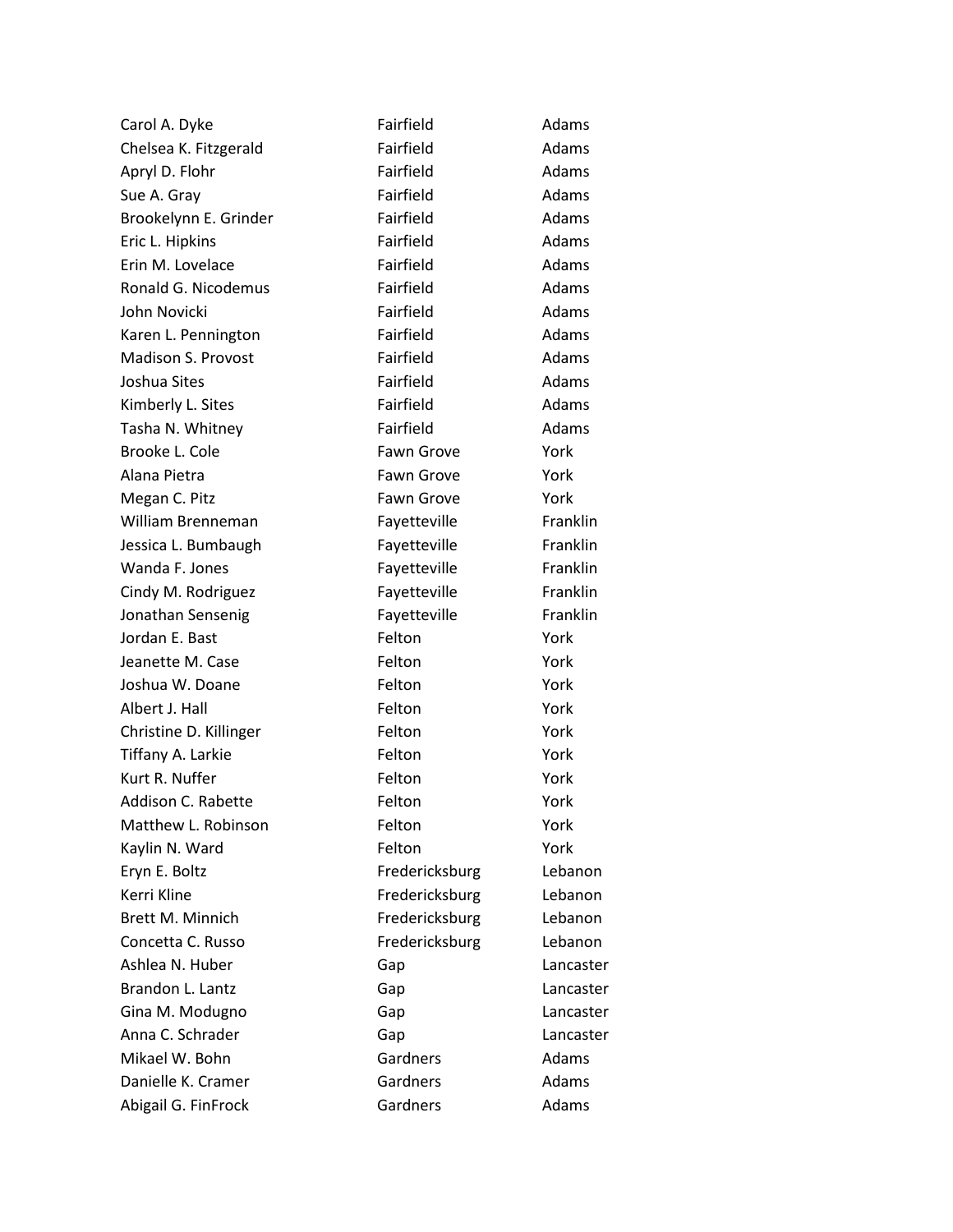| | | |
|---|---|---|
| Carol A. Dyke | Fairfield | Adams |
| Chelsea K. Fitzgerald | Fairfield | Adams |
| Apryl D. Flohr | Fairfield | Adams |
| Sue A. Gray | Fairfield | Adams |
| Brookelynn E. Grinder | Fairfield | Adams |
| Eric L. Hipkins | Fairfield | Adams |
| Erin M. Lovelace | Fairfield | Adams |
| Ronald G. Nicodemus | Fairfield | Adams |
| John Novicki | Fairfield | Adams |
| Karen L. Pennington | Fairfield | Adams |
| Madison S. Provost | Fairfield | Adams |
| Joshua Sites | Fairfield | Adams |
| Kimberly L. Sites | Fairfield | Adams |
| Tasha N. Whitney | Fairfield | Adams |
| Brooke L. Cole | Fawn Grove | York |
| Alana Pietra | Fawn Grove | York |
| Megan C. Pitz | Fawn Grove | York |
| William Brenneman | Fayetteville | Franklin |
| Jessica L. Bumbaugh | Fayetteville | Franklin |
| Wanda F. Jones | Fayetteville | Franklin |
| Cindy M. Rodriguez | Fayetteville | Franklin |
| Jonathan Sensenig | Fayetteville | Franklin |
| Jordan E. Bast | Felton | York |
| Jeanette M. Case | Felton | York |
| Joshua W. Doane | Felton | York |
| Albert J. Hall | Felton | York |
| Christine D. Killinger | Felton | York |
| Tiffany A. Larkie | Felton | York |
| Kurt R. Nuffer | Felton | York |
| Addison C. Rabette | Felton | York |
| Matthew L. Robinson | Felton | York |
| Kaylin N. Ward | Felton | York |
| Eryn E. Boltz | Fredericksburg | Lebanon |
| Kerri Kline | Fredericksburg | Lebanon |
| Brett M. Minnich | Fredericksburg | Lebanon |
| Concetta C. Russo | Fredericksburg | Lebanon |
| Ashlea N. Huber | Gap | Lancaster |
| Brandon L. Lantz | Gap | Lancaster |
| Gina M. Modugno | Gap | Lancaster |
| Anna C. Schrader | Gap | Lancaster |
| Mikael W. Bohn | Gardners | Adams |
| Danielle K. Cramer | Gardners | Adams |
| Abigail G. FinFrock | Gardners | Adams |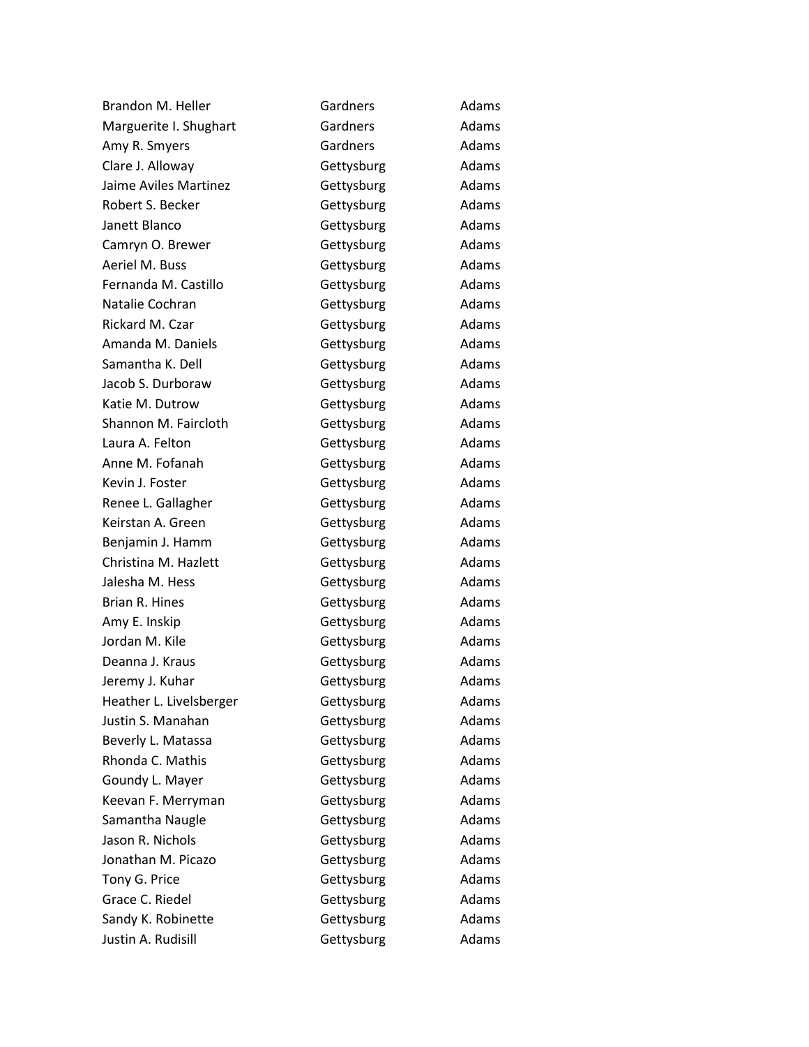| | | |
|---|---|---|
| Brandon M. Heller | Gardners | Adams |
| Marguerite I. Shughart | Gardners | Adams |
| Amy R. Smyers | Gardners | Adams |
| Clare J. Alloway | Gettysburg | Adams |
| Jaime Aviles Martinez | Gettysburg | Adams |
| Robert S. Becker | Gettysburg | Adams |
| Janett Blanco | Gettysburg | Adams |
| Camryn O. Brewer | Gettysburg | Adams |
| Aeriel M. Buss | Gettysburg | Adams |
| Fernanda M. Castillo | Gettysburg | Adams |
| Natalie Cochran | Gettysburg | Adams |
| Rickard M. Czar | Gettysburg | Adams |
| Amanda M. Daniels | Gettysburg | Adams |
| Samantha K. Dell | Gettysburg | Adams |
| Jacob S. Durboraw | Gettysburg | Adams |
| Katie M. Dutrow | Gettysburg | Adams |
| Shannon M. Faircloth | Gettysburg | Adams |
| Laura A. Felton | Gettysburg | Adams |
| Anne M. Fofanah | Gettysburg | Adams |
| Kevin J. Foster | Gettysburg | Adams |
| Renee L. Gallagher | Gettysburg | Adams |
| Keirstan A. Green | Gettysburg | Adams |
| Benjamin J. Hamm | Gettysburg | Adams |
| Christina M. Hazlett | Gettysburg | Adams |
| Jalesha M. Hess | Gettysburg | Adams |
| Brian R. Hines | Gettysburg | Adams |
| Amy E. Inskip | Gettysburg | Adams |
| Jordan M. Kile | Gettysburg | Adams |
| Deanna J. Kraus | Gettysburg | Adams |
| Jeremy J. Kuhar | Gettysburg | Adams |
| Heather L. Livelsberger | Gettysburg | Adams |
| Justin S. Manahan | Gettysburg | Adams |
| Beverly L. Matassa | Gettysburg | Adams |
| Rhonda C. Mathis | Gettysburg | Adams |
| Goundy L. Mayer | Gettysburg | Adams |
| Keevan F. Merryman | Gettysburg | Adams |
| Samantha Naugle | Gettysburg | Adams |
| Jason R. Nichols | Gettysburg | Adams |
| Jonathan M. Picazo | Gettysburg | Adams |
| Tony G. Price | Gettysburg | Adams |
| Grace C. Riedel | Gettysburg | Adams |
| Sandy K. Robinette | Gettysburg | Adams |
| Justin A. Rudisill | Gettysburg | Adams |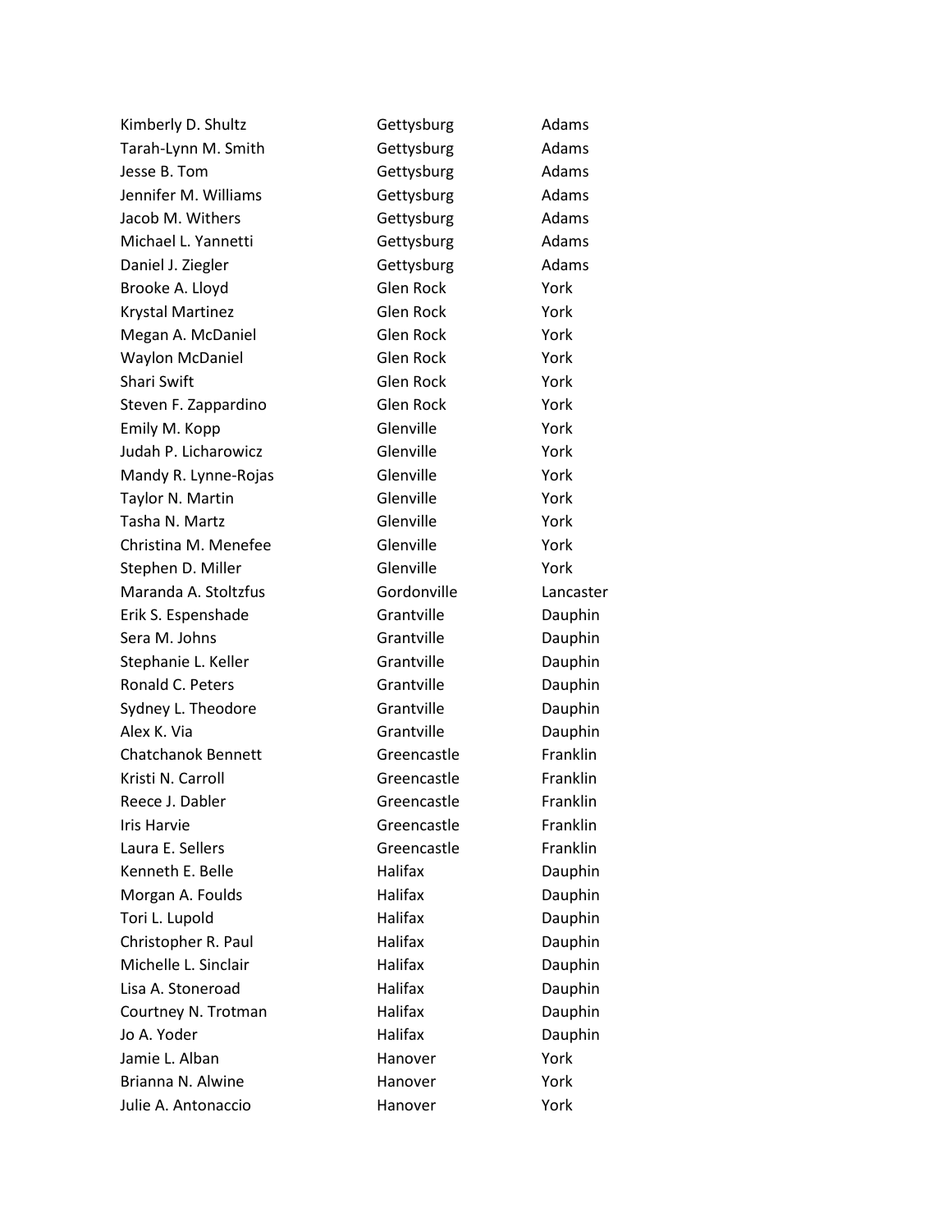| | | |
|---|---|---|
| Kimberly D. Shultz | Gettysburg | Adams |
| Tarah-Lynn M. Smith | Gettysburg | Adams |
| Jesse B. Tom | Gettysburg | Adams |
| Jennifer M. Williams | Gettysburg | Adams |
| Jacob M. Withers | Gettysburg | Adams |
| Michael L. Yannetti | Gettysburg | Adams |
| Daniel J. Ziegler | Gettysburg | Adams |
| Brooke A. Lloyd | Glen Rock | York |
| Krystal Martinez | Glen Rock | York |
| Megan A. McDaniel | Glen Rock | York |
| Waylon McDaniel | Glen Rock | York |
| Shari Swift | Glen Rock | York |
| Steven F. Zappardino | Glen Rock | York |
| Emily M. Kopp | Glenville | York |
| Judah P. Licharowicz | Glenville | York |
| Mandy R. Lynne-Rojas | Glenville | York |
| Taylor N. Martin | Glenville | York |
| Tasha N. Martz | Glenville | York |
| Christina M. Menefee | Glenville | York |
| Stephen D. Miller | Glenville | York |
| Maranda A. Stoltzfus | Gordonville | Lancaster |
| Erik S. Espenshade | Grantville | Dauphin |
| Sera M. Johns | Grantville | Dauphin |
| Stephanie L. Keller | Grantville | Dauphin |
| Ronald C. Peters | Grantville | Dauphin |
| Sydney L. Theodore | Grantville | Dauphin |
| Alex K. Via | Grantville | Dauphin |
| Chatchanok Bennett | Greencastle | Franklin |
| Kristi N. Carroll | Greencastle | Franklin |
| Reece J. Dabler | Greencastle | Franklin |
| Iris Harvie | Greencastle | Franklin |
| Laura E. Sellers | Greencastle | Franklin |
| Kenneth E. Belle | Halifax | Dauphin |
| Morgan A. Foulds | Halifax | Dauphin |
| Tori L. Lupold | Halifax | Dauphin |
| Christopher R. Paul | Halifax | Dauphin |
| Michelle L. Sinclair | Halifax | Dauphin |
| Lisa A. Stoneroad | Halifax | Dauphin |
| Courtney N. Trotman | Halifax | Dauphin |
| Jo A. Yoder | Halifax | Dauphin |
| Jamie L. Alban | Hanover | York |
| Brianna N. Alwine | Hanover | York |
| Julie A. Antonaccio | Hanover | York |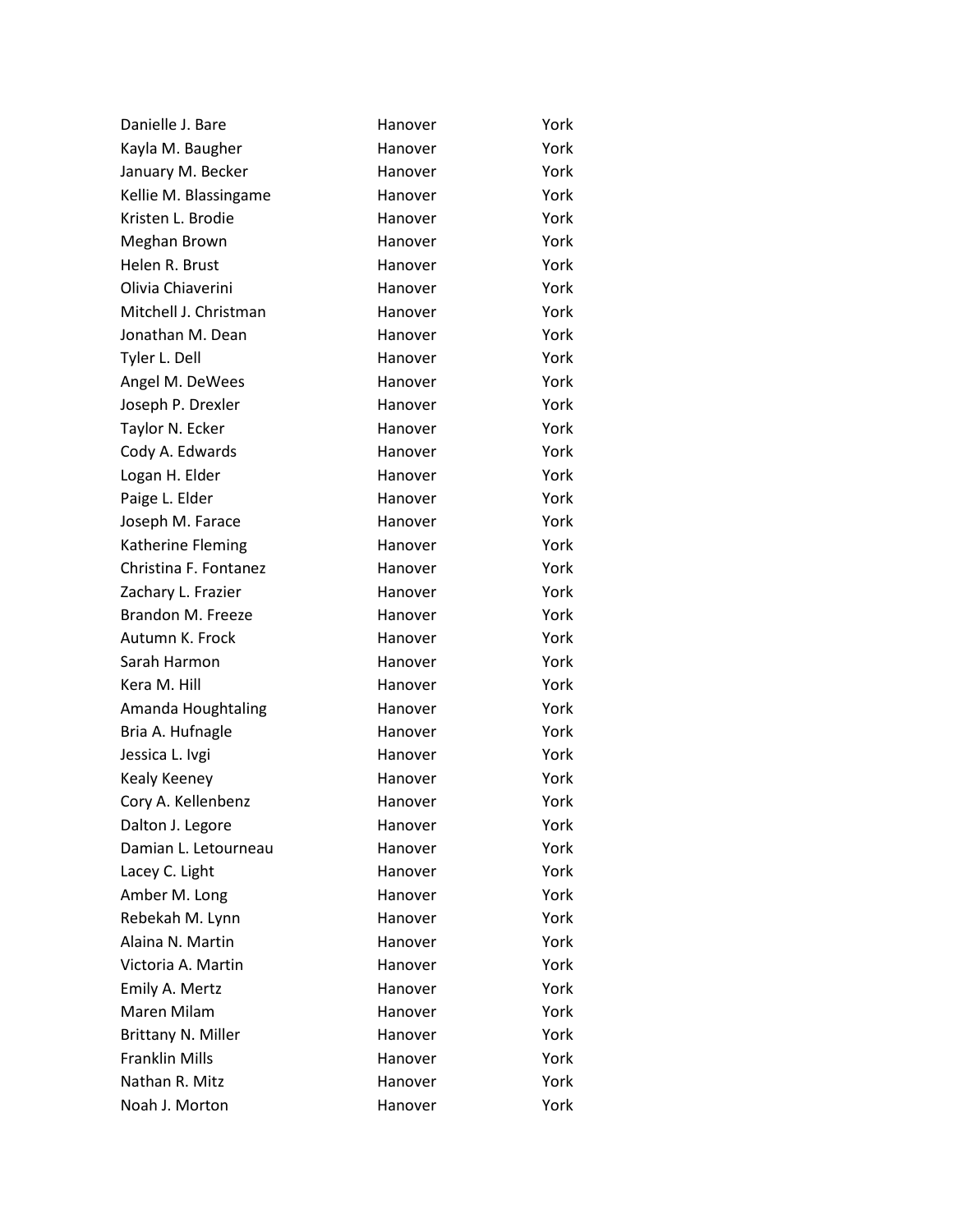| | | |
|---|---|---|
| Danielle J. Bare | Hanover | York |
| Kayla M. Baugher | Hanover | York |
| January M. Becker | Hanover | York |
| Kellie M. Blassingame | Hanover | York |
| Kristen L. Brodie | Hanover | York |
| Meghan Brown | Hanover | York |
| Helen R. Brust | Hanover | York |
| Olivia Chiaverini | Hanover | York |
| Mitchell J. Christman | Hanover | York |
| Jonathan M. Dean | Hanover | York |
| Tyler L. Dell | Hanover | York |
| Angel M. DeWees | Hanover | York |
| Joseph P. Drexler | Hanover | York |
| Taylor N. Ecker | Hanover | York |
| Cody A. Edwards | Hanover | York |
| Logan H. Elder | Hanover | York |
| Paige L. Elder | Hanover | York |
| Joseph M. Farace | Hanover | York |
| Katherine Fleming | Hanover | York |
| Christina F. Fontanez | Hanover | York |
| Zachary L. Frazier | Hanover | York |
| Brandon M. Freeze | Hanover | York |
| Autumn K. Frock | Hanover | York |
| Sarah Harmon | Hanover | York |
| Kera M. Hill | Hanover | York |
| Amanda Houghtaling | Hanover | York |
| Bria A. Hufnagle | Hanover | York |
| Jessica L. Ivgi | Hanover | York |
| Kealy Keeney | Hanover | York |
| Cory A. Kellenbenz | Hanover | York |
| Dalton J. Legore | Hanover | York |
| Damian L. Letourneau | Hanover | York |
| Lacey C. Light | Hanover | York |
| Amber M. Long | Hanover | York |
| Rebekah M. Lynn | Hanover | York |
| Alaina N. Martin | Hanover | York |
| Victoria A. Martin | Hanover | York |
| Emily A. Mertz | Hanover | York |
| Maren Milam | Hanover | York |
| Brittany N. Miller | Hanover | York |
| Franklin Mills | Hanover | York |
| Nathan R. Mitz | Hanover | York |
| Noah J. Morton | Hanover | York |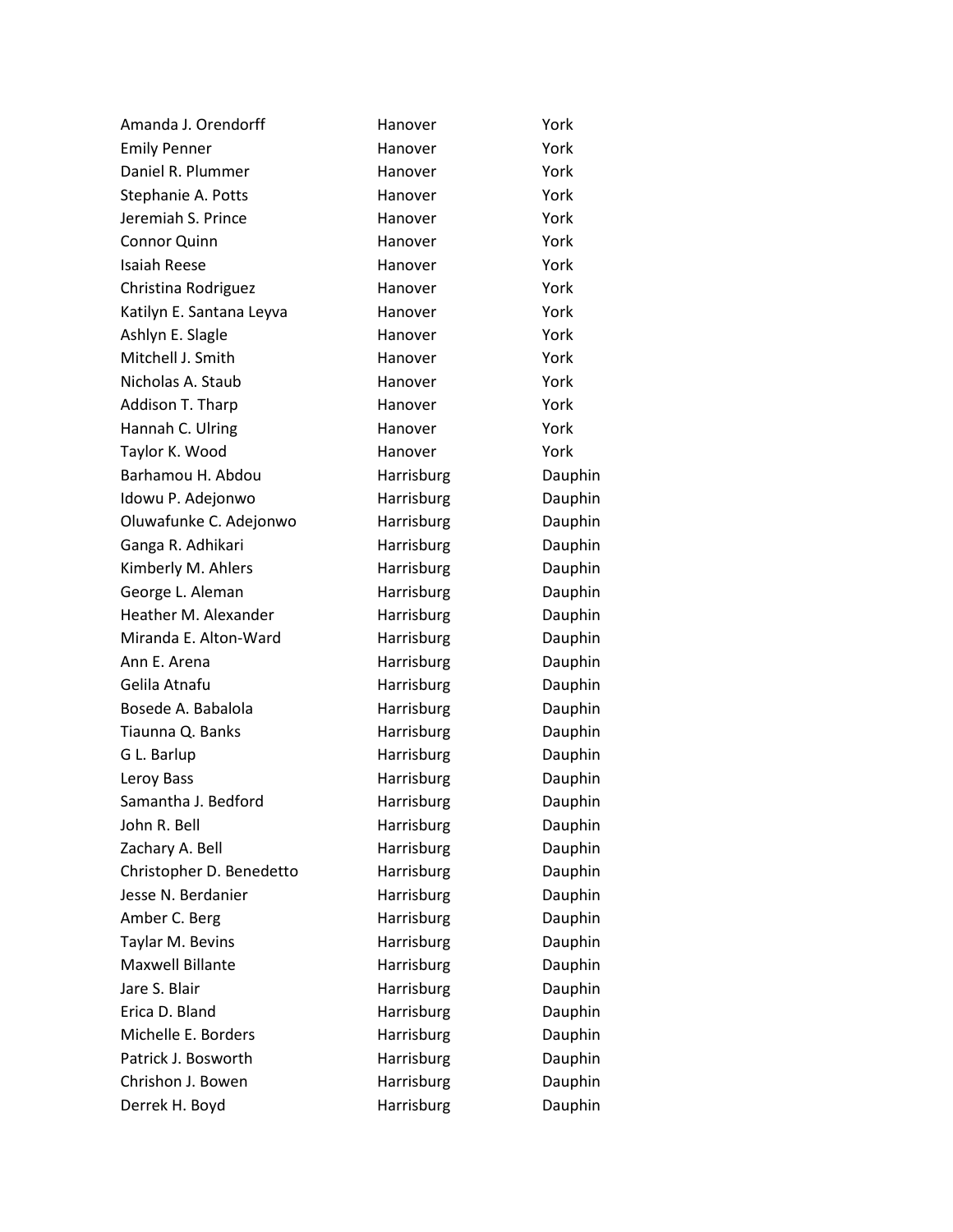| | | |
|---|---|---|
| Amanda J. Orendorff | Hanover | York |
| Emily Penner | Hanover | York |
| Daniel R. Plummer | Hanover | York |
| Stephanie A. Potts | Hanover | York |
| Jeremiah S. Prince | Hanover | York |
| Connor Quinn | Hanover | York |
| Isaiah Reese | Hanover | York |
| Christina Rodriguez | Hanover | York |
| Katilyn E. Santana Leyva | Hanover | York |
| Ashlyn E. Slagle | Hanover | York |
| Mitchell J. Smith | Hanover | York |
| Nicholas A. Staub | Hanover | York |
| Addison T. Tharp | Hanover | York |
| Hannah C. Ulring | Hanover | York |
| Taylor K. Wood | Hanover | York |
| Barhamou H. Abdou | Harrisburg | Dauphin |
| Idowu P. Adejonwo | Harrisburg | Dauphin |
| Oluwafunke C. Adejonwo | Harrisburg | Dauphin |
| Ganga R. Adhikari | Harrisburg | Dauphin |
| Kimberly M. Ahlers | Harrisburg | Dauphin |
| George L. Aleman | Harrisburg | Dauphin |
| Heather M. Alexander | Harrisburg | Dauphin |
| Miranda E. Alton-Ward | Harrisburg | Dauphin |
| Ann E. Arena | Harrisburg | Dauphin |
| Gelila Atnafu | Harrisburg | Dauphin |
| Bosede A. Babalola | Harrisburg | Dauphin |
| Tiaunna Q. Banks | Harrisburg | Dauphin |
| G L. Barlup | Harrisburg | Dauphin |
| Leroy Bass | Harrisburg | Dauphin |
| Samantha J. Bedford | Harrisburg | Dauphin |
| John R. Bell | Harrisburg | Dauphin |
| Zachary A. Bell | Harrisburg | Dauphin |
| Christopher D. Benedetto | Harrisburg | Dauphin |
| Jesse N. Berdanier | Harrisburg | Dauphin |
| Amber C. Berg | Harrisburg | Dauphin |
| Taylar M. Bevins | Harrisburg | Dauphin |
| Maxwell Billante | Harrisburg | Dauphin |
| Jare S. Blair | Harrisburg | Dauphin |
| Erica D. Bland | Harrisburg | Dauphin |
| Michelle E. Borders | Harrisburg | Dauphin |
| Patrick J. Bosworth | Harrisburg | Dauphin |
| Chrishon J. Bowen | Harrisburg | Dauphin |
| Derrek H. Boyd | Harrisburg | Dauphin |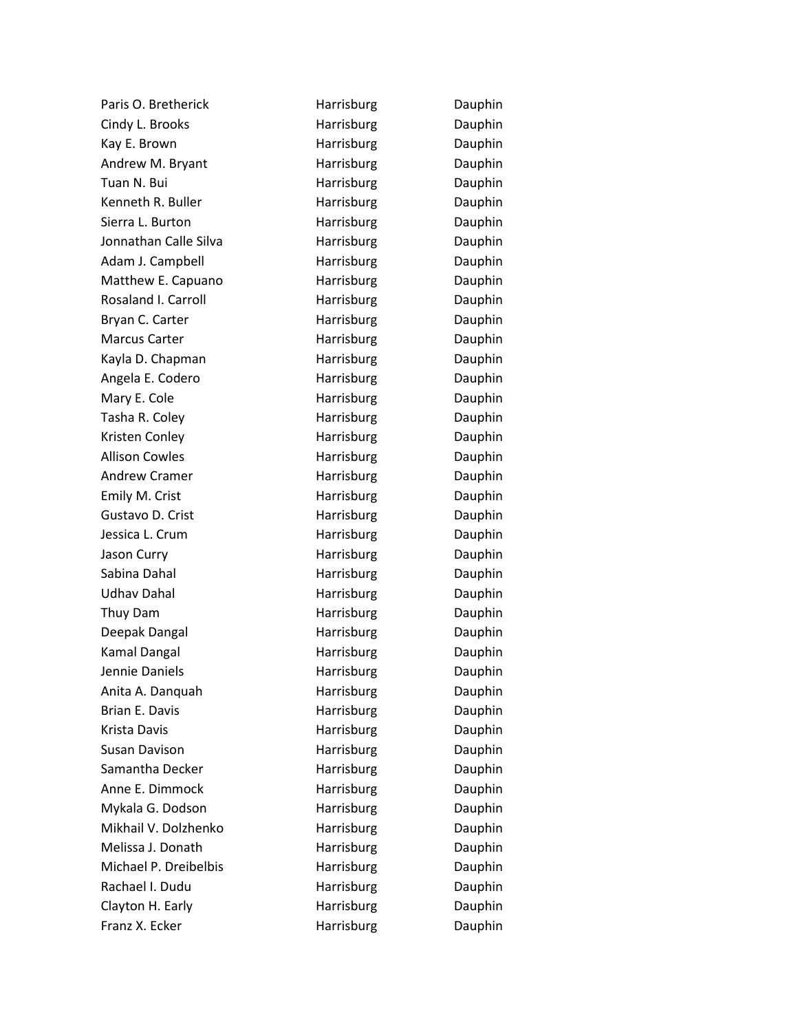| | | |
|---|---|---|
| Paris O. Bretherick | Harrisburg | Dauphin |
| Cindy L. Brooks | Harrisburg | Dauphin |
| Kay E. Brown | Harrisburg | Dauphin |
| Andrew M. Bryant | Harrisburg | Dauphin |
| Tuan N. Bui | Harrisburg | Dauphin |
| Kenneth R. Buller | Harrisburg | Dauphin |
| Sierra L. Burton | Harrisburg | Dauphin |
| Jonnathan Calle Silva | Harrisburg | Dauphin |
| Adam J. Campbell | Harrisburg | Dauphin |
| Matthew E. Capuano | Harrisburg | Dauphin |
| Rosaland I. Carroll | Harrisburg | Dauphin |
| Bryan C. Carter | Harrisburg | Dauphin |
| Marcus Carter | Harrisburg | Dauphin |
| Kayla D. Chapman | Harrisburg | Dauphin |
| Angela E. Codero | Harrisburg | Dauphin |
| Mary E. Cole | Harrisburg | Dauphin |
| Tasha R. Coley | Harrisburg | Dauphin |
| Kristen Conley | Harrisburg | Dauphin |
| Allison Cowles | Harrisburg | Dauphin |
| Andrew Cramer | Harrisburg | Dauphin |
| Emily M. Crist | Harrisburg | Dauphin |
| Gustavo D. Crist | Harrisburg | Dauphin |
| Jessica L. Crum | Harrisburg | Dauphin |
| Jason Curry | Harrisburg | Dauphin |
| Sabina Dahal | Harrisburg | Dauphin |
| Udhav Dahal | Harrisburg | Dauphin |
| Thuy Dam | Harrisburg | Dauphin |
| Deepak Dangal | Harrisburg | Dauphin |
| Kamal Dangal | Harrisburg | Dauphin |
| Jennie Daniels | Harrisburg | Dauphin |
| Anita A. Danquah | Harrisburg | Dauphin |
| Brian E. Davis | Harrisburg | Dauphin |
| Krista Davis | Harrisburg | Dauphin |
| Susan Davison | Harrisburg | Dauphin |
| Samantha Decker | Harrisburg | Dauphin |
| Anne E. Dimmock | Harrisburg | Dauphin |
| Mykala G. Dodson | Harrisburg | Dauphin |
| Mikhail V. Dolzhenko | Harrisburg | Dauphin |
| Melissa J. Donath | Harrisburg | Dauphin |
| Michael P. Dreibelbis | Harrisburg | Dauphin |
| Rachael I. Dudu | Harrisburg | Dauphin |
| Clayton H. Early | Harrisburg | Dauphin |
| Franz X. Ecker | Harrisburg | Dauphin |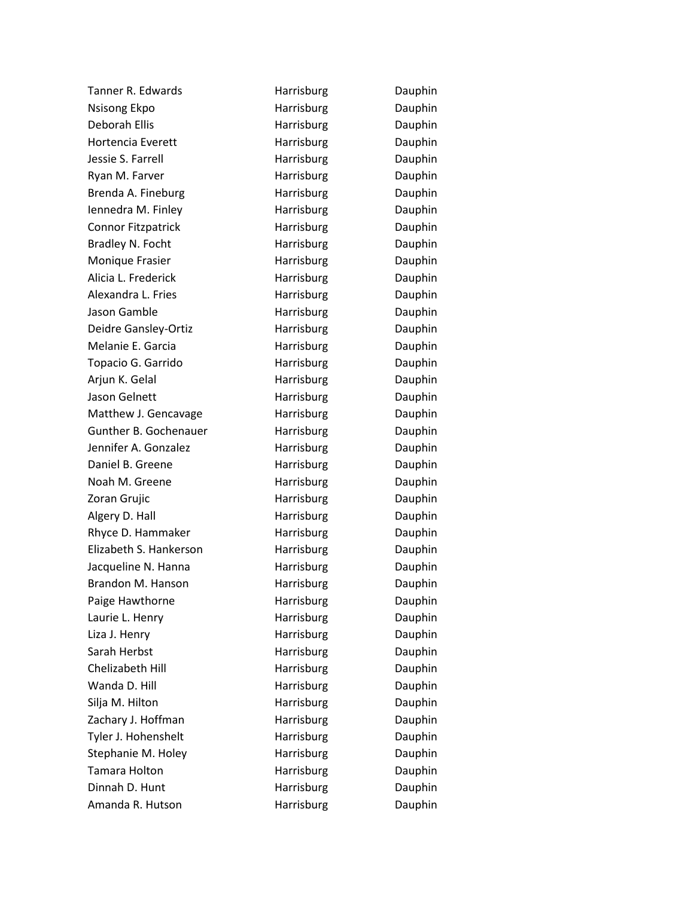| | | |
|---|---|---|
| Tanner R. Edwards | Harrisburg | Dauphin |
| Nsisong Ekpo | Harrisburg | Dauphin |
| Deborah Ellis | Harrisburg | Dauphin |
| Hortencia Everett | Harrisburg | Dauphin |
| Jessie S. Farrell | Harrisburg | Dauphin |
| Ryan M. Farver | Harrisburg | Dauphin |
| Brenda A. Fineburg | Harrisburg | Dauphin |
| Iennedra M. Finley | Harrisburg | Dauphin |
| Connor Fitzpatrick | Harrisburg | Dauphin |
| Bradley N. Focht | Harrisburg | Dauphin |
| Monique Frasier | Harrisburg | Dauphin |
| Alicia L. Frederick | Harrisburg | Dauphin |
| Alexandra L. Fries | Harrisburg | Dauphin |
| Jason Gamble | Harrisburg | Dauphin |
| Deidre Gansley-Ortiz | Harrisburg | Dauphin |
| Melanie E. Garcia | Harrisburg | Dauphin |
| Topacio G. Garrido | Harrisburg | Dauphin |
| Arjun K. Gelal | Harrisburg | Dauphin |
| Jason Gelnett | Harrisburg | Dauphin |
| Matthew J. Gencavage | Harrisburg | Dauphin |
| Gunther B. Gochenauer | Harrisburg | Dauphin |
| Jennifer A. Gonzalez | Harrisburg | Dauphin |
| Daniel B. Greene | Harrisburg | Dauphin |
| Noah M. Greene | Harrisburg | Dauphin |
| Zoran Grujic | Harrisburg | Dauphin |
| Algery D. Hall | Harrisburg | Dauphin |
| Rhyce D. Hammaker | Harrisburg | Dauphin |
| Elizabeth S. Hankerson | Harrisburg | Dauphin |
| Jacqueline N. Hanna | Harrisburg | Dauphin |
| Brandon M. Hanson | Harrisburg | Dauphin |
| Paige Hawthorne | Harrisburg | Dauphin |
| Laurie L. Henry | Harrisburg | Dauphin |
| Liza J. Henry | Harrisburg | Dauphin |
| Sarah Herbst | Harrisburg | Dauphin |
| Chelizabeth Hill | Harrisburg | Dauphin |
| Wanda D. Hill | Harrisburg | Dauphin |
| Silja M. Hilton | Harrisburg | Dauphin |
| Zachary J. Hoffman | Harrisburg | Dauphin |
| Tyler J. Hohenshelt | Harrisburg | Dauphin |
| Stephanie M. Holey | Harrisburg | Dauphin |
| Tamara Holton | Harrisburg | Dauphin |
| Dinnah D. Hunt | Harrisburg | Dauphin |
| Amanda R. Hutson | Harrisburg | Dauphin |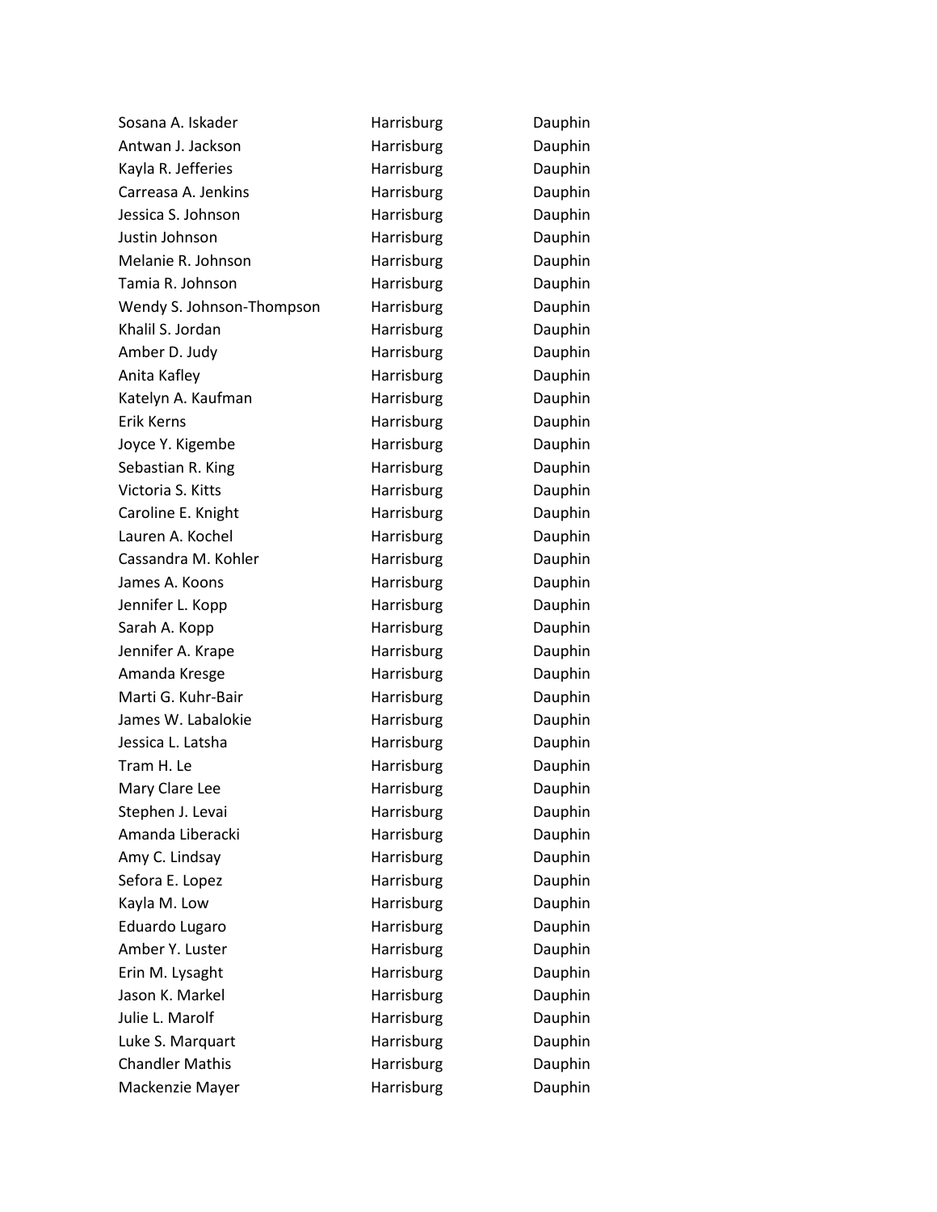| | | |
|---|---|---|
| Sosana A. Iskader | Harrisburg | Dauphin |
| Antwan J. Jackson | Harrisburg | Dauphin |
| Kayla R. Jefferies | Harrisburg | Dauphin |
| Carreasa A. Jenkins | Harrisburg | Dauphin |
| Jessica S. Johnson | Harrisburg | Dauphin |
| Justin Johnson | Harrisburg | Dauphin |
| Melanie R. Johnson | Harrisburg | Dauphin |
| Tamia R. Johnson | Harrisburg | Dauphin |
| Wendy S. Johnson-Thompson | Harrisburg | Dauphin |
| Khalil S. Jordan | Harrisburg | Dauphin |
| Amber D. Judy | Harrisburg | Dauphin |
| Anita Kafley | Harrisburg | Dauphin |
| Katelyn A. Kaufman | Harrisburg | Dauphin |
| Erik Kerns | Harrisburg | Dauphin |
| Joyce Y. Kigembe | Harrisburg | Dauphin |
| Sebastian R. King | Harrisburg | Dauphin |
| Victoria S. Kitts | Harrisburg | Dauphin |
| Caroline E. Knight | Harrisburg | Dauphin |
| Lauren A. Kochel | Harrisburg | Dauphin |
| Cassandra M. Kohler | Harrisburg | Dauphin |
| James A. Koons | Harrisburg | Dauphin |
| Jennifer L. Kopp | Harrisburg | Dauphin |
| Sarah A. Kopp | Harrisburg | Dauphin |
| Jennifer A. Krape | Harrisburg | Dauphin |
| Amanda Kresge | Harrisburg | Dauphin |
| Marti G. Kuhr-Bair | Harrisburg | Dauphin |
| James W. Labalokie | Harrisburg | Dauphin |
| Jessica L. Latsha | Harrisburg | Dauphin |
| Tram H. Le | Harrisburg | Dauphin |
| Mary Clare Lee | Harrisburg | Dauphin |
| Stephen J. Levai | Harrisburg | Dauphin |
| Amanda Liberacki | Harrisburg | Dauphin |
| Amy C. Lindsay | Harrisburg | Dauphin |
| Sefora E. Lopez | Harrisburg | Dauphin |
| Kayla M. Low | Harrisburg | Dauphin |
| Eduardo Lugaro | Harrisburg | Dauphin |
| Amber Y. Luster | Harrisburg | Dauphin |
| Erin M. Lysaght | Harrisburg | Dauphin |
| Jason K. Markel | Harrisburg | Dauphin |
| Julie L. Marolf | Harrisburg | Dauphin |
| Luke S. Marquart | Harrisburg | Dauphin |
| Chandler Mathis | Harrisburg | Dauphin |
| Mackenzie Mayer | Harrisburg | Dauphin |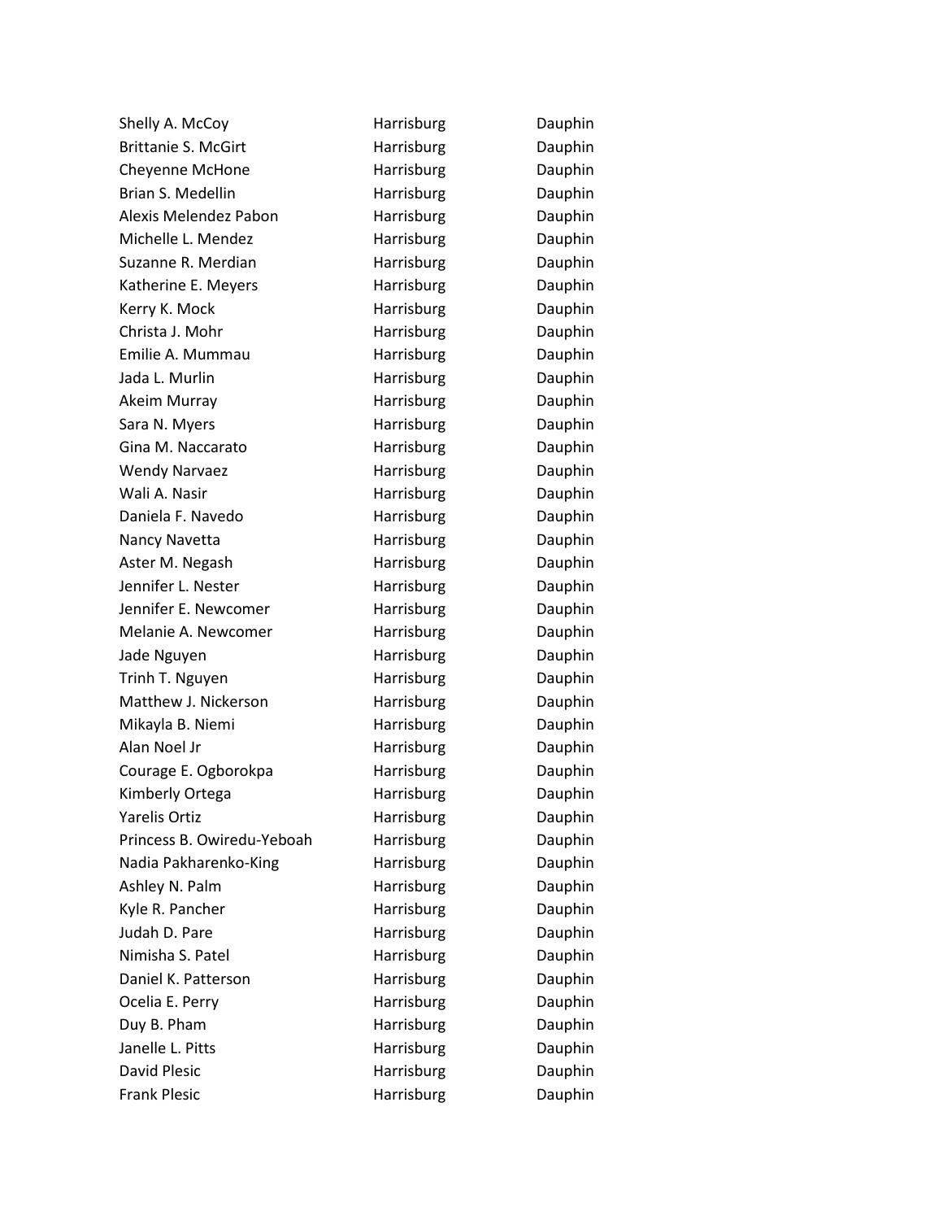| | | |
|---|---|---|
| Shelly A. McCoy | Harrisburg | Dauphin |
| Brittanie S. McGirt | Harrisburg | Dauphin |
| Cheyenne McHone | Harrisburg | Dauphin |
| Brian S. Medellin | Harrisburg | Dauphin |
| Alexis Melendez Pabon | Harrisburg | Dauphin |
| Michelle L. Mendez | Harrisburg | Dauphin |
| Suzanne R. Merdian | Harrisburg | Dauphin |
| Katherine E. Meyers | Harrisburg | Dauphin |
| Kerry K. Mock | Harrisburg | Dauphin |
| Christa J. Mohr | Harrisburg | Dauphin |
| Emilie A. Mummau | Harrisburg | Dauphin |
| Jada L. Murlin | Harrisburg | Dauphin |
| Akeim Murray | Harrisburg | Dauphin |
| Sara N. Myers | Harrisburg | Dauphin |
| Gina M. Naccarato | Harrisburg | Dauphin |
| Wendy Narvaez | Harrisburg | Dauphin |
| Wali A. Nasir | Harrisburg | Dauphin |
| Daniela F. Navedo | Harrisburg | Dauphin |
| Nancy Navetta | Harrisburg | Dauphin |
| Aster M. Negash | Harrisburg | Dauphin |
| Jennifer L. Nester | Harrisburg | Dauphin |
| Jennifer E. Newcomer | Harrisburg | Dauphin |
| Melanie A. Newcomer | Harrisburg | Dauphin |
| Jade Nguyen | Harrisburg | Dauphin |
| Trinh T. Nguyen | Harrisburg | Dauphin |
| Matthew J. Nickerson | Harrisburg | Dauphin |
| Mikayla B. Niemi | Harrisburg | Dauphin |
| Alan Noel Jr | Harrisburg | Dauphin |
| Courage E. Ogborokpa | Harrisburg | Dauphin |
| Kimberly Ortega | Harrisburg | Dauphin |
| Yarelis Ortiz | Harrisburg | Dauphin |
| Princess B. Owiredu-Yeboah | Harrisburg | Dauphin |
| Nadia Pakharenko-King | Harrisburg | Dauphin |
| Ashley N. Palm | Harrisburg | Dauphin |
| Kyle R. Pancher | Harrisburg | Dauphin |
| Judah D. Pare | Harrisburg | Dauphin |
| Nimisha S. Patel | Harrisburg | Dauphin |
| Daniel K. Patterson | Harrisburg | Dauphin |
| Ocelia E. Perry | Harrisburg | Dauphin |
| Duy B. Pham | Harrisburg | Dauphin |
| Janelle L. Pitts | Harrisburg | Dauphin |
| David Plesic | Harrisburg | Dauphin |
| Frank Plesic | Harrisburg | Dauphin |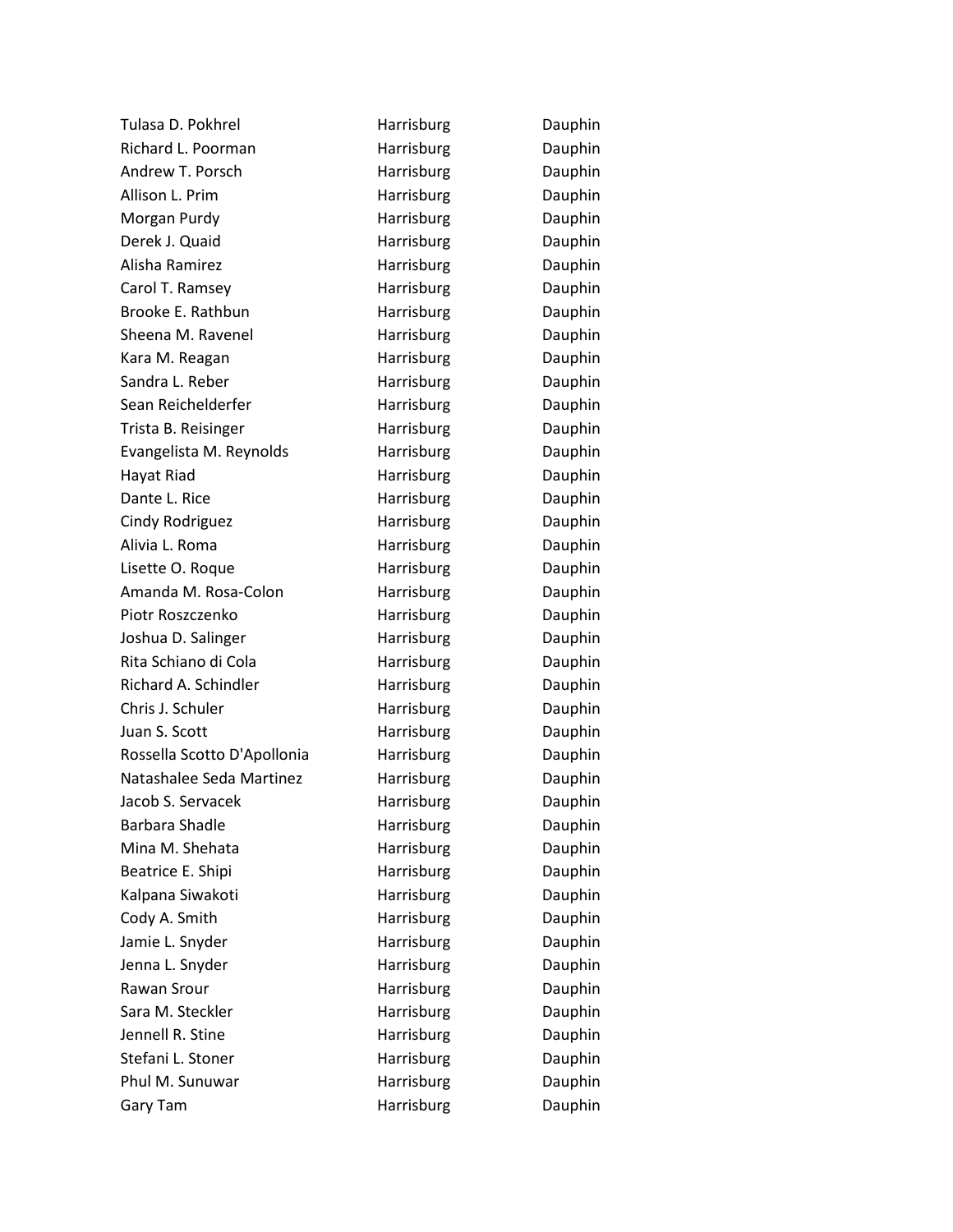| | | |
|---|---|---|
| Tulasa D. Pokhrel | Harrisburg | Dauphin |
| Richard L. Poorman | Harrisburg | Dauphin |
| Andrew T. Porsch | Harrisburg | Dauphin |
| Allison L. Prim | Harrisburg | Dauphin |
| Morgan Purdy | Harrisburg | Dauphin |
| Derek J. Quaid | Harrisburg | Dauphin |
| Alisha Ramirez | Harrisburg | Dauphin |
| Carol T. Ramsey | Harrisburg | Dauphin |
| Brooke E. Rathbun | Harrisburg | Dauphin |
| Sheena M. Ravenel | Harrisburg | Dauphin |
| Kara M. Reagan | Harrisburg | Dauphin |
| Sandra L. Reber | Harrisburg | Dauphin |
| Sean Reichelderfer | Harrisburg | Dauphin |
| Trista B. Reisinger | Harrisburg | Dauphin |
| Evangelista M. Reynolds | Harrisburg | Dauphin |
| Hayat Riad | Harrisburg | Dauphin |
| Dante L. Rice | Harrisburg | Dauphin |
| Cindy Rodriguez | Harrisburg | Dauphin |
| Alivia L. Roma | Harrisburg | Dauphin |
| Lisette O. Roque | Harrisburg | Dauphin |
| Amanda M. Rosa-Colon | Harrisburg | Dauphin |
| Piotr Roszczenko | Harrisburg | Dauphin |
| Joshua D. Salinger | Harrisburg | Dauphin |
| Rita Schiano di Cola | Harrisburg | Dauphin |
| Richard A. Schindler | Harrisburg | Dauphin |
| Chris J. Schuler | Harrisburg | Dauphin |
| Juan S. Scott | Harrisburg | Dauphin |
| Rossella Scotto D'Apollonia | Harrisburg | Dauphin |
| Natashalee Seda Martinez | Harrisburg | Dauphin |
| Jacob S. Servacek | Harrisburg | Dauphin |
| Barbara Shadle | Harrisburg | Dauphin |
| Mina M. Shehata | Harrisburg | Dauphin |
| Beatrice E. Shipi | Harrisburg | Dauphin |
| Kalpana Siwakoti | Harrisburg | Dauphin |
| Cody A. Smith | Harrisburg | Dauphin |
| Jamie L. Snyder | Harrisburg | Dauphin |
| Jenna L. Snyder | Harrisburg | Dauphin |
| Rawan Srour | Harrisburg | Dauphin |
| Sara M. Steckler | Harrisburg | Dauphin |
| Jennell R. Stine | Harrisburg | Dauphin |
| Stefani L. Stoner | Harrisburg | Dauphin |
| Phul M. Sunuwar | Harrisburg | Dauphin |
| Gary Tam | Harrisburg | Dauphin |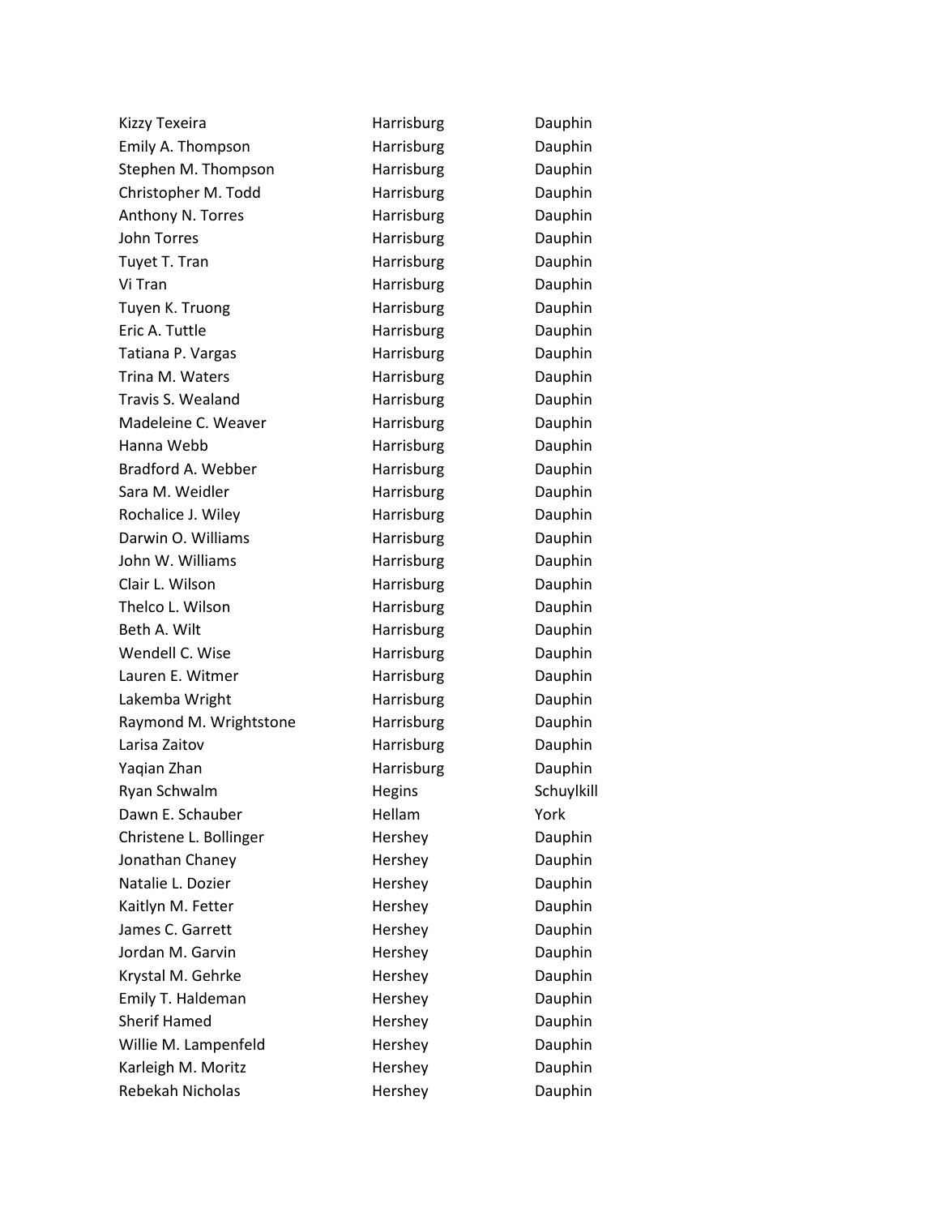| | | |
|---|---|---|
| Kizzy Texeira | Harrisburg | Dauphin |
| Emily A. Thompson | Harrisburg | Dauphin |
| Stephen M. Thompson | Harrisburg | Dauphin |
| Christopher M. Todd | Harrisburg | Dauphin |
| Anthony N. Torres | Harrisburg | Dauphin |
| John Torres | Harrisburg | Dauphin |
| Tuyet T. Tran | Harrisburg | Dauphin |
| Vi Tran | Harrisburg | Dauphin |
| Tuyen K. Truong | Harrisburg | Dauphin |
| Eric A. Tuttle | Harrisburg | Dauphin |
| Tatiana P. Vargas | Harrisburg | Dauphin |
| Trina M. Waters | Harrisburg | Dauphin |
| Travis S. Wealand | Harrisburg | Dauphin |
| Madeleine C. Weaver | Harrisburg | Dauphin |
| Hanna Webb | Harrisburg | Dauphin |
| Bradford A. Webber | Harrisburg | Dauphin |
| Sara M. Weidler | Harrisburg | Dauphin |
| Rochalice J. Wiley | Harrisburg | Dauphin |
| Darwin O. Williams | Harrisburg | Dauphin |
| John W. Williams | Harrisburg | Dauphin |
| Clair L. Wilson | Harrisburg | Dauphin |
| Thelco L. Wilson | Harrisburg | Dauphin |
| Beth A. Wilt | Harrisburg | Dauphin |
| Wendell C. Wise | Harrisburg | Dauphin |
| Lauren E. Witmer | Harrisburg | Dauphin |
| Lakemba Wright | Harrisburg | Dauphin |
| Raymond M. Wrightstone | Harrisburg | Dauphin |
| Larisa Zaitov | Harrisburg | Dauphin |
| Yaqian Zhan | Harrisburg | Dauphin |
| Ryan Schwalm | Hegins | Schuylkill |
| Dawn E. Schauber | Hellam | York |
| Christene L. Bollinger | Hershey | Dauphin |
| Jonathan Chaney | Hershey | Dauphin |
| Natalie L. Dozier | Hershey | Dauphin |
| Kaitlyn M. Fetter | Hershey | Dauphin |
| James C. Garrett | Hershey | Dauphin |
| Jordan M. Garvin | Hershey | Dauphin |
| Krystal M. Gehrke | Hershey | Dauphin |
| Emily T. Haldeman | Hershey | Dauphin |
| Sherif Hamed | Hershey | Dauphin |
| Willie M. Lampenfeld | Hershey | Dauphin |
| Karleigh M. Moritz | Hershey | Dauphin |
| Rebekah Nicholas | Hershey | Dauphin |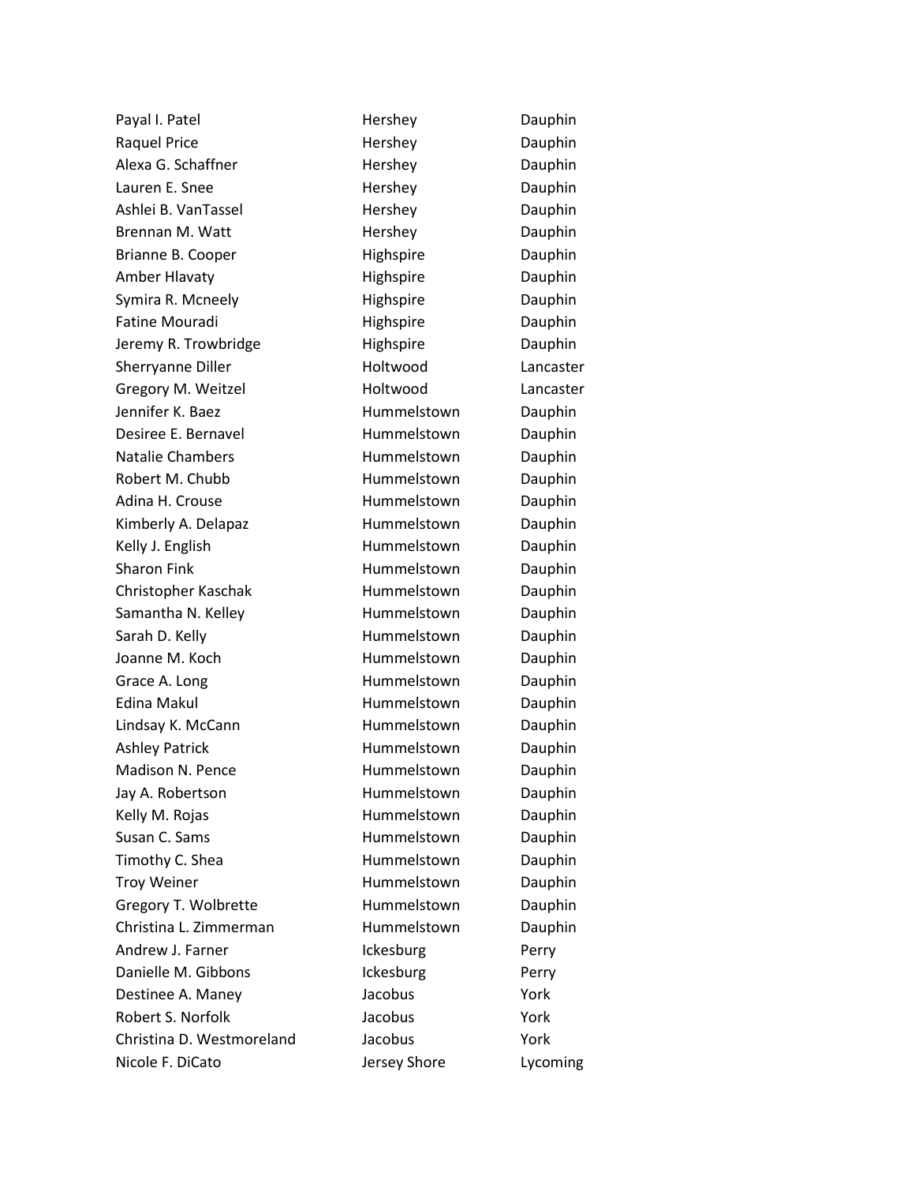| | | |
|---|---|---|
| Payal I. Patel | Hershey | Dauphin |
| Raquel Price | Hershey | Dauphin |
| Alexa G. Schaffner | Hershey | Dauphin |
| Lauren E. Snee | Hershey | Dauphin |
| Ashlei B. VanTassel | Hershey | Dauphin |
| Brennan M. Watt | Hershey | Dauphin |
| Brianne B. Cooper | Highspire | Dauphin |
| Amber Hlavaty | Highspire | Dauphin |
| Symira R. Mcneely | Highspire | Dauphin |
| Fatine Mouradi | Highspire | Dauphin |
| Jeremy R. Trowbridge | Highspire | Dauphin |
| Sherryanne Diller | Holtwood | Lancaster |
| Gregory M. Weitzel | Holtwood | Lancaster |
| Jennifer K. Baez | Hummelstown | Dauphin |
| Desiree E. Bernavel | Hummelstown | Dauphin |
| Natalie Chambers | Hummelstown | Dauphin |
| Robert M. Chubb | Hummelstown | Dauphin |
| Adina H. Crouse | Hummelstown | Dauphin |
| Kimberly A. Delapaz | Hummelstown | Dauphin |
| Kelly J. English | Hummelstown | Dauphin |
| Sharon Fink | Hummelstown | Dauphin |
| Christopher Kaschak | Hummelstown | Dauphin |
| Samantha N. Kelley | Hummelstown | Dauphin |
| Sarah D. Kelly | Hummelstown | Dauphin |
| Joanne M. Koch | Hummelstown | Dauphin |
| Grace A. Long | Hummelstown | Dauphin |
| Edina Makul | Hummelstown | Dauphin |
| Lindsay K. McCann | Hummelstown | Dauphin |
| Ashley Patrick | Hummelstown | Dauphin |
| Madison N. Pence | Hummelstown | Dauphin |
| Jay A. Robertson | Hummelstown | Dauphin |
| Kelly M. Rojas | Hummelstown | Dauphin |
| Susan C. Sams | Hummelstown | Dauphin |
| Timothy C. Shea | Hummelstown | Dauphin |
| Troy Weiner | Hummelstown | Dauphin |
| Gregory T. Wolbrette | Hummelstown | Dauphin |
| Christina L. Zimmerman | Hummelstown | Dauphin |
| Andrew J. Farner | Ickesburg | Perry |
| Danielle M. Gibbons | Ickesburg | Perry |
| Destinee A. Maney | Jacobus | York |
| Robert S. Norfolk | Jacobus | York |
| Christina D. Westmoreland | Jacobus | York |
| Nicole F. DiCato | Jersey Shore | Lycoming |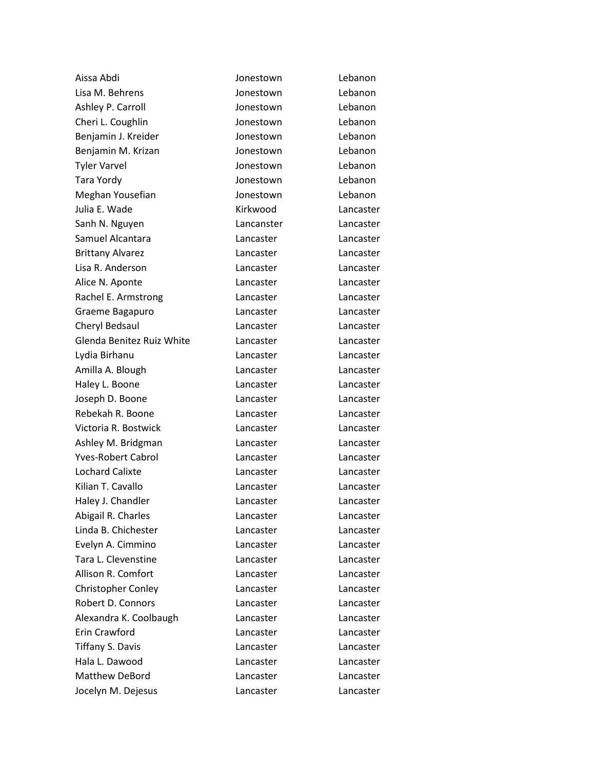| | | |
|---|---|---|
| Aissa Abdi | Jonestown | Lebanon |
| Lisa M. Behrens | Jonestown | Lebanon |
| Ashley P. Carroll | Jonestown | Lebanon |
| Cheri L. Coughlin | Jonestown | Lebanon |
| Benjamin J. Kreider | Jonestown | Lebanon |
| Benjamin M. Krizan | Jonestown | Lebanon |
| Tyler Varvel | Jonestown | Lebanon |
| Tara Yordy | Jonestown | Lebanon |
| Meghan Yousefian | Jonestown | Lebanon |
| Julia E. Wade | Kirkwood | Lancaster |
| Sanh N. Nguyen | Lancanster | Lancaster |
| Samuel Alcantara | Lancaster | Lancaster |
| Brittany Alvarez | Lancaster | Lancaster |
| Lisa R. Anderson | Lancaster | Lancaster |
| Alice N. Aponte | Lancaster | Lancaster |
| Rachel E. Armstrong | Lancaster | Lancaster |
| Graeme Bagapuro | Lancaster | Lancaster |
| Cheryl Bedsaul | Lancaster | Lancaster |
| Glenda Benitez Ruiz White | Lancaster | Lancaster |
| Lydia Birhanu | Lancaster | Lancaster |
| Amilla A. Blough | Lancaster | Lancaster |
| Haley L. Boone | Lancaster | Lancaster |
| Joseph D. Boone | Lancaster | Lancaster |
| Rebekah R. Boone | Lancaster | Lancaster |
| Victoria R. Bostwick | Lancaster | Lancaster |
| Ashley M. Bridgman | Lancaster | Lancaster |
| Yves-Robert Cabrol | Lancaster | Lancaster |
| Lochard Calixte | Lancaster | Lancaster |
| Kilian T. Cavallo | Lancaster | Lancaster |
| Haley J. Chandler | Lancaster | Lancaster |
| Abigail R. Charles | Lancaster | Lancaster |
| Linda B. Chichester | Lancaster | Lancaster |
| Evelyn A. Cimmino | Lancaster | Lancaster |
| Tara L. Clevenstine | Lancaster | Lancaster |
| Allison R. Comfort | Lancaster | Lancaster |
| Christopher Conley | Lancaster | Lancaster |
| Robert D. Connors | Lancaster | Lancaster |
| Alexandra K. Coolbaugh | Lancaster | Lancaster |
| Erin Crawford | Lancaster | Lancaster |
| Tiffany S. Davis | Lancaster | Lancaster |
| Hala L. Dawood | Lancaster | Lancaster |
| Matthew DeBord | Lancaster | Lancaster |
| Jocelyn M. Dejesus | Lancaster | Lancaster |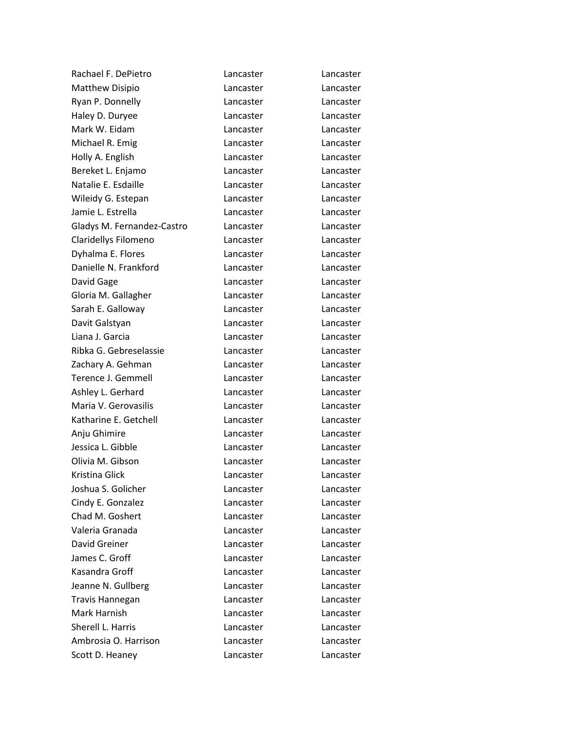| | | |
|---|---|---|
| Rachael F. DePietro | Lancaster | Lancaster |
| Matthew Disipio | Lancaster | Lancaster |
| Ryan P. Donnelly | Lancaster | Lancaster |
| Haley D. Duryee | Lancaster | Lancaster |
| Mark W. Eidam | Lancaster | Lancaster |
| Michael R. Emig | Lancaster | Lancaster |
| Holly A. English | Lancaster | Lancaster |
| Bereket L. Enjamo | Lancaster | Lancaster |
| Natalie E. Esdaille | Lancaster | Lancaster |
| Wileidy G. Estepan | Lancaster | Lancaster |
| Jamie L. Estrella | Lancaster | Lancaster |
| Gladys M. Fernandez-Castro | Lancaster | Lancaster |
| Claridellys Filomeno | Lancaster | Lancaster |
| Dyhalma E. Flores | Lancaster | Lancaster |
| Danielle N. Frankford | Lancaster | Lancaster |
| David Gage | Lancaster | Lancaster |
| Gloria M. Gallagher | Lancaster | Lancaster |
| Sarah E. Galloway | Lancaster | Lancaster |
| Davit Galstyan | Lancaster | Lancaster |
| Liana J. Garcia | Lancaster | Lancaster |
| Ribka G. Gebreselassie | Lancaster | Lancaster |
| Zachary A. Gehman | Lancaster | Lancaster |
| Terence J. Gemmell | Lancaster | Lancaster |
| Ashley L. Gerhard | Lancaster | Lancaster |
| Maria V. Gerovasilis | Lancaster | Lancaster |
| Katharine E. Getchell | Lancaster | Lancaster |
| Anju Ghimire | Lancaster | Lancaster |
| Jessica L. Gibble | Lancaster | Lancaster |
| Olivia M. Gibson | Lancaster | Lancaster |
| Kristina Glick | Lancaster | Lancaster |
| Joshua S. Golicher | Lancaster | Lancaster |
| Cindy E. Gonzalez | Lancaster | Lancaster |
| Chad M. Goshert | Lancaster | Lancaster |
| Valeria Granada | Lancaster | Lancaster |
| David Greiner | Lancaster | Lancaster |
| James C. Groff | Lancaster | Lancaster |
| Kasandra Groff | Lancaster | Lancaster |
| Jeanne N. Gullberg | Lancaster | Lancaster |
| Travis Hannegan | Lancaster | Lancaster |
| Mark Harnish | Lancaster | Lancaster |
| Sherell L. Harris | Lancaster | Lancaster |
| Ambrosia O. Harrison | Lancaster | Lancaster |
| Scott D. Heaney | Lancaster | Lancaster |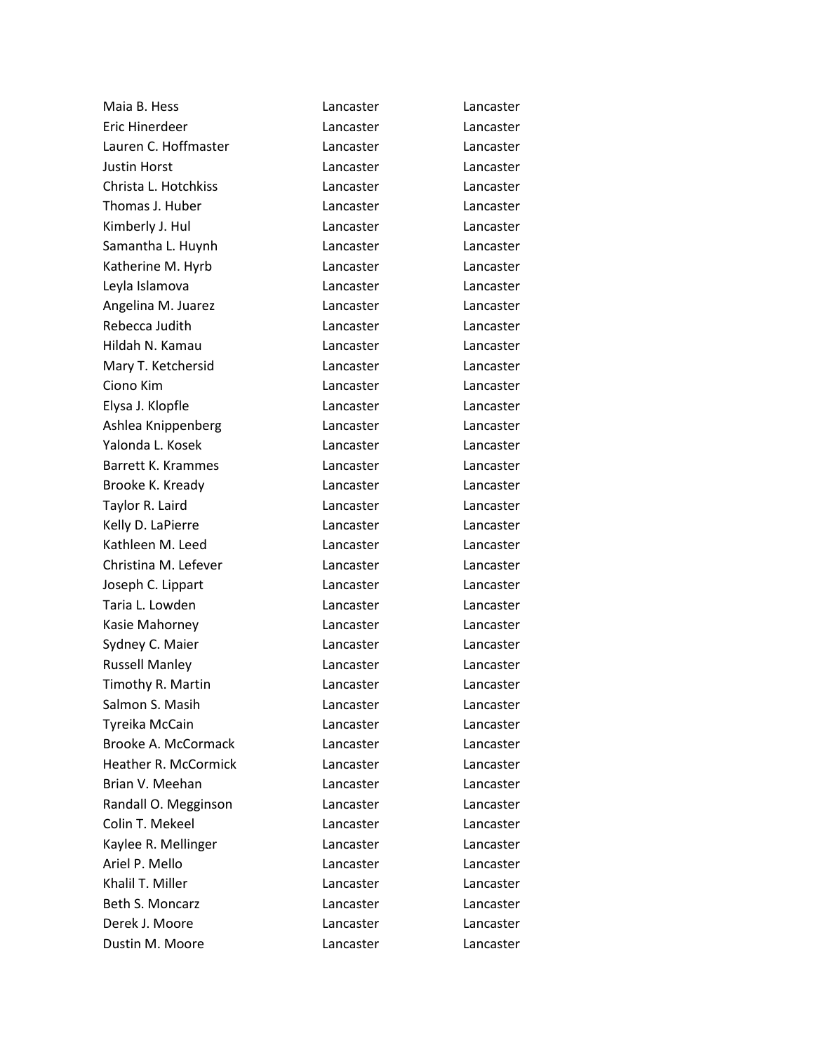| | | |
|---|---|---|
| Maia B. Hess | Lancaster | Lancaster |
| Eric Hinerdeer | Lancaster | Lancaster |
| Lauren C. Hoffmaster | Lancaster | Lancaster |
| Justin Horst | Lancaster | Lancaster |
| Christa L. Hotchkiss | Lancaster | Lancaster |
| Thomas J. Huber | Lancaster | Lancaster |
| Kimberly J. Hul | Lancaster | Lancaster |
| Samantha L. Huynh | Lancaster | Lancaster |
| Katherine M. Hyrb | Lancaster | Lancaster |
| Leyla Islamova | Lancaster | Lancaster |
| Angelina M. Juarez | Lancaster | Lancaster |
| Rebecca Judith | Lancaster | Lancaster |
| Hildah N. Kamau | Lancaster | Lancaster |
| Mary T. Ketchersid | Lancaster | Lancaster |
| Ciono Kim | Lancaster | Lancaster |
| Elysa J. Klopfle | Lancaster | Lancaster |
| Ashlea Knippenberg | Lancaster | Lancaster |
| Yalonda L. Kosek | Lancaster | Lancaster |
| Barrett K. Krammes | Lancaster | Lancaster |
| Brooke K. Kready | Lancaster | Lancaster |
| Taylor R. Laird | Lancaster | Lancaster |
| Kelly D. LaPierre | Lancaster | Lancaster |
| Kathleen M. Leed | Lancaster | Lancaster |
| Christina M. Lefever | Lancaster | Lancaster |
| Joseph C. Lippart | Lancaster | Lancaster |
| Taria L. Lowden | Lancaster | Lancaster |
| Kasie Mahorney | Lancaster | Lancaster |
| Sydney C. Maier | Lancaster | Lancaster |
| Russell Manley | Lancaster | Lancaster |
| Timothy R. Martin | Lancaster | Lancaster |
| Salmon S. Masih | Lancaster | Lancaster |
| Tyreika McCain | Lancaster | Lancaster |
| Brooke A. McCormack | Lancaster | Lancaster |
| Heather R. McCormick | Lancaster | Lancaster |
| Brian V. Meehan | Lancaster | Lancaster |
| Randall O. Megginson | Lancaster | Lancaster |
| Colin T. Mekeel | Lancaster | Lancaster |
| Kaylee R. Mellinger | Lancaster | Lancaster |
| Ariel P. Mello | Lancaster | Lancaster |
| Khalil T. Miller | Lancaster | Lancaster |
| Beth S. Moncarz | Lancaster | Lancaster |
| Derek J. Moore | Lancaster | Lancaster |
| Dustin M. Moore | Lancaster | Lancaster |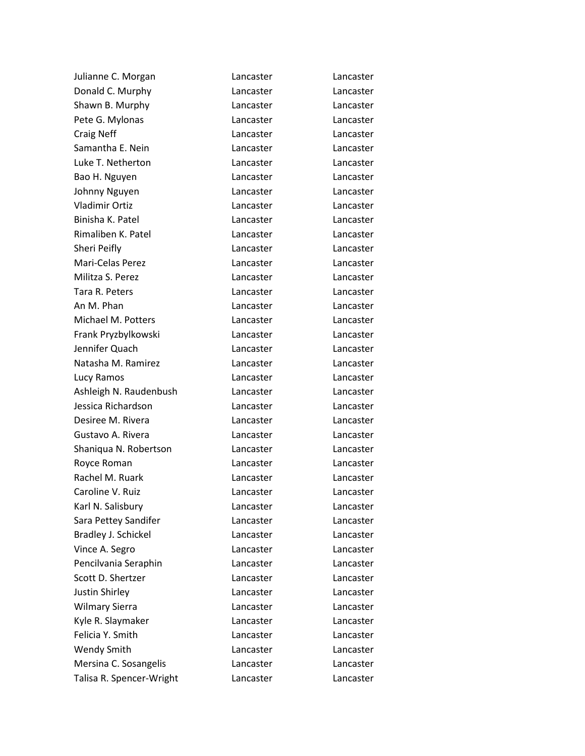| | | |
|---|---|---|
| Julianne C. Morgan | Lancaster | Lancaster |
| Donald C. Murphy | Lancaster | Lancaster |
| Shawn B. Murphy | Lancaster | Lancaster |
| Pete G. Mylonas | Lancaster | Lancaster |
| Craig Neff | Lancaster | Lancaster |
| Samantha E. Nein | Lancaster | Lancaster |
| Luke T. Netherton | Lancaster | Lancaster |
| Bao H. Nguyen | Lancaster | Lancaster |
| Johnny Nguyen | Lancaster | Lancaster |
| Vladimir Ortiz | Lancaster | Lancaster |
| Binisha K. Patel | Lancaster | Lancaster |
| Rimaliben K. Patel | Lancaster | Lancaster |
| Sheri Peifly | Lancaster | Lancaster |
| Mari-Celas Perez | Lancaster | Lancaster |
| Militza S. Perez | Lancaster | Lancaster |
| Tara R. Peters | Lancaster | Lancaster |
| An M. Phan | Lancaster | Lancaster |
| Michael M. Potters | Lancaster | Lancaster |
| Frank Pryzbylkowski | Lancaster | Lancaster |
| Jennifer Quach | Lancaster | Lancaster |
| Natasha M. Ramirez | Lancaster | Lancaster |
| Lucy Ramos | Lancaster | Lancaster |
| Ashleigh N. Raudenbush | Lancaster | Lancaster |
| Jessica Richardson | Lancaster | Lancaster |
| Desiree M. Rivera | Lancaster | Lancaster |
| Gustavo A. Rivera | Lancaster | Lancaster |
| Shaniqua N. Robertson | Lancaster | Lancaster |
| Royce Roman | Lancaster | Lancaster |
| Rachel M. Ruark | Lancaster | Lancaster |
| Caroline V. Ruiz | Lancaster | Lancaster |
| Karl N. Salisbury | Lancaster | Lancaster |
| Sara Pettey Sandifer | Lancaster | Lancaster |
| Bradley J. Schickel | Lancaster | Lancaster |
| Vince A. Segro | Lancaster | Lancaster |
| Pencilvania Seraphin | Lancaster | Lancaster |
| Scott D. Shertzer | Lancaster | Lancaster |
| Justin Shirley | Lancaster | Lancaster |
| Wilmary Sierra | Lancaster | Lancaster |
| Kyle R. Slaymaker | Lancaster | Lancaster |
| Felicia Y. Smith | Lancaster | Lancaster |
| Wendy Smith | Lancaster | Lancaster |
| Mersina C. Sosangelis | Lancaster | Lancaster |
| Talisa R. Spencer-Wright | Lancaster | Lancaster |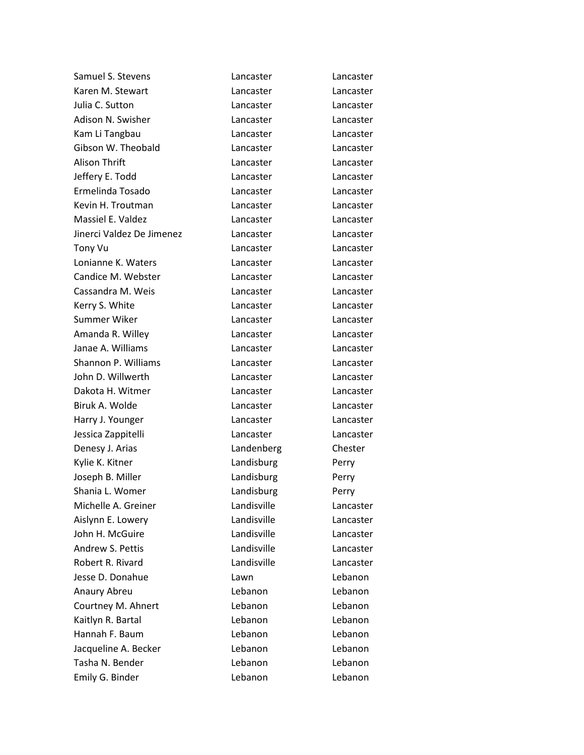| | | |
|---|---|---|
| Samuel S. Stevens | Lancaster | Lancaster |
| Karen M. Stewart | Lancaster | Lancaster |
| Julia C. Sutton | Lancaster | Lancaster |
| Adison N. Swisher | Lancaster | Lancaster |
| Kam Li Tangbau | Lancaster | Lancaster |
| Gibson W. Theobald | Lancaster | Lancaster |
| Alison Thrift | Lancaster | Lancaster |
| Jeffery E. Todd | Lancaster | Lancaster |
| Ermelinda Tosado | Lancaster | Lancaster |
| Kevin H. Troutman | Lancaster | Lancaster |
| Massiel E. Valdez | Lancaster | Lancaster |
| Jinerci Valdez De Jimenez | Lancaster | Lancaster |
| Tony Vu | Lancaster | Lancaster |
| Lonianne K. Waters | Lancaster | Lancaster |
| Candice M. Webster | Lancaster | Lancaster |
| Cassandra M. Weis | Lancaster | Lancaster |
| Kerry S. White | Lancaster | Lancaster |
| Summer Wiker | Lancaster | Lancaster |
| Amanda R. Willey | Lancaster | Lancaster |
| Janae A. Williams | Lancaster | Lancaster |
| Shannon P. Williams | Lancaster | Lancaster |
| John D. Willwerth | Lancaster | Lancaster |
| Dakota H. Witmer | Lancaster | Lancaster |
| Biruk A. Wolde | Lancaster | Lancaster |
| Harry J. Younger | Lancaster | Lancaster |
| Jessica Zappitelli | Lancaster | Lancaster |
| Denesy J. Arias | Landenberg | Chester |
| Kylie K. Kitner | Landisburg | Perry |
| Joseph B. Miller | Landisburg | Perry |
| Shania L. Womer | Landisburg | Perry |
| Michelle A. Greiner | Landisville | Lancaster |
| Aislynn E. Lowery | Landisville | Lancaster |
| John H. McGuire | Landisville | Lancaster |
| Andrew S. Pettis | Landisville | Lancaster |
| Robert R. Rivard | Landisville | Lancaster |
| Jesse D. Donahue | Lawn | Lebanon |
| Anaury Abreu | Lebanon | Lebanon |
| Courtney M. Ahnert | Lebanon | Lebanon |
| Kaitlyn R. Bartal | Lebanon | Lebanon |
| Hannah F. Baum | Lebanon | Lebanon |
| Jacqueline A. Becker | Lebanon | Lebanon |
| Tasha N. Bender | Lebanon | Lebanon |
| Emily G. Binder | Lebanon | Lebanon |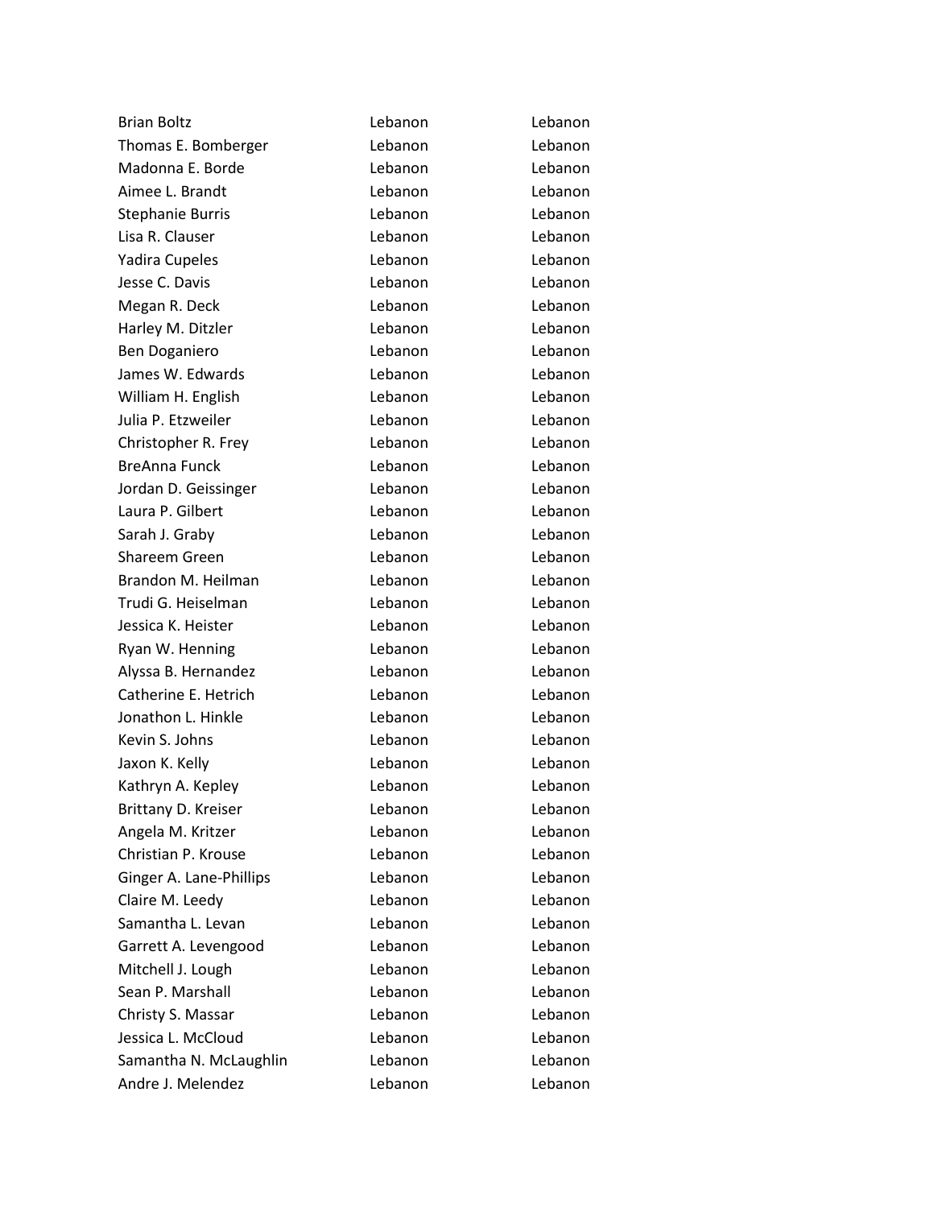| | | |
|---|---|---|
| Brian Boltz | Lebanon | Lebanon |
| Thomas E. Bomberger | Lebanon | Lebanon |
| Madonna E. Borde | Lebanon | Lebanon |
| Aimee L. Brandt | Lebanon | Lebanon |
| Stephanie Burris | Lebanon | Lebanon |
| Lisa R. Clauser | Lebanon | Lebanon |
| Yadira Cupeles | Lebanon | Lebanon |
| Jesse C. Davis | Lebanon | Lebanon |
| Megan R. Deck | Lebanon | Lebanon |
| Harley M. Ditzler | Lebanon | Lebanon |
| Ben Doganiero | Lebanon | Lebanon |
| James W. Edwards | Lebanon | Lebanon |
| William H. English | Lebanon | Lebanon |
| Julia P. Etzweiler | Lebanon | Lebanon |
| Christopher R. Frey | Lebanon | Lebanon |
| BreAnna Funck | Lebanon | Lebanon |
| Jordan D. Geissinger | Lebanon | Lebanon |
| Laura P. Gilbert | Lebanon | Lebanon |
| Sarah J. Graby | Lebanon | Lebanon |
| Shareem Green | Lebanon | Lebanon |
| Brandon M. Heilman | Lebanon | Lebanon |
| Trudi G. Heiselman | Lebanon | Lebanon |
| Jessica K. Heister | Lebanon | Lebanon |
| Ryan W. Henning | Lebanon | Lebanon |
| Alyssa B. Hernandez | Lebanon | Lebanon |
| Catherine E. Hetrich | Lebanon | Lebanon |
| Jonathon L. Hinkle | Lebanon | Lebanon |
| Kevin S. Johns | Lebanon | Lebanon |
| Jaxon K. Kelly | Lebanon | Lebanon |
| Kathryn A. Kepley | Lebanon | Lebanon |
| Brittany D. Kreiser | Lebanon | Lebanon |
| Angela M. Kritzer | Lebanon | Lebanon |
| Christian P. Krouse | Lebanon | Lebanon |
| Ginger A. Lane-Phillips | Lebanon | Lebanon |
| Claire M. Leedy | Lebanon | Lebanon |
| Samantha L. Levan | Lebanon | Lebanon |
| Garrett A. Levengood | Lebanon | Lebanon |
| Mitchell J. Lough | Lebanon | Lebanon |
| Sean P. Marshall | Lebanon | Lebanon |
| Christy S. Massar | Lebanon | Lebanon |
| Jessica L. McCloud | Lebanon | Lebanon |
| Samantha N. McLaughlin | Lebanon | Lebanon |
| Andre J. Melendez | Lebanon | Lebanon |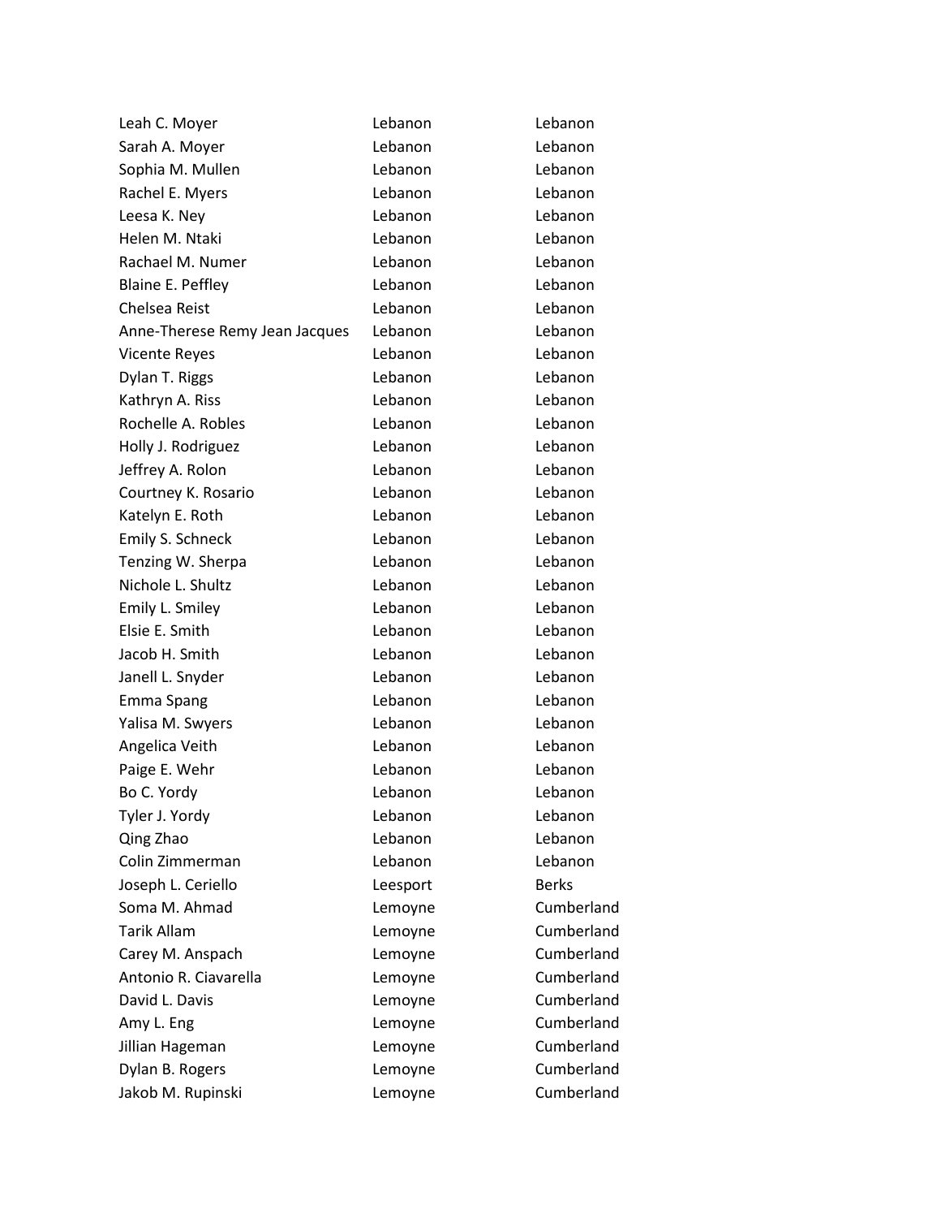| | | |
|---|---|---|
| Leah C. Moyer | Lebanon | Lebanon |
| Sarah A. Moyer | Lebanon | Lebanon |
| Sophia M. Mullen | Lebanon | Lebanon |
| Rachel E. Myers | Lebanon | Lebanon |
| Leesa K. Ney | Lebanon | Lebanon |
| Helen M. Ntaki | Lebanon | Lebanon |
| Rachael M. Numer | Lebanon | Lebanon |
| Blaine E. Peffley | Lebanon | Lebanon |
| Chelsea Reist | Lebanon | Lebanon |
| Anne-Therese Remy Jean Jacques | Lebanon | Lebanon |
| Vicente Reyes | Lebanon | Lebanon |
| Dylan T. Riggs | Lebanon | Lebanon |
| Kathryn A. Riss | Lebanon | Lebanon |
| Rochelle A. Robles | Lebanon | Lebanon |
| Holly J. Rodriguez | Lebanon | Lebanon |
| Jeffrey A. Rolon | Lebanon | Lebanon |
| Courtney K. Rosario | Lebanon | Lebanon |
| Katelyn E. Roth | Lebanon | Lebanon |
| Emily S. Schneck | Lebanon | Lebanon |
| Tenzing W. Sherpa | Lebanon | Lebanon |
| Nichole L. Shultz | Lebanon | Lebanon |
| Emily L. Smiley | Lebanon | Lebanon |
| Elsie E. Smith | Lebanon | Lebanon |
| Jacob H. Smith | Lebanon | Lebanon |
| Janell L. Snyder | Lebanon | Lebanon |
| Emma Spang | Lebanon | Lebanon |
| Yalisa M. Swyers | Lebanon | Lebanon |
| Angelica Veith | Lebanon | Lebanon |
| Paige E. Wehr | Lebanon | Lebanon |
| Bo C. Yordy | Lebanon | Lebanon |
| Tyler J. Yordy | Lebanon | Lebanon |
| Qing Zhao | Lebanon | Lebanon |
| Colin Zimmerman | Lebanon | Lebanon |
| Joseph L. Ceriello | Leesport | Berks |
| Soma M. Ahmad | Lemoyne | Cumberland |
| Tarik Allam | Lemoyne | Cumberland |
| Carey M. Anspach | Lemoyne | Cumberland |
| Antonio R. Ciavarella | Lemoyne | Cumberland |
| David L. Davis | Lemoyne | Cumberland |
| Amy L. Eng | Lemoyne | Cumberland |
| Jillian Hageman | Lemoyne | Cumberland |
| Dylan B. Rogers | Lemoyne | Cumberland |
| Jakob M. Rupinski | Lemoyne | Cumberland |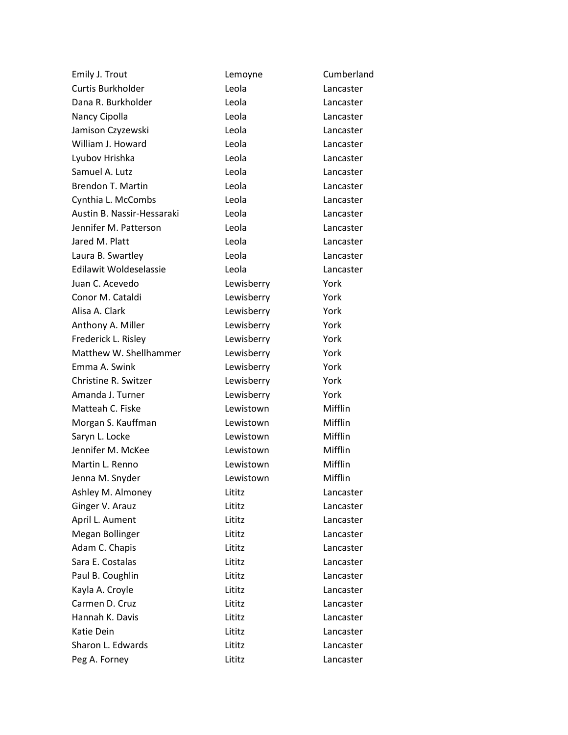| | | |
|---|---|---|
| Emily J. Trout | Lemoyne | Cumberland |
| Curtis Burkholder | Leola | Lancaster |
| Dana R. Burkholder | Leola | Lancaster |
| Nancy Cipolla | Leola | Lancaster |
| Jamison Czyzewski | Leola | Lancaster |
| William J. Howard | Leola | Lancaster |
| Lyubov Hrishka | Leola | Lancaster |
| Samuel A. Lutz | Leola | Lancaster |
| Brendon T. Martin | Leola | Lancaster |
| Cynthia L. McCombs | Leola | Lancaster |
| Austin B. Nassir-Hessaraki | Leola | Lancaster |
| Jennifer M. Patterson | Leola | Lancaster |
| Jared M. Platt | Leola | Lancaster |
| Laura B. Swartley | Leola | Lancaster |
| Edilawit Woldeselassie | Leola | Lancaster |
| Juan C. Acevedo | Lewisberry | York |
| Conor M. Cataldi | Lewisberry | York |
| Alisa A. Clark | Lewisberry | York |
| Anthony A. Miller | Lewisberry | York |
| Frederick L. Risley | Lewisberry | York |
| Matthew W. Shellhammer | Lewisberry | York |
| Emma A. Swink | Lewisberry | York |
| Christine R. Switzer | Lewisberry | York |
| Amanda J. Turner | Lewisberry | York |
| Matteah C. Fiske | Lewistown | Mifflin |
| Morgan S. Kauffman | Lewistown | Mifflin |
| Saryn L. Locke | Lewistown | Mifflin |
| Jennifer M. McKee | Lewistown | Mifflin |
| Martin L. Renno | Lewistown | Mifflin |
| Jenna M. Snyder | Lewistown | Mifflin |
| Ashley M. Almoney | Lititz | Lancaster |
| Ginger V. Arauz | Lititz | Lancaster |
| April L. Aument | Lititz | Lancaster |
| Megan Bollinger | Lititz | Lancaster |
| Adam C. Chapis | Lititz | Lancaster |
| Sara E. Costalas | Lititz | Lancaster |
| Paul B. Coughlin | Lititz | Lancaster |
| Kayla A. Croyle | Lititz | Lancaster |
| Carmen D. Cruz | Lititz | Lancaster |
| Hannah K. Davis | Lititz | Lancaster |
| Katie Dein | Lititz | Lancaster |
| Sharon L. Edwards | Lititz | Lancaster |
| Peg A. Forney | Lititz | Lancaster |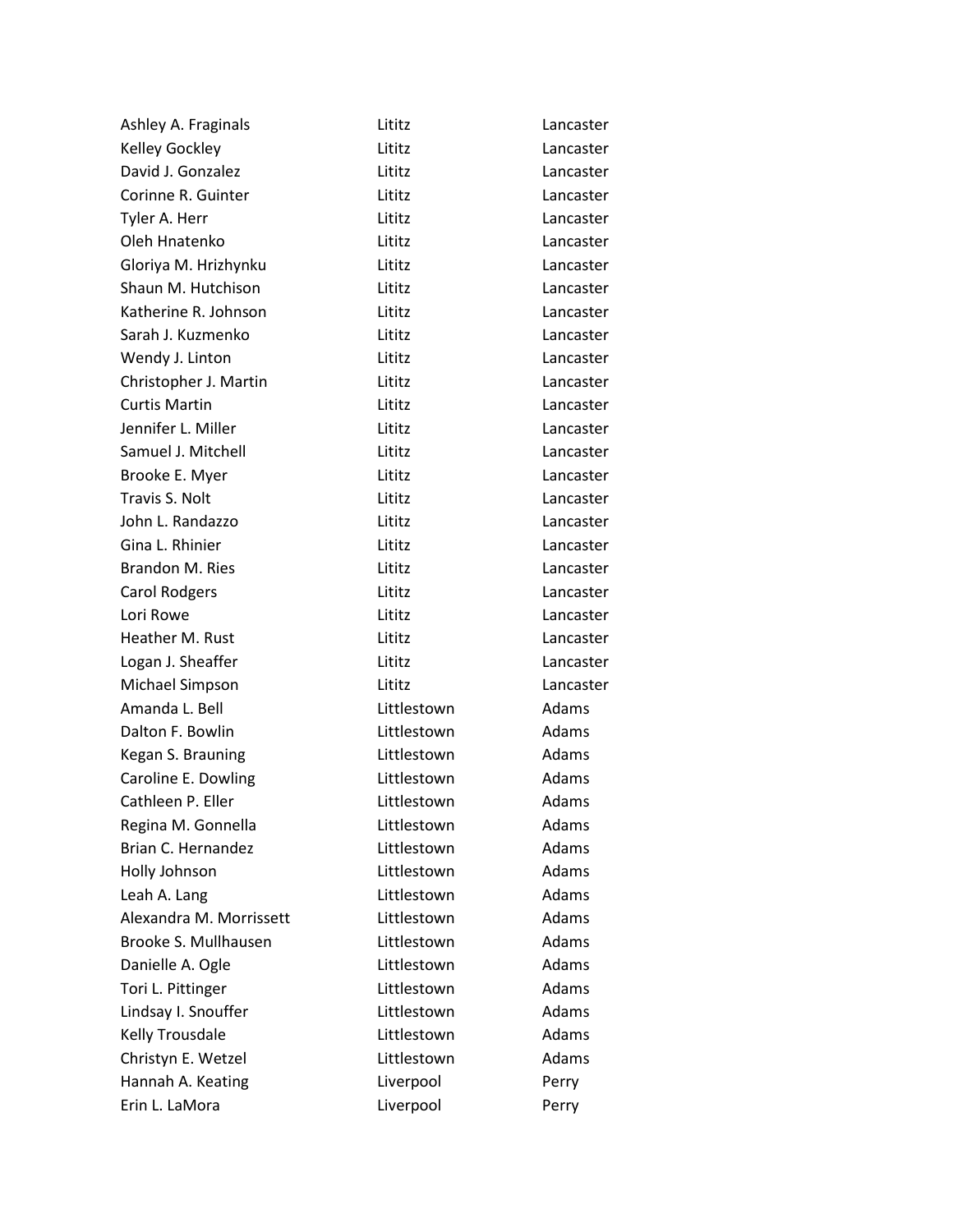| | | |
|---|---|---|
| Ashley A. Fraginals | Lititz | Lancaster |
| Kelley Gockley | Lititz | Lancaster |
| David J. Gonzalez | Lititz | Lancaster |
| Corinne R. Guinter | Lititz | Lancaster |
| Tyler A. Herr | Lititz | Lancaster |
| Oleh Hnatenko | Lititz | Lancaster |
| Gloriya M. Hrizhynku | Lititz | Lancaster |
| Shaun M. Hutchison | Lititz | Lancaster |
| Katherine R. Johnson | Lititz | Lancaster |
| Sarah J. Kuzmenko | Lititz | Lancaster |
| Wendy J. Linton | Lititz | Lancaster |
| Christopher J. Martin | Lititz | Lancaster |
| Curtis Martin | Lititz | Lancaster |
| Jennifer L. Miller | Lititz | Lancaster |
| Samuel J. Mitchell | Lititz | Lancaster |
| Brooke E. Myer | Lititz | Lancaster |
| Travis S. Nolt | Lititz | Lancaster |
| John L. Randazzo | Lititz | Lancaster |
| Gina L. Rhinier | Lititz | Lancaster |
| Brandon M. Ries | Lititz | Lancaster |
| Carol Rodgers | Lititz | Lancaster |
| Lori Rowe | Lititz | Lancaster |
| Heather M. Rust | Lititz | Lancaster |
| Logan J. Sheaffer | Lititz | Lancaster |
| Michael Simpson | Lititz | Lancaster |
| Amanda L. Bell | Littlestown | Adams |
| Dalton F. Bowlin | Littlestown | Adams |
| Kegan S. Brauning | Littlestown | Adams |
| Caroline E. Dowling | Littlestown | Adams |
| Cathleen P. Eller | Littlestown | Adams |
| Regina M. Gonnella | Littlestown | Adams |
| Brian C. Hernandez | Littlestown | Adams |
| Holly Johnson | Littlestown | Adams |
| Leah A. Lang | Littlestown | Adams |
| Alexandra M. Morrissett | Littlestown | Adams |
| Brooke S. Mullhausen | Littlestown | Adams |
| Danielle A. Ogle | Littlestown | Adams |
| Tori L. Pittinger | Littlestown | Adams |
| Lindsay I. Snouffer | Littlestown | Adams |
| Kelly Trousdale | Littlestown | Adams |
| Christyn E. Wetzel | Littlestown | Adams |
| Hannah A. Keating | Liverpool | Perry |
| Erin L. LaMora | Liverpool | Perry |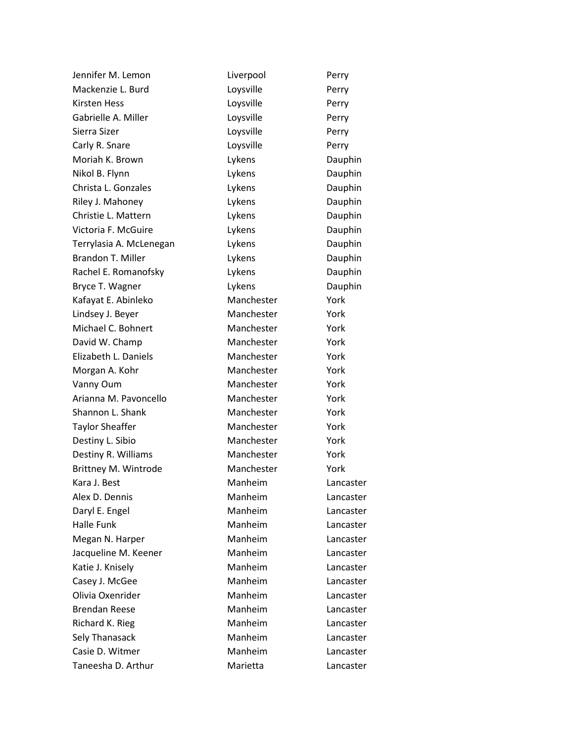| | | |
|---|---|---|
| Jennifer M. Lemon | Liverpool | Perry |
| Mackenzie L. Burd | Loysville | Perry |
| Kirsten Hess | Loysville | Perry |
| Gabrielle A. Miller | Loysville | Perry |
| Sierra Sizer | Loysville | Perry |
| Carly R. Snare | Loysville | Perry |
| Moriah K. Brown | Lykens | Dauphin |
| Nikol B. Flynn | Lykens | Dauphin |
| Christa L. Gonzales | Lykens | Dauphin |
| Riley J. Mahoney | Lykens | Dauphin |
| Christie L. Mattern | Lykens | Dauphin |
| Victoria F. McGuire | Lykens | Dauphin |
| Terrylasia A. McLenegan | Lykens | Dauphin |
| Brandon T. Miller | Lykens | Dauphin |
| Rachel E. Romanofsky | Lykens | Dauphin |
| Bryce T. Wagner | Lykens | Dauphin |
| Kafayat E. Abinleko | Manchester | York |
| Lindsey J. Beyer | Manchester | York |
| Michael C. Bohnert | Manchester | York |
| David W. Champ | Manchester | York |
| Elizabeth L. Daniels | Manchester | York |
| Morgan A. Kohr | Manchester | York |
| Vanny Oum | Manchester | York |
| Arianna M. Pavoncello | Manchester | York |
| Shannon L. Shank | Manchester | York |
| Taylor Sheaffer | Manchester | York |
| Destiny L. Sibio | Manchester | York |
| Destiny R. Williams | Manchester | York |
| Brittney M. Wintrode | Manchester | York |
| Kara J. Best | Manheim | Lancaster |
| Alex D. Dennis | Manheim | Lancaster |
| Daryl E. Engel | Manheim | Lancaster |
| Halle Funk | Manheim | Lancaster |
| Megan N. Harper | Manheim | Lancaster |
| Jacqueline M. Keener | Manheim | Lancaster |
| Katie J. Knisely | Manheim | Lancaster |
| Casey J. McGee | Manheim | Lancaster |
| Olivia Oxenrider | Manheim | Lancaster |
| Brendan Reese | Manheim | Lancaster |
| Richard K. Rieg | Manheim | Lancaster |
| Sely Thanasack | Manheim | Lancaster |
| Casie D. Witmer | Manheim | Lancaster |
| Taneesha D. Arthur | Marietta | Lancaster |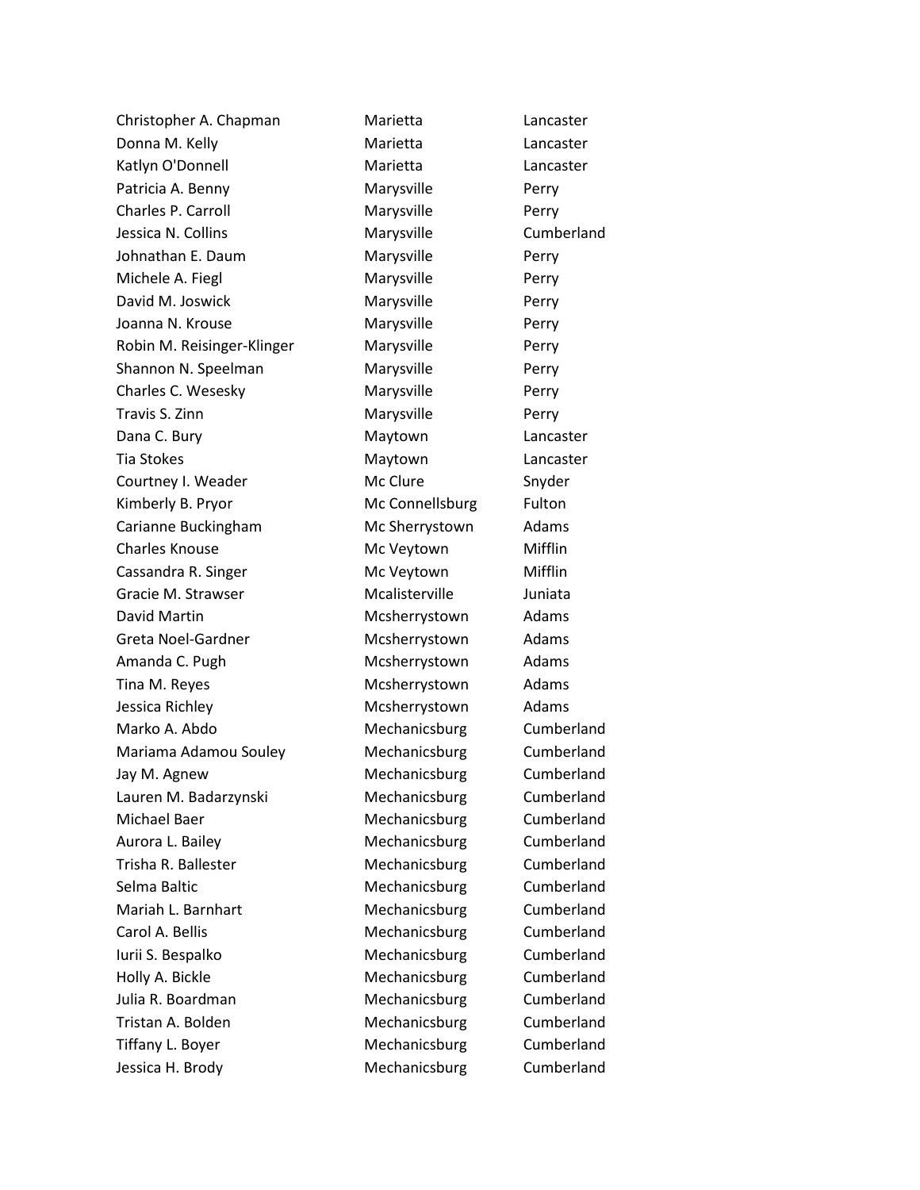| | | |
|---|---|---|
| Christopher A. Chapman | Marietta | Lancaster |
| Donna M. Kelly | Marietta | Lancaster |
| Katlyn O'Donnell | Marietta | Lancaster |
| Patricia A. Benny | Marysville | Perry |
| Charles P. Carroll | Marysville | Perry |
| Jessica N. Collins | Marysville | Cumberland |
| Johnathan E. Daum | Marysville | Perry |
| Michele A. Fiegl | Marysville | Perry |
| David M. Joswick | Marysville | Perry |
| Joanna N. Krouse | Marysville | Perry |
| Robin M. Reisinger-Klinger | Marysville | Perry |
| Shannon N. Speelman | Marysville | Perry |
| Charles C. Wesesky | Marysville | Perry |
| Travis S. Zinn | Marysville | Perry |
| Dana C. Bury | Maytown | Lancaster |
| Tia Stokes | Maytown | Lancaster |
| Courtney I. Weader | Mc Clure | Snyder |
| Kimberly B. Pryor | Mc Connellsburg | Fulton |
| Carianne Buckingham | Mc Sherrystown | Adams |
| Charles Knouse | Mc Veytown | Mifflin |
| Cassandra R. Singer | Mc Veytown | Mifflin |
| Gracie M. Strawser | Mcalisterville | Juniata |
| David Martin | Mcsherrystown | Adams |
| Greta Noel-Gardner | Mcsherrystown | Adams |
| Amanda C. Pugh | Mcsherrystown | Adams |
| Tina M. Reyes | Mcsherrystown | Adams |
| Jessica Richley | Mcsherrystown | Adams |
| Marko A. Abdo | Mechanicsburg | Cumberland |
| Mariama Adamou Souley | Mechanicsburg | Cumberland |
| Jay M. Agnew | Mechanicsburg | Cumberland |
| Lauren M. Badarzynski | Mechanicsburg | Cumberland |
| Michael Baer | Mechanicsburg | Cumberland |
| Aurora L. Bailey | Mechanicsburg | Cumberland |
| Trisha R. Ballester | Mechanicsburg | Cumberland |
| Selma Baltic | Mechanicsburg | Cumberland |
| Mariah L. Barnhart | Mechanicsburg | Cumberland |
| Carol A. Bellis | Mechanicsburg | Cumberland |
| Iurii S. Bespalko | Mechanicsburg | Cumberland |
| Holly A. Bickle | Mechanicsburg | Cumberland |
| Julia R. Boardman | Mechanicsburg | Cumberland |
| Tristan A. Bolden | Mechanicsburg | Cumberland |
| Tiffany L. Boyer | Mechanicsburg | Cumberland |
| Jessica H. Brody | Mechanicsburg | Cumberland |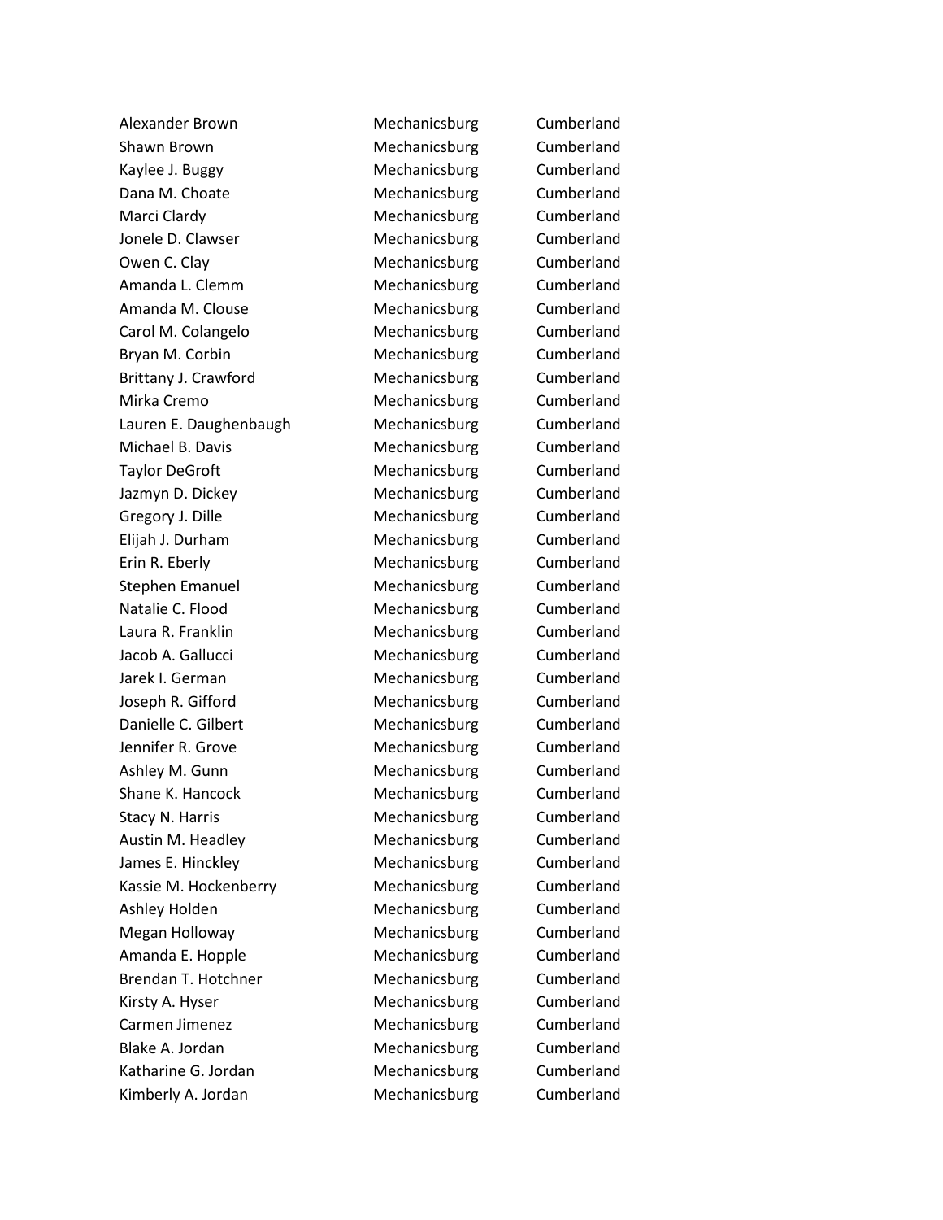| | | |
|---|---|---|
| Alexander Brown | Mechanicsburg | Cumberland |
| Shawn Brown | Mechanicsburg | Cumberland |
| Kaylee J. Buggy | Mechanicsburg | Cumberland |
| Dana M. Choate | Mechanicsburg | Cumberland |
| Marci Clardy | Mechanicsburg | Cumberland |
| Jonele D. Clawser | Mechanicsburg | Cumberland |
| Owen C. Clay | Mechanicsburg | Cumberland |
| Amanda L. Clemm | Mechanicsburg | Cumberland |
| Amanda M. Clouse | Mechanicsburg | Cumberland |
| Carol M. Colangelo | Mechanicsburg | Cumberland |
| Bryan M. Corbin | Mechanicsburg | Cumberland |
| Brittany J. Crawford | Mechanicsburg | Cumberland |
| Mirka Cremo | Mechanicsburg | Cumberland |
| Lauren E. Daughenbaugh | Mechanicsburg | Cumberland |
| Michael B. Davis | Mechanicsburg | Cumberland |
| Taylor DeGroft | Mechanicsburg | Cumberland |
| Jazmyn D. Dickey | Mechanicsburg | Cumberland |
| Gregory J. Dille | Mechanicsburg | Cumberland |
| Elijah J. Durham | Mechanicsburg | Cumberland |
| Erin R. Eberly | Mechanicsburg | Cumberland |
| Stephen Emanuel | Mechanicsburg | Cumberland |
| Natalie C. Flood | Mechanicsburg | Cumberland |
| Laura R. Franklin | Mechanicsburg | Cumberland |
| Jacob A. Gallucci | Mechanicsburg | Cumberland |
| Jarek I. German | Mechanicsburg | Cumberland |
| Joseph R. Gifford | Mechanicsburg | Cumberland |
| Danielle C. Gilbert | Mechanicsburg | Cumberland |
| Jennifer R. Grove | Mechanicsburg | Cumberland |
| Ashley M. Gunn | Mechanicsburg | Cumberland |
| Shane K. Hancock | Mechanicsburg | Cumberland |
| Stacy N. Harris | Mechanicsburg | Cumberland |
| Austin M. Headley | Mechanicsburg | Cumberland |
| James E. Hinckley | Mechanicsburg | Cumberland |
| Kassie M. Hockenberry | Mechanicsburg | Cumberland |
| Ashley Holden | Mechanicsburg | Cumberland |
| Megan Holloway | Mechanicsburg | Cumberland |
| Amanda E. Hopple | Mechanicsburg | Cumberland |
| Brendan T. Hotchner | Mechanicsburg | Cumberland |
| Kirsty A. Hyser | Mechanicsburg | Cumberland |
| Carmen Jimenez | Mechanicsburg | Cumberland |
| Blake A. Jordan | Mechanicsburg | Cumberland |
| Katharine G. Jordan | Mechanicsburg | Cumberland |
| Kimberly A. Jordan | Mechanicsburg | Cumberland |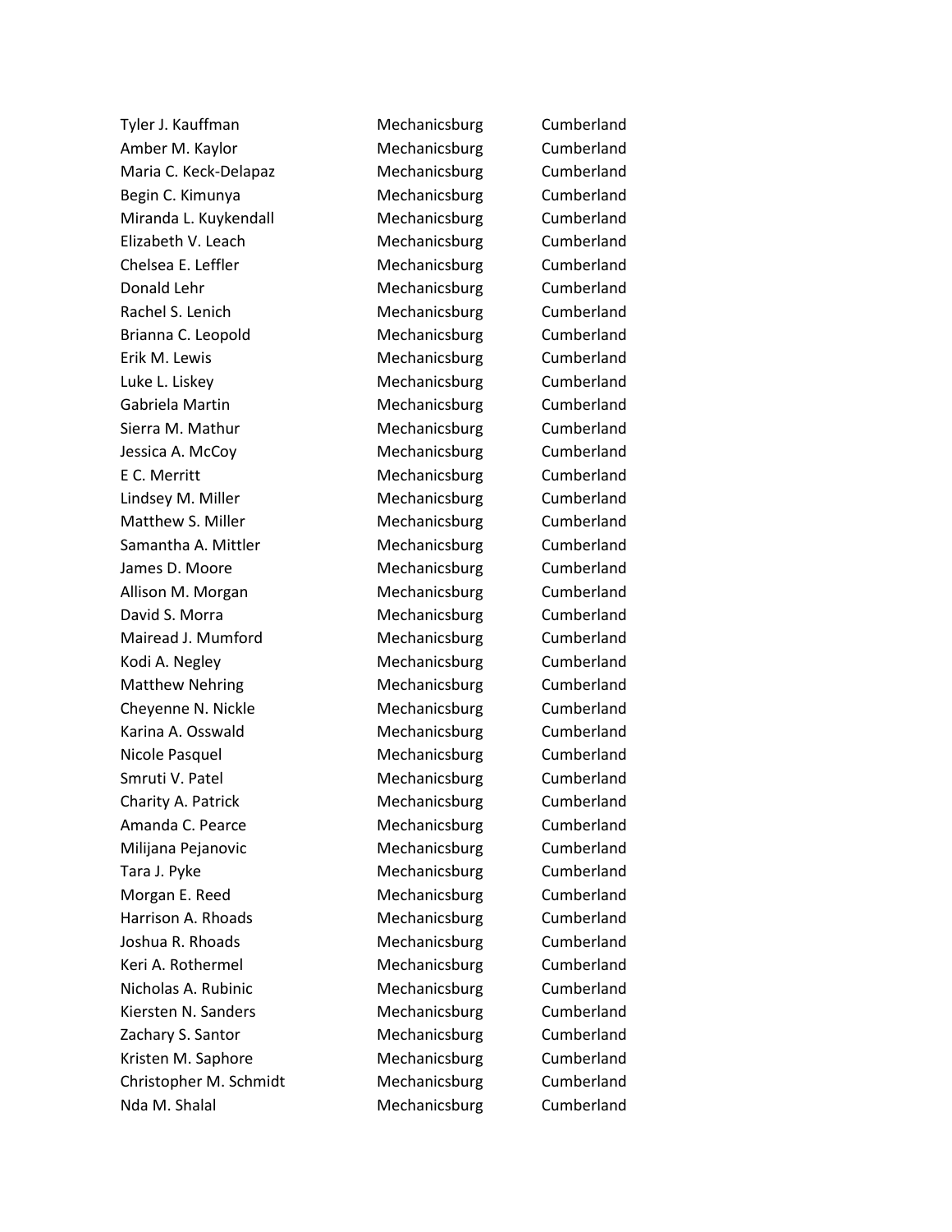| | | |
|---|---|---|
| Tyler J. Kauffman | Mechanicsburg | Cumberland |
| Amber M. Kaylor | Mechanicsburg | Cumberland |
| Maria C. Keck-Delapaz | Mechanicsburg | Cumberland |
| Begin C. Kimunya | Mechanicsburg | Cumberland |
| Miranda L. Kuykendall | Mechanicsburg | Cumberland |
| Elizabeth V. Leach | Mechanicsburg | Cumberland |
| Chelsea E. Leffler | Mechanicsburg | Cumberland |
| Donald Lehr | Mechanicsburg | Cumberland |
| Rachel S. Lenich | Mechanicsburg | Cumberland |
| Brianna C. Leopold | Mechanicsburg | Cumberland |
| Erik M. Lewis | Mechanicsburg | Cumberland |
| Luke L. Liskey | Mechanicsburg | Cumberland |
| Gabriela Martin | Mechanicsburg | Cumberland |
| Sierra M. Mathur | Mechanicsburg | Cumberland |
| Jessica A. McCoy | Mechanicsburg | Cumberland |
| E C. Merritt | Mechanicsburg | Cumberland |
| Lindsey M. Miller | Mechanicsburg | Cumberland |
| Matthew S. Miller | Mechanicsburg | Cumberland |
| Samantha A. Mittler | Mechanicsburg | Cumberland |
| James D. Moore | Mechanicsburg | Cumberland |
| Allison M. Morgan | Mechanicsburg | Cumberland |
| David S. Morra | Mechanicsburg | Cumberland |
| Mairead J. Mumford | Mechanicsburg | Cumberland |
| Kodi A. Negley | Mechanicsburg | Cumberland |
| Matthew Nehring | Mechanicsburg | Cumberland |
| Cheyenne N. Nickle | Mechanicsburg | Cumberland |
| Karina A. Osswald | Mechanicsburg | Cumberland |
| Nicole Pasquel | Mechanicsburg | Cumberland |
| Smruti V. Patel | Mechanicsburg | Cumberland |
| Charity A. Patrick | Mechanicsburg | Cumberland |
| Amanda C. Pearce | Mechanicsburg | Cumberland |
| Milijana Pejanovic | Mechanicsburg | Cumberland |
| Tara J. Pyke | Mechanicsburg | Cumberland |
| Morgan E. Reed | Mechanicsburg | Cumberland |
| Harrison A. Rhoads | Mechanicsburg | Cumberland |
| Joshua R. Rhoads | Mechanicsburg | Cumberland |
| Keri A. Rothermel | Mechanicsburg | Cumberland |
| Nicholas A. Rubinic | Mechanicsburg | Cumberland |
| Kiersten N. Sanders | Mechanicsburg | Cumberland |
| Zachary S. Santor | Mechanicsburg | Cumberland |
| Kristen M. Saphore | Mechanicsburg | Cumberland |
| Christopher M. Schmidt | Mechanicsburg | Cumberland |
| Nda M. Shalal | Mechanicsburg | Cumberland |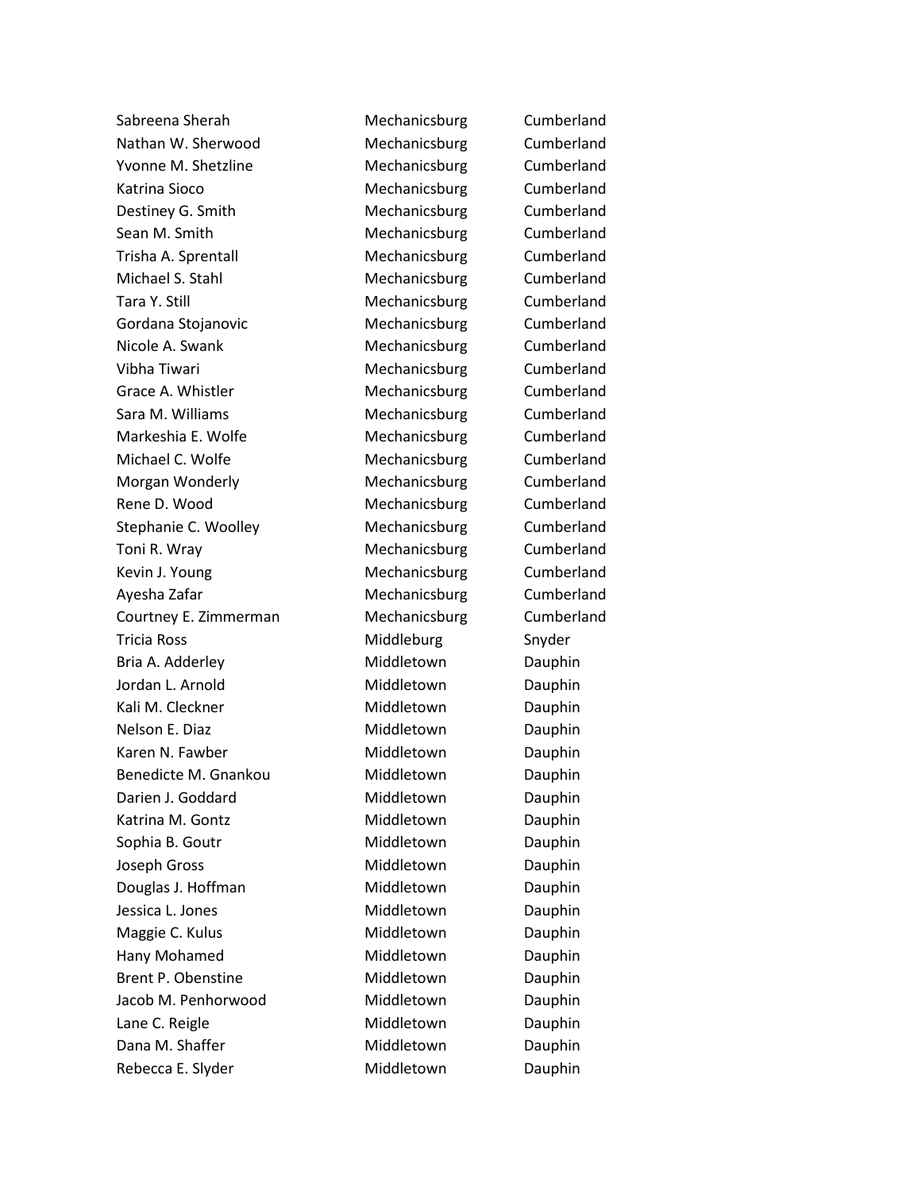| | | |
|---|---|---|
| Sabreena Sherah | Mechanicsburg | Cumberland |
| Nathan W. Sherwood | Mechanicsburg | Cumberland |
| Yvonne M. Shetzline | Mechanicsburg | Cumberland |
| Katrina Sioco | Mechanicsburg | Cumberland |
| Destiney G. Smith | Mechanicsburg | Cumberland |
| Sean M. Smith | Mechanicsburg | Cumberland |
| Trisha A. Sprentall | Mechanicsburg | Cumberland |
| Michael S. Stahl | Mechanicsburg | Cumberland |
| Tara Y. Still | Mechanicsburg | Cumberland |
| Gordana Stojanovic | Mechanicsburg | Cumberland |
| Nicole A. Swank | Mechanicsburg | Cumberland |
| Vibha Tiwari | Mechanicsburg | Cumberland |
| Grace A. Whistler | Mechanicsburg | Cumberland |
| Sara M. Williams | Mechanicsburg | Cumberland |
| Markeshia E. Wolfe | Mechanicsburg | Cumberland |
| Michael C. Wolfe | Mechanicsburg | Cumberland |
| Morgan Wonderly | Mechanicsburg | Cumberland |
| Rene D. Wood | Mechanicsburg | Cumberland |
| Stephanie C. Woolley | Mechanicsburg | Cumberland |
| Toni R. Wray | Mechanicsburg | Cumberland |
| Kevin J. Young | Mechanicsburg | Cumberland |
| Ayesha Zafar | Mechanicsburg | Cumberland |
| Courtney E. Zimmerman | Mechanicsburg | Cumberland |
| Tricia Ross | Middleburg | Snyder |
| Bria A. Adderley | Middletown | Dauphin |
| Jordan L. Arnold | Middletown | Dauphin |
| Kali M. Cleckner | Middletown | Dauphin |
| Nelson E. Diaz | Middletown | Dauphin |
| Karen N. Fawber | Middletown | Dauphin |
| Benedicte M. Gnankou | Middletown | Dauphin |
| Darien J. Goddard | Middletown | Dauphin |
| Katrina M. Gontz | Middletown | Dauphin |
| Sophia B. Goutr | Middletown | Dauphin |
| Joseph Gross | Middletown | Dauphin |
| Douglas J. Hoffman | Middletown | Dauphin |
| Jessica L. Jones | Middletown | Dauphin |
| Maggie C. Kulus | Middletown | Dauphin |
| Hany Mohamed | Middletown | Dauphin |
| Brent P. Obenstine | Middletown | Dauphin |
| Jacob M. Penhorwood | Middletown | Dauphin |
| Lane C. Reigle | Middletown | Dauphin |
| Dana M. Shaffer | Middletown | Dauphin |
| Rebecca E. Slyder | Middletown | Dauphin |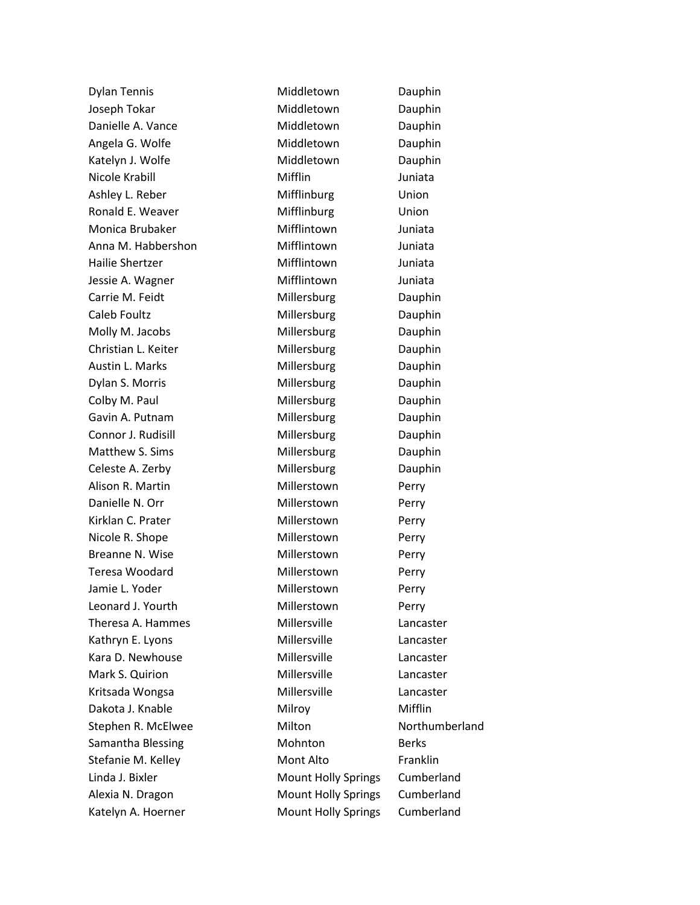| | | |
|---|---|---|
| Dylan Tennis | Middletown | Dauphin |
| Joseph Tokar | Middletown | Dauphin |
| Danielle A. Vance | Middletown | Dauphin |
| Angela G. Wolfe | Middletown | Dauphin |
| Katelyn J. Wolfe | Middletown | Dauphin |
| Nicole Krabill | Mifflin | Juniata |
| Ashley L. Reber | Mifflinburg | Union |
| Ronald E. Weaver | Mifflinburg | Union |
| Monica Brubaker | Mifflintown | Juniata |
| Anna M. Habbershon | Mifflintown | Juniata |
| Hailie Shertzer | Mifflintown | Juniata |
| Jessie A. Wagner | Mifflintown | Juniata |
| Carrie M. Feidt | Millersburg | Dauphin |
| Caleb Foultz | Millersburg | Dauphin |
| Molly M. Jacobs | Millersburg | Dauphin |
| Christian L. Keiter | Millersburg | Dauphin |
| Austin L. Marks | Millersburg | Dauphin |
| Dylan S. Morris | Millersburg | Dauphin |
| Colby M. Paul | Millersburg | Dauphin |
| Gavin A. Putnam | Millersburg | Dauphin |
| Connor J. Rudisill | Millersburg | Dauphin |
| Matthew S. Sims | Millersburg | Dauphin |
| Celeste A. Zerby | Millersburg | Dauphin |
| Alison R. Martin | Millerstown | Perry |
| Danielle N. Orr | Millerstown | Perry |
| Kirklan C. Prater | Millerstown | Perry |
| Nicole R. Shope | Millerstown | Perry |
| Breanne N. Wise | Millerstown | Perry |
| Teresa Woodard | Millerstown | Perry |
| Jamie L. Yoder | Millerstown | Perry |
| Leonard J. Yourth | Millerstown | Perry |
| Theresa A. Hammes | Millersville | Lancaster |
| Kathryn E. Lyons | Millersville | Lancaster |
| Kara D. Newhouse | Millersville | Lancaster |
| Mark S. Quirion | Millersville | Lancaster |
| Kritsada Wongsa | Millersville | Lancaster |
| Dakota J. Knable | Milroy | Mifflin |
| Stephen R. McElwee | Milton | Northumberland |
| Samantha Blessing | Mohnton | Berks |
| Stefanie M. Kelley | Mont Alto | Franklin |
| Linda J. Bixler | Mount Holly Springs | Cumberland |
| Alexia N. Dragon | Mount Holly Springs | Cumberland |
| Katelyn A. Hoerner | Mount Holly Springs | Cumberland |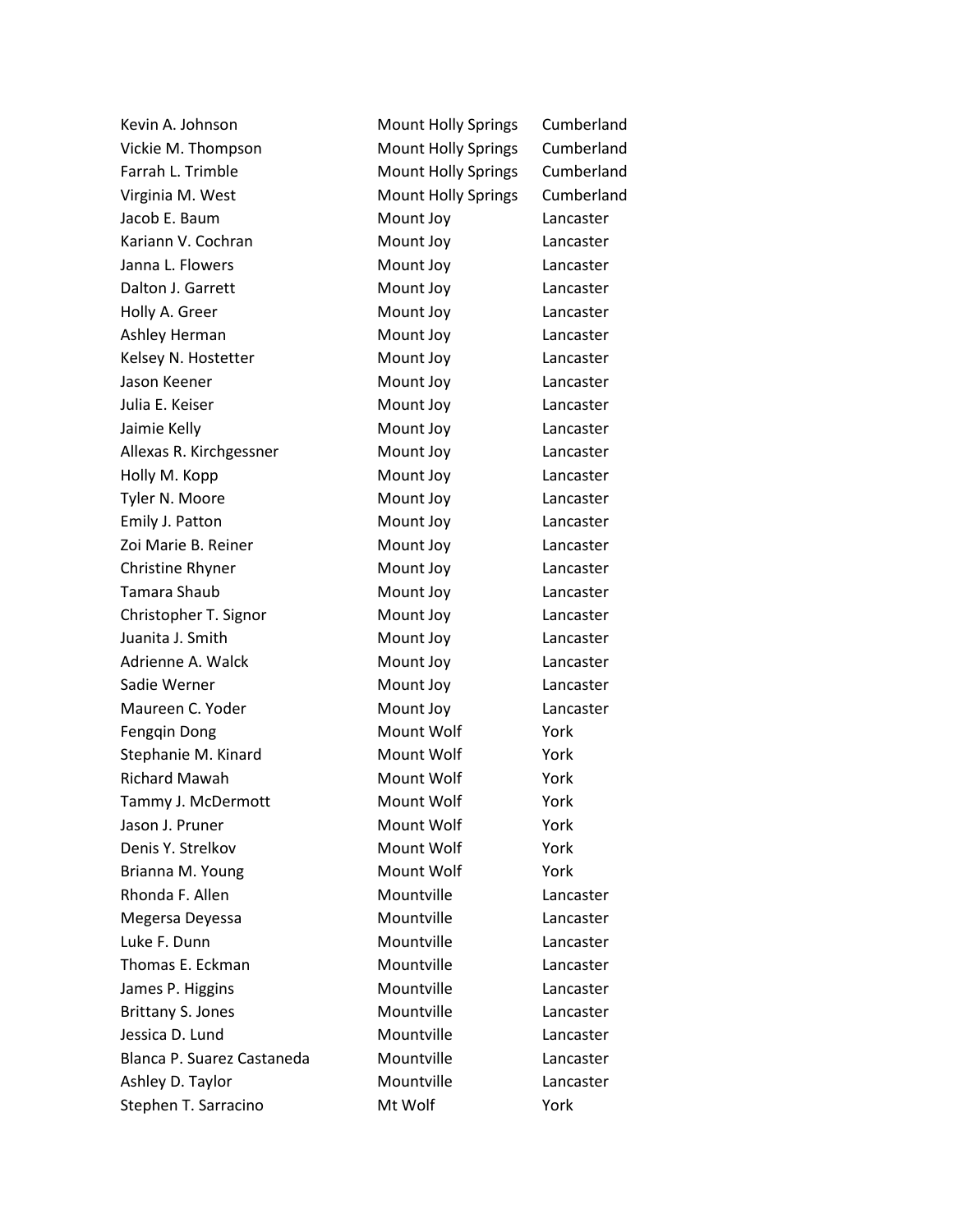| | | |
|---|---|---|
| Kevin A. Johnson | Mount Holly Springs | Cumberland |
| Vickie M. Thompson | Mount Holly Springs | Cumberland |
| Farrah L. Trimble | Mount Holly Springs | Cumberland |
| Virginia M. West | Mount Holly Springs | Cumberland |
| Jacob E. Baum | Mount Joy | Lancaster |
| Kariann V. Cochran | Mount Joy | Lancaster |
| Janna L. Flowers | Mount Joy | Lancaster |
| Dalton J. Garrett | Mount Joy | Lancaster |
| Holly A. Greer | Mount Joy | Lancaster |
| Ashley Herman | Mount Joy | Lancaster |
| Kelsey N. Hostetter | Mount Joy | Lancaster |
| Jason Keener | Mount Joy | Lancaster |
| Julia E. Keiser | Mount Joy | Lancaster |
| Jaimie Kelly | Mount Joy | Lancaster |
| Allexas R. Kirchgessner | Mount Joy | Lancaster |
| Holly M. Kopp | Mount Joy | Lancaster |
| Tyler N. Moore | Mount Joy | Lancaster |
| Emily J. Patton | Mount Joy | Lancaster |
| Zoi Marie B. Reiner | Mount Joy | Lancaster |
| Christine Rhyner | Mount Joy | Lancaster |
| Tamara Shaub | Mount Joy | Lancaster |
| Christopher T. Signor | Mount Joy | Lancaster |
| Juanita J. Smith | Mount Joy | Lancaster |
| Adrienne A. Walck | Mount Joy | Lancaster |
| Sadie Werner | Mount Joy | Lancaster |
| Maureen C. Yoder | Mount Joy | Lancaster |
| Fengqin Dong | Mount Wolf | York |
| Stephanie M. Kinard | Mount Wolf | York |
| Richard Mawah | Mount Wolf | York |
| Tammy J. McDermott | Mount Wolf | York |
| Jason J. Pruner | Mount Wolf | York |
| Denis Y. Strelkov | Mount Wolf | York |
| Brianna M. Young | Mount Wolf | York |
| Rhonda F. Allen | Mountville | Lancaster |
| Megersa Deyessa | Mountville | Lancaster |
| Luke F. Dunn | Mountville | Lancaster |
| Thomas E. Eckman | Mountville | Lancaster |
| James P. Higgins | Mountville | Lancaster |
| Brittany S. Jones | Mountville | Lancaster |
| Jessica D. Lund | Mountville | Lancaster |
| Blanca P. Suarez Castaneda | Mountville | Lancaster |
| Ashley D. Taylor | Mountville | Lancaster |
| Stephen T. Sarracino | Mt Wolf | York |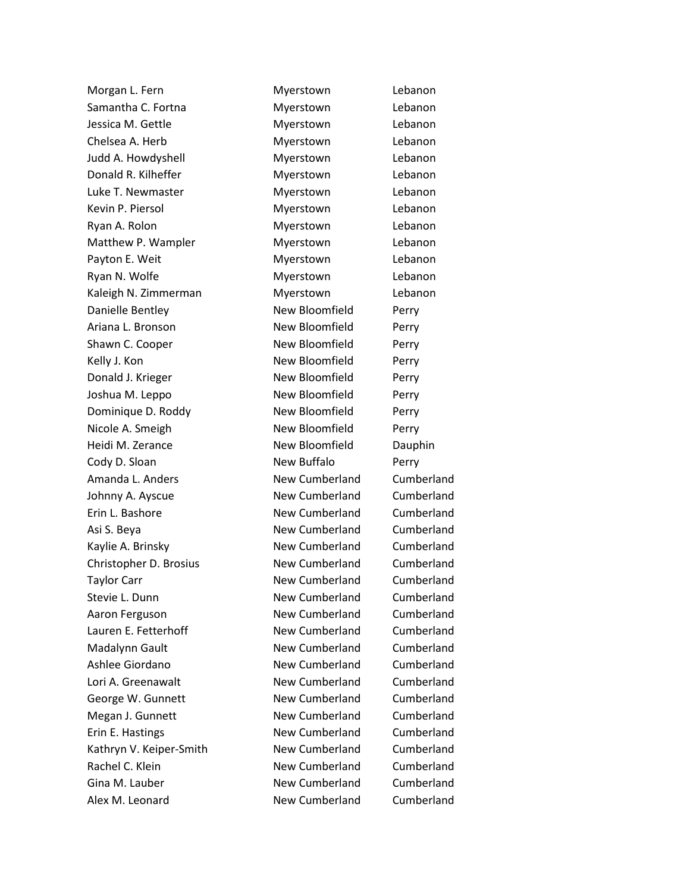| | | |
|---|---|---|
| Morgan L. Fern | Myerstown | Lebanon |
| Samantha C. Fortna | Myerstown | Lebanon |
| Jessica M. Gettle | Myerstown | Lebanon |
| Chelsea A. Herb | Myerstown | Lebanon |
| Judd A. Howdyshell | Myerstown | Lebanon |
| Donald R. Kilheffer | Myerstown | Lebanon |
| Luke T. Newmaster | Myerstown | Lebanon |
| Kevin P. Piersol | Myerstown | Lebanon |
| Ryan A. Rolon | Myerstown | Lebanon |
| Matthew P. Wampler | Myerstown | Lebanon |
| Payton E. Weit | Myerstown | Lebanon |
| Ryan N. Wolfe | Myerstown | Lebanon |
| Kaleigh N. Zimmerman | Myerstown | Lebanon |
| Danielle Bentley | New Bloomfield | Perry |
| Ariana L. Bronson | New Bloomfield | Perry |
| Shawn C. Cooper | New Bloomfield | Perry |
| Kelly J. Kon | New Bloomfield | Perry |
| Donald J. Krieger | New Bloomfield | Perry |
| Joshua M. Leppo | New Bloomfield | Perry |
| Dominique D. Roddy | New Bloomfield | Perry |
| Nicole A. Smeigh | New Bloomfield | Perry |
| Heidi M. Zerance | New Bloomfield | Dauphin |
| Cody D. Sloan | New Buffalo | Perry |
| Amanda L. Anders | New Cumberland | Cumberland |
| Johnny A. Ayscue | New Cumberland | Cumberland |
| Erin L. Bashore | New Cumberland | Cumberland |
| Asi S. Beya | New Cumberland | Cumberland |
| Kaylie A. Brinsky | New Cumberland | Cumberland |
| Christopher D. Brosius | New Cumberland | Cumberland |
| Taylor Carr | New Cumberland | Cumberland |
| Stevie L. Dunn | New Cumberland | Cumberland |
| Aaron Ferguson | New Cumberland | Cumberland |
| Lauren E. Fetterhoff | New Cumberland | Cumberland |
| Madalynn Gault | New Cumberland | Cumberland |
| Ashlee Giordano | New Cumberland | Cumberland |
| Lori A. Greenawalt | New Cumberland | Cumberland |
| George W. Gunnett | New Cumberland | Cumberland |
| Megan J. Gunnett | New Cumberland | Cumberland |
| Erin E. Hastings | New Cumberland | Cumberland |
| Kathryn V. Keiper-Smith | New Cumberland | Cumberland |
| Rachel C. Klein | New Cumberland | Cumberland |
| Gina M. Lauber | New Cumberland | Cumberland |
| Alex M. Leonard | New Cumberland | Cumberland |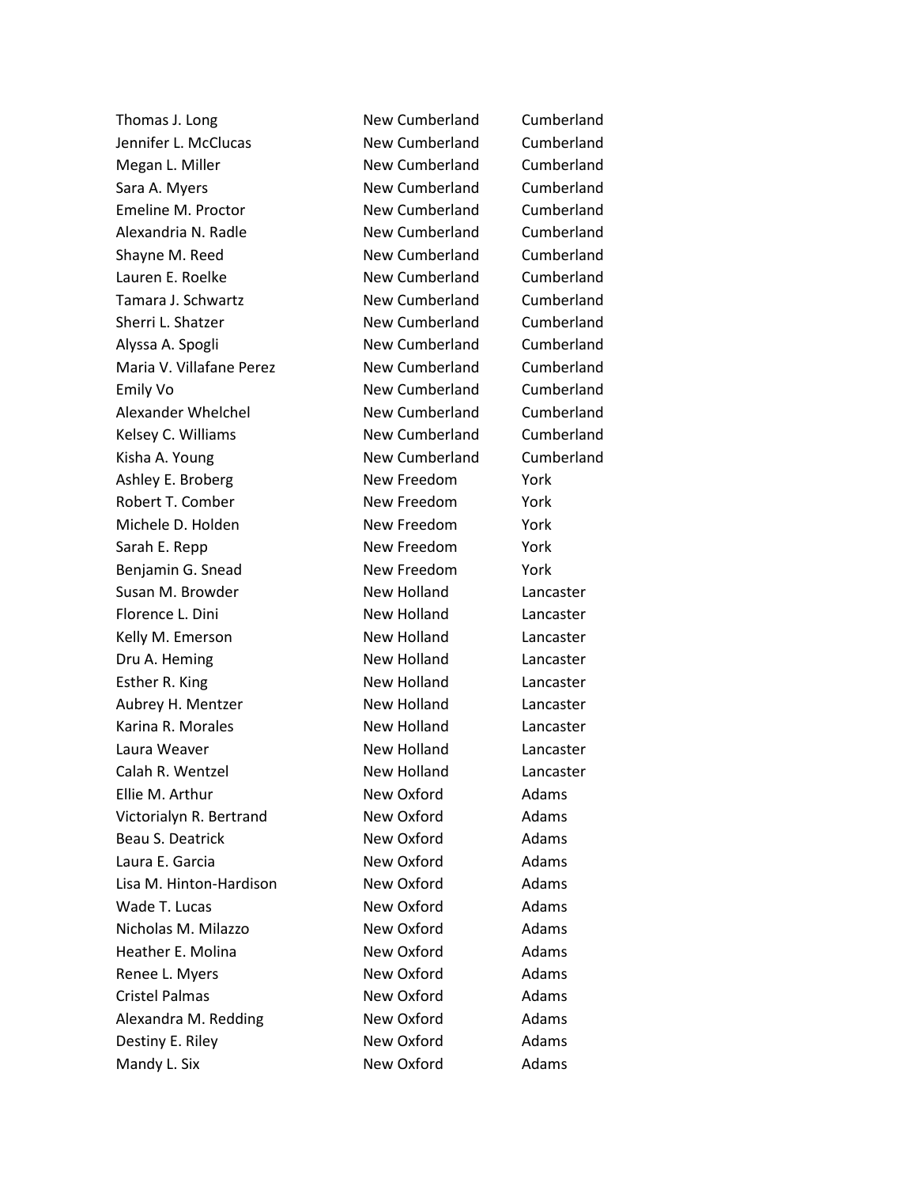| | | |
|---|---|---|
| Thomas J. Long | New Cumberland | Cumberland |
| Jennifer L. McClucas | New Cumberland | Cumberland |
| Megan L. Miller | New Cumberland | Cumberland |
| Sara A. Myers | New Cumberland | Cumberland |
| Emeline M. Proctor | New Cumberland | Cumberland |
| Alexandria N. Radle | New Cumberland | Cumberland |
| Shayne M. Reed | New Cumberland | Cumberland |
| Lauren E. Roelke | New Cumberland | Cumberland |
| Tamara J. Schwartz | New Cumberland | Cumberland |
| Sherri L. Shatzer | New Cumberland | Cumberland |
| Alyssa A. Spogli | New Cumberland | Cumberland |
| Maria V. Villafane Perez | New Cumberland | Cumberland |
| Emily Vo | New Cumberland | Cumberland |
| Alexander Whelchel | New Cumberland | Cumberland |
| Kelsey C. Williams | New Cumberland | Cumberland |
| Kisha A. Young | New Cumberland | Cumberland |
| Ashley E. Broberg | New Freedom | York |
| Robert T. Comber | New Freedom | York |
| Michele D. Holden | New Freedom | York |
| Sarah E. Repp | New Freedom | York |
| Benjamin G. Snead | New Freedom | York |
| Susan M. Browder | New Holland | Lancaster |
| Florence L. Dini | New Holland | Lancaster |
| Kelly M. Emerson | New Holland | Lancaster |
| Dru A. Heming | New Holland | Lancaster |
| Esther R. King | New Holland | Lancaster |
| Aubrey H. Mentzer | New Holland | Lancaster |
| Karina R. Morales | New Holland | Lancaster |
| Laura Weaver | New Holland | Lancaster |
| Calah R. Wentzel | New Holland | Lancaster |
| Ellie M. Arthur | New Oxford | Adams |
| Victorialyn R. Bertrand | New Oxford | Adams |
| Beau S. Deatrick | New Oxford | Adams |
| Laura E. Garcia | New Oxford | Adams |
| Lisa M. Hinton-Hardison | New Oxford | Adams |
| Wade T. Lucas | New Oxford | Adams |
| Nicholas M. Milazzo | New Oxford | Adams |
| Heather E. Molina | New Oxford | Adams |
| Renee L. Myers | New Oxford | Adams |
| Cristel Palmas | New Oxford | Adams |
| Alexandra M. Redding | New Oxford | Adams |
| Destiny E. Riley | New Oxford | Adams |
| Mandy L. Six | New Oxford | Adams |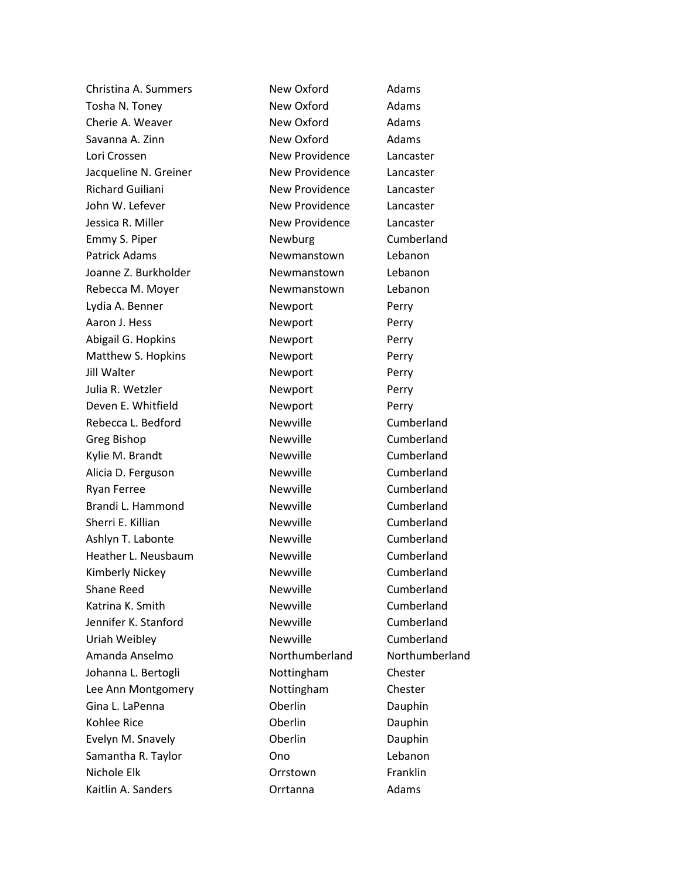| | | |
|---|---|---|
| Christina A. Summers | New Oxford | Adams |
| Tosha N. Toney | New Oxford | Adams |
| Cherie A. Weaver | New Oxford | Adams |
| Savanna A. Zinn | New Oxford | Adams |
| Lori Crossen | New Providence | Lancaster |
| Jacqueline N. Greiner | New Providence | Lancaster |
| Richard Guiliani | New Providence | Lancaster |
| John W. Lefever | New Providence | Lancaster |
| Jessica R. Miller | New Providence | Lancaster |
| Emmy S. Piper | Newburg | Cumberland |
| Patrick Adams | Newmanstown | Lebanon |
| Joanne Z. Burkholder | Newmanstown | Lebanon |
| Rebecca M. Moyer | Newmanstown | Lebanon |
| Lydia A. Benner | Newport | Perry |
| Aaron J. Hess | Newport | Perry |
| Abigail G. Hopkins | Newport | Perry |
| Matthew S. Hopkins | Newport | Perry |
| Jill Walter | Newport | Perry |
| Julia R. Wetzler | Newport | Perry |
| Deven E. Whitfield | Newport | Perry |
| Rebecca L. Bedford | Newville | Cumberland |
| Greg Bishop | Newville | Cumberland |
| Kylie M. Brandt | Newville | Cumberland |
| Alicia D. Ferguson | Newville | Cumberland |
| Ryan Ferree | Newville | Cumberland |
| Brandi L. Hammond | Newville | Cumberland |
| Sherri E. Killian | Newville | Cumberland |
| Ashlyn T. Labonte | Newville | Cumberland |
| Heather L. Neusbaum | Newville | Cumberland |
| Kimberly Nickey | Newville | Cumberland |
| Shane Reed | Newville | Cumberland |
| Katrina K. Smith | Newville | Cumberland |
| Jennifer K. Stanford | Newville | Cumberland |
| Uriah Weibley | Newville | Cumberland |
| Amanda Anselmo | Northumberland | Northumberland |
| Johanna L. Bertogli | Nottingham | Chester |
| Lee Ann Montgomery | Nottingham | Chester |
| Gina L. LaPenna | Oberlin | Dauphin |
| Kohlee Rice | Oberlin | Dauphin |
| Evelyn M. Snavely | Oberlin | Dauphin |
| Samantha R. Taylor | Ono | Lebanon |
| Nichole Elk | Orrstown | Franklin |
| Kaitlin A. Sanders | Orrtanna | Adams |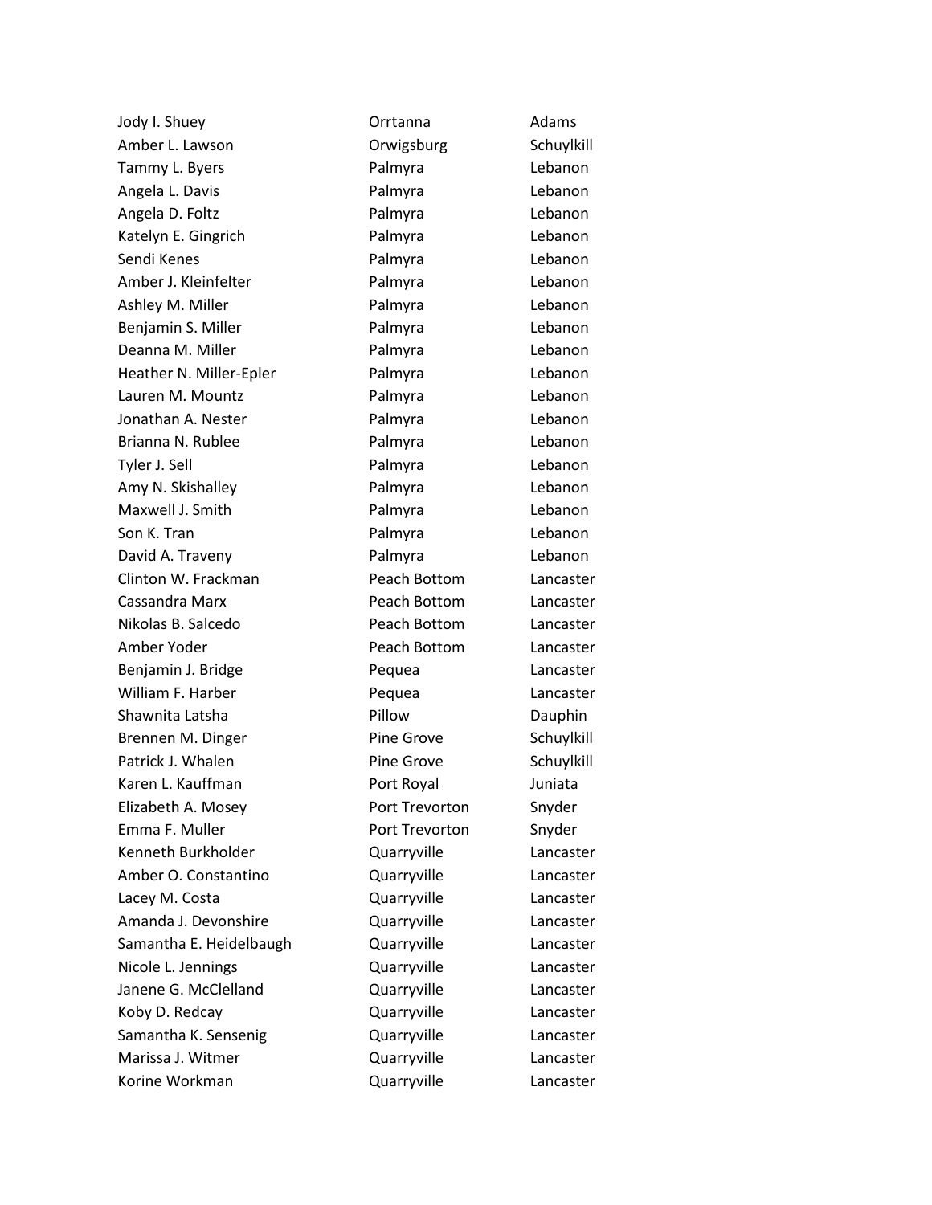| | | |
|---|---|---|
| Jody I. Shuey | Orrtanna | Adams |
| Amber L. Lawson | Orwigsburg | Schuylkill |
| Tammy L. Byers | Palmyra | Lebanon |
| Angela L. Davis | Palmyra | Lebanon |
| Angela D. Foltz | Palmyra | Lebanon |
| Katelyn E. Gingrich | Palmyra | Lebanon |
| Sendi Kenes | Palmyra | Lebanon |
| Amber J. Kleinfelter | Palmyra | Lebanon |
| Ashley M. Miller | Palmyra | Lebanon |
| Benjamin S. Miller | Palmyra | Lebanon |
| Deanna M. Miller | Palmyra | Lebanon |
| Heather N. Miller-Epler | Palmyra | Lebanon |
| Lauren M. Mountz | Palmyra | Lebanon |
| Jonathan A. Nester | Palmyra | Lebanon |
| Brianna N. Rublee | Palmyra | Lebanon |
| Tyler J. Sell | Palmyra | Lebanon |
| Amy N. Skishalley | Palmyra | Lebanon |
| Maxwell J. Smith | Palmyra | Lebanon |
| Son K. Tran | Palmyra | Lebanon |
| David A. Traveny | Palmyra | Lebanon |
| Clinton W. Frackman | Peach Bottom | Lancaster |
| Cassandra Marx | Peach Bottom | Lancaster |
| Nikolas B. Salcedo | Peach Bottom | Lancaster |
| Amber Yoder | Peach Bottom | Lancaster |
| Benjamin J. Bridge | Pequea | Lancaster |
| William F. Harber | Pequea | Lancaster |
| Shawnita Latsha | Pillow | Dauphin |
| Brennen M. Dinger | Pine Grove | Schuylkill |
| Patrick J. Whalen | Pine Grove | Schuylkill |
| Karen L. Kauffman | Port Royal | Juniata |
| Elizabeth A. Mosey | Port Trevorton | Snyder |
| Emma F. Muller | Port Trevorton | Snyder |
| Kenneth Burkholder | Quarryville | Lancaster |
| Amber O. Constantino | Quarryville | Lancaster |
| Lacey M. Costa | Quarryville | Lancaster |
| Amanda J. Devonshire | Quarryville | Lancaster |
| Samantha E. Heidelbaugh | Quarryville | Lancaster |
| Nicole L. Jennings | Quarryville | Lancaster |
| Janene G. McClelland | Quarryville | Lancaster |
| Koby D. Redcay | Quarryville | Lancaster |
| Samantha K. Sensenig | Quarryville | Lancaster |
| Marissa J. Witmer | Quarryville | Lancaster |
| Korine Workman | Quarryville | Lancaster |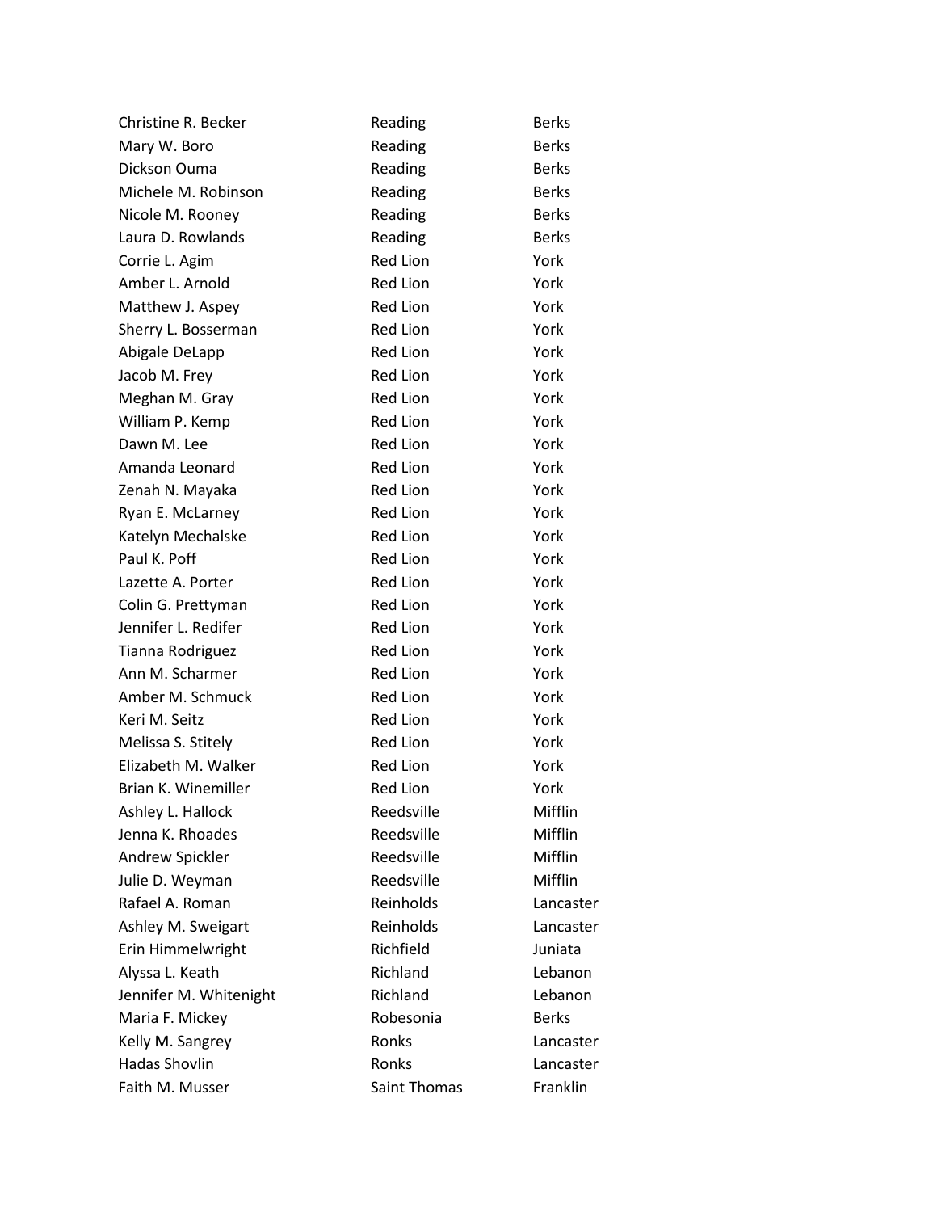| | | |
|---|---|---|
| Christine R. Becker | Reading | Berks |
| Mary W. Boro | Reading | Berks |
| Dickson Ouma | Reading | Berks |
| Michele M. Robinson | Reading | Berks |
| Nicole M. Rooney | Reading | Berks |
| Laura D. Rowlands | Reading | Berks |
| Corrie L. Agim | Red Lion | York |
| Amber L. Arnold | Red Lion | York |
| Matthew J. Aspey | Red Lion | York |
| Sherry L. Bosserman | Red Lion | York |
| Abigale DeLapp | Red Lion | York |
| Jacob M. Frey | Red Lion | York |
| Meghan M. Gray | Red Lion | York |
| William P. Kemp | Red Lion | York |
| Dawn M. Lee | Red Lion | York |
| Amanda Leonard | Red Lion | York |
| Zenah N. Mayaka | Red Lion | York |
| Ryan E. McLarney | Red Lion | York |
| Katelyn Mechalske | Red Lion | York |
| Paul K. Poff | Red Lion | York |
| Lazette A. Porter | Red Lion | York |
| Colin G. Prettyman | Red Lion | York |
| Jennifer L. Redifer | Red Lion | York |
| Tianna Rodriguez | Red Lion | York |
| Ann M. Scharmer | Red Lion | York |
| Amber M. Schmuck | Red Lion | York |
| Keri M. Seitz | Red Lion | York |
| Melissa S. Stitely | Red Lion | York |
| Elizabeth M. Walker | Red Lion | York |
| Brian K. Winemiller | Red Lion | York |
| Ashley L. Hallock | Reedsville | Mifflin |
| Jenna K. Rhoades | Reedsville | Mifflin |
| Andrew Spickler | Reedsville | Mifflin |
| Julie D. Weyman | Reedsville | Mifflin |
| Rafael A. Roman | Reinholds | Lancaster |
| Ashley M. Sweigart | Reinholds | Lancaster |
| Erin Himmelwright | Richfield | Juniata |
| Alyssa L. Keath | Richland | Lebanon |
| Jennifer M. Whitenight | Richland | Lebanon |
| Maria F. Mickey | Robesonia | Berks |
| Kelly M. Sangrey | Ronks | Lancaster |
| Hadas Shovlin | Ronks | Lancaster |
| Faith M. Musser | Saint Thomas | Franklin |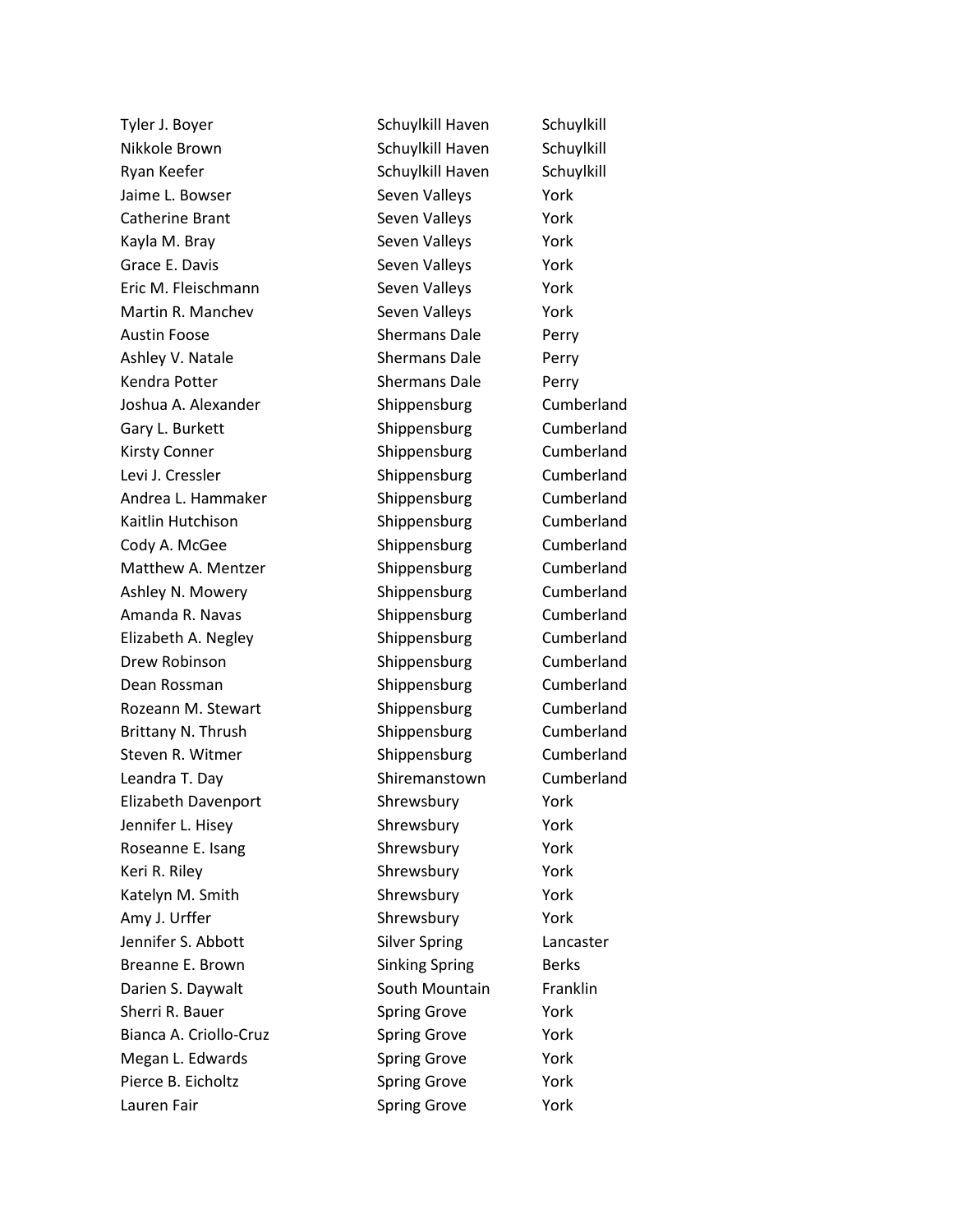| | | |
|---|---|---|
| Tyler J. Boyer | Schuylkill Haven | Schuylkill |
| Nikkole Brown | Schuylkill Haven | Schuylkill |
| Ryan Keefer | Schuylkill Haven | Schuylkill |
| Jaime L. Bowser | Seven Valleys | York |
| Catherine Brant | Seven Valleys | York |
| Kayla M. Bray | Seven Valleys | York |
| Grace E. Davis | Seven Valleys | York |
| Eric M. Fleischmann | Seven Valleys | York |
| Martin R. Manchev | Seven Valleys | York |
| Austin Foose | Shermans Dale | Perry |
| Ashley V. Natale | Shermans Dale | Perry |
| Kendra Potter | Shermans Dale | Perry |
| Joshua A. Alexander | Shippensburg | Cumberland |
| Gary L. Burkett | Shippensburg | Cumberland |
| Kirsty Conner | Shippensburg | Cumberland |
| Levi J. Cressler | Shippensburg | Cumberland |
| Andrea L. Hammaker | Shippensburg | Cumberland |
| Kaitlin Hutchison | Shippensburg | Cumberland |
| Cody A. McGee | Shippensburg | Cumberland |
| Matthew A. Mentzer | Shippensburg | Cumberland |
| Ashley N. Mowery | Shippensburg | Cumberland |
| Amanda R. Navas | Shippensburg | Cumberland |
| Elizabeth A. Negley | Shippensburg | Cumberland |
| Drew Robinson | Shippensburg | Cumberland |
| Dean Rossman | Shippensburg | Cumberland |
| Rozeann M. Stewart | Shippensburg | Cumberland |
| Brittany N. Thrush | Shippensburg | Cumberland |
| Steven R. Witmer | Shippensburg | Cumberland |
| Leandra T. Day | Shiremanstown | Cumberland |
| Elizabeth Davenport | Shrewsbury | York |
| Jennifer L. Hisey | Shrewsbury | York |
| Roseanne E. Isang | Shrewsbury | York |
| Keri R. Riley | Shrewsbury | York |
| Katelyn M. Smith | Shrewsbury | York |
| Amy J. Urffer | Shrewsbury | York |
| Jennifer S. Abbott | Silver Spring | Lancaster |
| Breanne E. Brown | Sinking Spring | Berks |
| Darien S. Daywalt | South Mountain | Franklin |
| Sherri R. Bauer | Spring Grove | York |
| Bianca A. Criollo-Cruz | Spring Grove | York |
| Megan L. Edwards | Spring Grove | York |
| Pierce B. Eicholtz | Spring Grove | York |
| Lauren Fair | Spring Grove | York |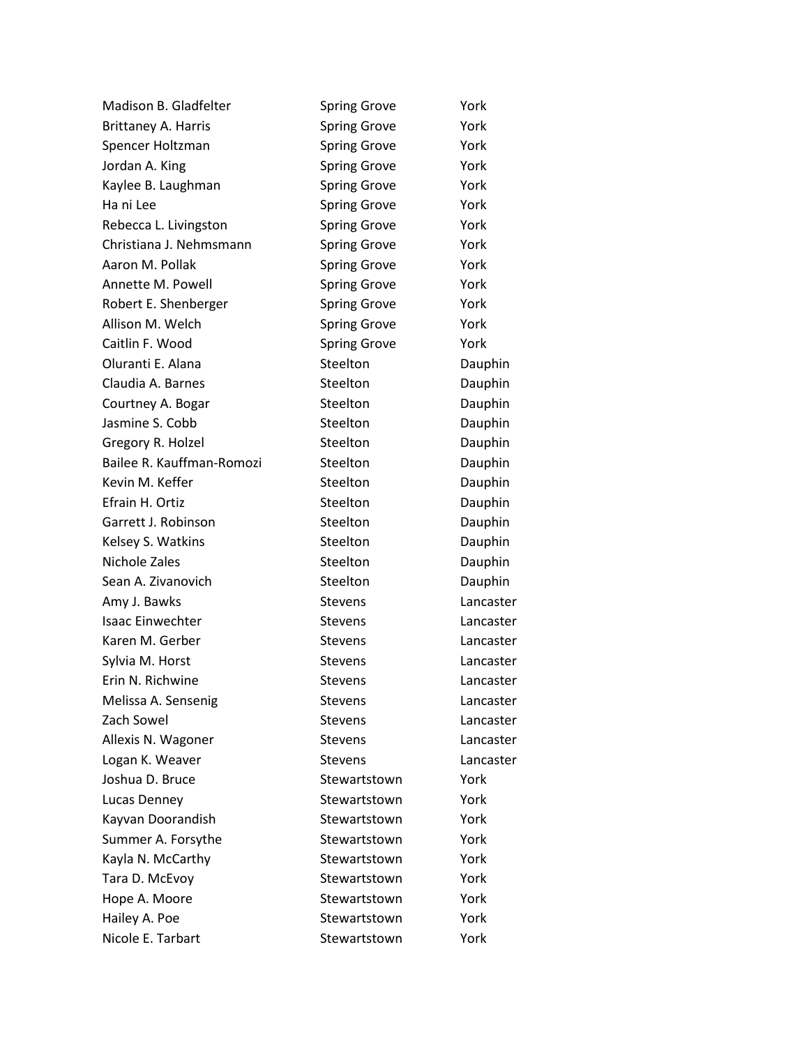| | | |
|---|---|---|
| Madison B. Gladfelter | Spring Grove | York |
| Brittaney A. Harris | Spring Grove | York |
| Spencer Holtzman | Spring Grove | York |
| Jordan A. King | Spring Grove | York |
| Kaylee B. Laughman | Spring Grove | York |
| Ha ni Lee | Spring Grove | York |
| Rebecca L. Livingston | Spring Grove | York |
| Christiana J. Nehmsmann | Spring Grove | York |
| Aaron M. Pollak | Spring Grove | York |
| Annette M. Powell | Spring Grove | York |
| Robert E. Shenberger | Spring Grove | York |
| Allison M. Welch | Spring Grove | York |
| Caitlin F. Wood | Spring Grove | York |
| Oluranti E. Alana | Steelton | Dauphin |
| Claudia A. Barnes | Steelton | Dauphin |
| Courtney A. Bogar | Steelton | Dauphin |
| Jasmine S. Cobb | Steelton | Dauphin |
| Gregory R. Holzel | Steelton | Dauphin |
| Bailee R. Kauffman-Romozi | Steelton | Dauphin |
| Kevin M. Keffer | Steelton | Dauphin |
| Efrain H. Ortiz | Steelton | Dauphin |
| Garrett J. Robinson | Steelton | Dauphin |
| Kelsey S. Watkins | Steelton | Dauphin |
| Nichole Zales | Steelton | Dauphin |
| Sean A. Zivanovich | Steelton | Dauphin |
| Amy J. Bawks | Stevens | Lancaster |
| Isaac Einwechter | Stevens | Lancaster |
| Karen M. Gerber | Stevens | Lancaster |
| Sylvia M. Horst | Stevens | Lancaster |
| Erin N. Richwine | Stevens | Lancaster |
| Melissa A. Sensenig | Stevens | Lancaster |
| Zach Sowel | Stevens | Lancaster |
| Allexis N. Wagoner | Stevens | Lancaster |
| Logan K. Weaver | Stevens | Lancaster |
| Joshua D. Bruce | Stewartstown | York |
| Lucas Denney | Stewartstown | York |
| Kayvan Doorandish | Stewartstown | York |
| Summer A. Forsythe | Stewartstown | York |
| Kayla N. McCarthy | Stewartstown | York |
| Tara D. McEvoy | Stewartstown | York |
| Hope A. Moore | Stewartstown | York |
| Hailey A. Poe | Stewartstown | York |
| Nicole E. Tarbart | Stewartstown | York |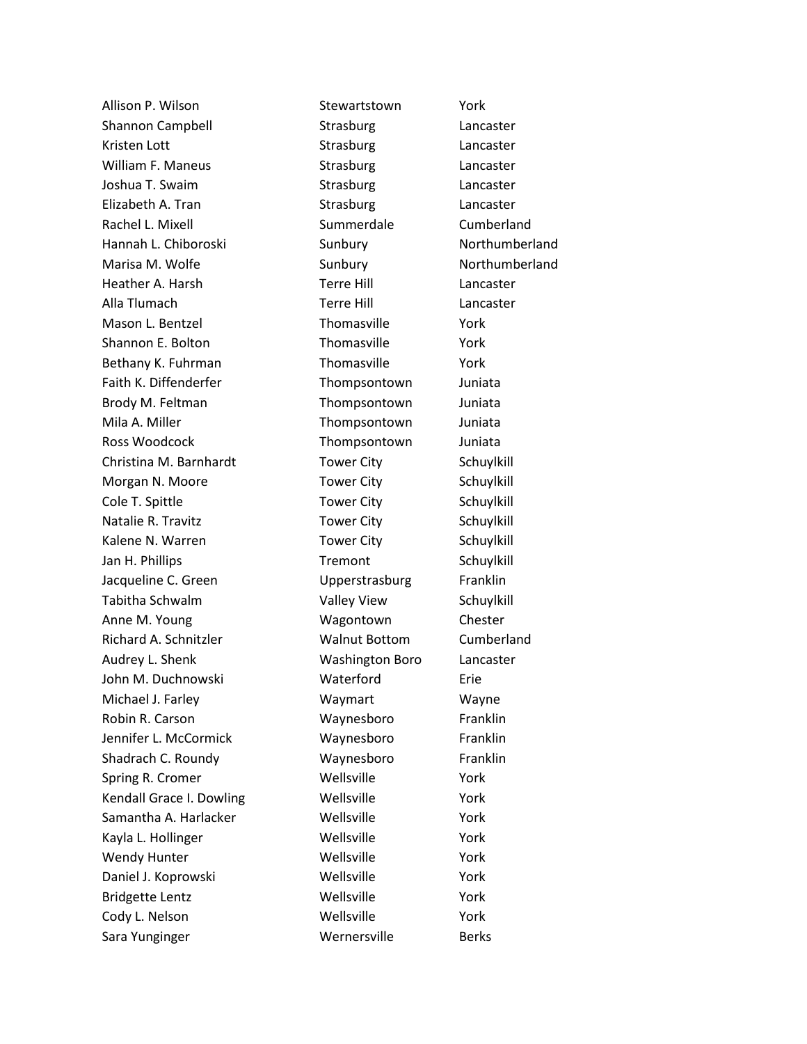| | | |
|---|---|---|
| Allison P. Wilson | Stewartstown | York |
| Shannon Campbell | Strasburg | Lancaster |
| Kristen Lott | Strasburg | Lancaster |
| William F. Maneus | Strasburg | Lancaster |
| Joshua T. Swaim | Strasburg | Lancaster |
| Elizabeth A. Tran | Strasburg | Lancaster |
| Rachel L. Mixell | Summerdale | Cumberland |
| Hannah L. Chiboroski | Sunbury | Northumberland |
| Marisa M. Wolfe | Sunbury | Northumberland |
| Heather A. Harsh | Terre Hill | Lancaster |
| Alla Tlumach | Terre Hill | Lancaster |
| Mason L. Bentzel | Thomasville | York |
| Shannon E. Bolton | Thomasville | York |
| Bethany K. Fuhrman | Thomasville | York |
| Faith K. Diffenderfer | Thompsontown | Juniata |
| Brody M. Feltman | Thompsontown | Juniata |
| Mila A. Miller | Thompsontown | Juniata |
| Ross Woodcock | Thompsontown | Juniata |
| Christina M. Barnhardt | Tower City | Schuylkill |
| Morgan N. Moore | Tower City | Schuylkill |
| Cole T. Spittle | Tower City | Schuylkill |
| Natalie R. Travitz | Tower City | Schuylkill |
| Kalene N. Warren | Tower City | Schuylkill |
| Jan H. Phillips | Tremont | Schuylkill |
| Jacqueline C. Green | Upperstrasburg | Franklin |
| Tabitha Schwalm | Valley View | Schuylkill |
| Anne M. Young | Wagontown | Chester |
| Richard A. Schnitzler | Walnut Bottom | Cumberland |
| Audrey L. Shenk | Washington Boro | Lancaster |
| John M. Duchnowski | Waterford | Erie |
| Michael J. Farley | Waymart | Wayne |
| Robin R. Carson | Waynesboro | Franklin |
| Jennifer L. McCormick | Waynesboro | Franklin |
| Shadrach C. Roundy | Waynesboro | Franklin |
| Spring R. Cromer | Wellsville | York |
| Kendall Grace I. Dowling | Wellsville | York |
| Samantha A. Harlacker | Wellsville | York |
| Kayla L. Hollinger | Wellsville | York |
| Wendy Hunter | Wellsville | York |
| Daniel J. Koprowski | Wellsville | York |
| Bridgette Lentz | Wellsville | York |
| Cody L. Nelson | Wellsville | York |
| Sara Yunginger | Wernersville | Berks |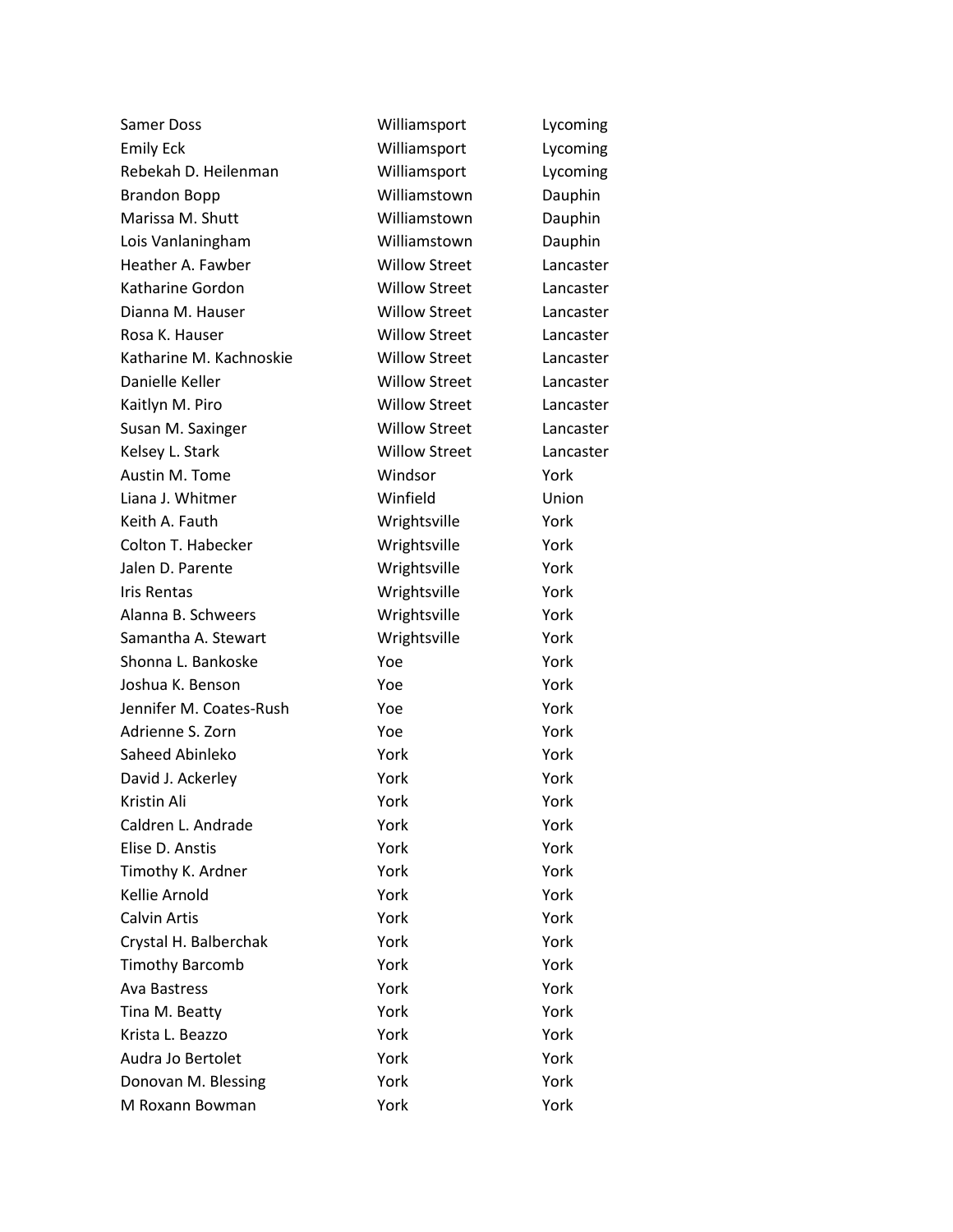| | | |
|---|---|---|
| Samer Doss | Williamsport | Lycoming |
| Emily Eck | Williamsport | Lycoming |
| Rebekah D. Heilenman | Williamsport | Lycoming |
| Brandon Bopp | Williamstown | Dauphin |
| Marissa M. Shutt | Williamstown | Dauphin |
| Lois Vanlaningham | Williamstown | Dauphin |
| Heather A. Fawber | Willow Street | Lancaster |
| Katharine Gordon | Willow Street | Lancaster |
| Dianna M. Hauser | Willow Street | Lancaster |
| Rosa K. Hauser | Willow Street | Lancaster |
| Katharine M. Kachnoskie | Willow Street | Lancaster |
| Danielle Keller | Willow Street | Lancaster |
| Kaitlyn M. Piro | Willow Street | Lancaster |
| Susan M. Saxinger | Willow Street | Lancaster |
| Kelsey L. Stark | Willow Street | Lancaster |
| Austin M. Tome | Windsor | York |
| Liana J. Whitmer | Winfield | Union |
| Keith A. Fauth | Wrightsville | York |
| Colton T. Habecker | Wrightsville | York |
| Jalen D. Parente | Wrightsville | York |
| Iris Rentas | Wrightsville | York |
| Alanna B. Schweers | Wrightsville | York |
| Samantha A. Stewart | Wrightsville | York |
| Shonna L. Bankoske | Yoe | York |
| Joshua K. Benson | Yoe | York |
| Jennifer M. Coates-Rush | Yoe | York |
| Adrienne S. Zorn | Yoe | York |
| Saheed Abinleko | York | York |
| David J. Ackerley | York | York |
| Kristin Ali | York | York |
| Caldren L. Andrade | York | York |
| Elise D. Anstis | York | York |
| Timothy K. Ardner | York | York |
| Kellie Arnold | York | York |
| Calvin Artis | York | York |
| Crystal H. Balberchak | York | York |
| Timothy Barcomb | York | York |
| Ava Bastress | York | York |
| Tina M. Beatty | York | York |
| Krista L. Beazzo | York | York |
| Audra Jo Bertolet | York | York |
| Donovan M. Blessing | York | York |
| M Roxann Bowman | York | York |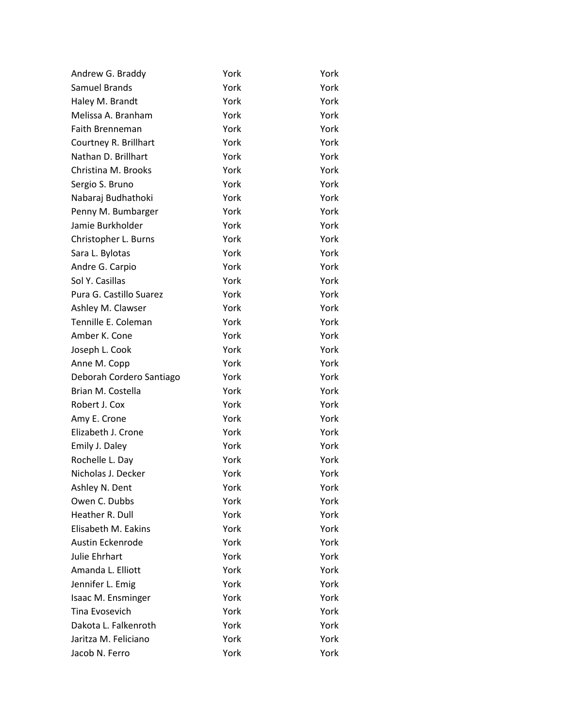| | | |
|---|---|---|
| Andrew G. Braddy | York | York |
| Samuel Brands | York | York |
| Haley M. Brandt | York | York |
| Melissa A. Branham | York | York |
| Faith Brenneman | York | York |
| Courtney R. Brillhart | York | York |
| Nathan D. Brillhart | York | York |
| Christina M. Brooks | York | York |
| Sergio S. Bruno | York | York |
| Nabaraj Budhathoki | York | York |
| Penny M. Bumbarger | York | York |
| Jamie Burkholder | York | York |
| Christopher L. Burns | York | York |
| Sara L. Bylotas | York | York |
| Andre G. Carpio | York | York |
| Sol Y. Casillas | York | York |
| Pura G. Castillo Suarez | York | York |
| Ashley M. Clawser | York | York |
| Tennille E. Coleman | York | York |
| Amber K. Cone | York | York |
| Joseph L. Cook | York | York |
| Anne M. Copp | York | York |
| Deborah Cordero Santiago | York | York |
| Brian M. Costella | York | York |
| Robert J. Cox | York | York |
| Amy E. Crone | York | York |
| Elizabeth J. Crone | York | York |
| Emily J. Daley | York | York |
| Rochelle L. Day | York | York |
| Nicholas J. Decker | York | York |
| Ashley N. Dent | York | York |
| Owen C. Dubbs | York | York |
| Heather R. Dull | York | York |
| Elisabeth M. Eakins | York | York |
| Austin Eckenrode | York | York |
| Julie Ehrhart | York | York |
| Amanda L. Elliott | York | York |
| Jennifer L. Emig | York | York |
| Isaac M. Ensminger | York | York |
| Tina Evosevich | York | York |
| Dakota L. Falkenroth | York | York |
| Jaritza M. Feliciano | York | York |
| Jacob N. Ferro | York | York |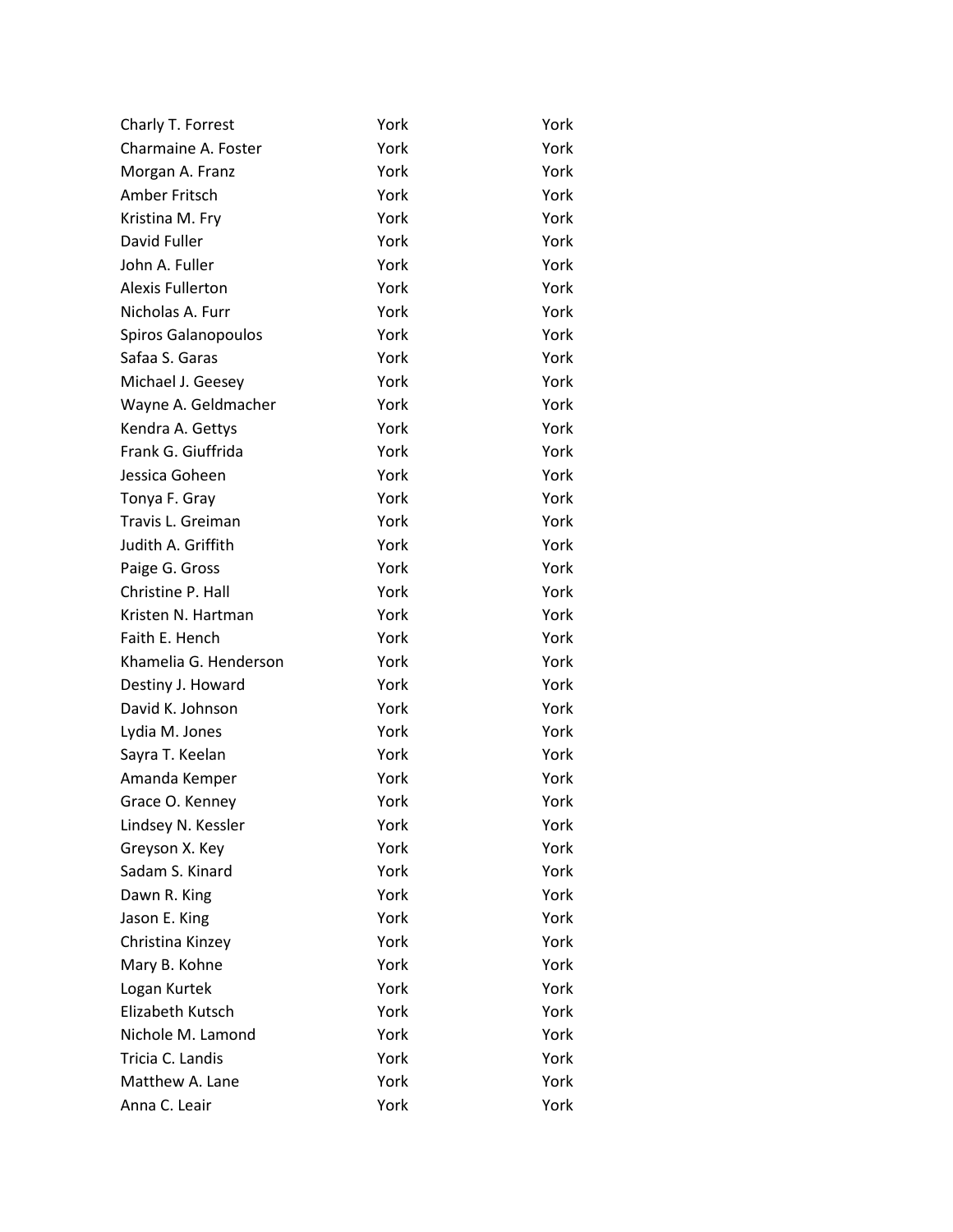| | | |
|---|---|---|
| Charly T. Forrest | York | York |
| Charmaine A. Foster | York | York |
| Morgan A. Franz | York | York |
| Amber Fritsch | York | York |
| Kristina M. Fry | York | York |
| David Fuller | York | York |
| John A. Fuller | York | York |
| Alexis Fullerton | York | York |
| Nicholas A. Furr | York | York |
| Spiros Galanopoulos | York | York |
| Safaa S. Garas | York | York |
| Michael J. Geesey | York | York |
| Wayne A. Geldmacher | York | York |
| Kendra A. Gettys | York | York |
| Frank G. Giuffrida | York | York |
| Jessica Goheen | York | York |
| Tonya F. Gray | York | York |
| Travis L. Greiman | York | York |
| Judith A. Griffith | York | York |
| Paige G. Gross | York | York |
| Christine P. Hall | York | York |
| Kristen N. Hartman | York | York |
| Faith E. Hench | York | York |
| Khamelia G. Henderson | York | York |
| Destiny J. Howard | York | York |
| David K. Johnson | York | York |
| Lydia M. Jones | York | York |
| Sayra T. Keelan | York | York |
| Amanda Kemper | York | York |
| Grace O. Kenney | York | York |
| Lindsey N. Kessler | York | York |
| Greyson X. Key | York | York |
| Sadam S. Kinard | York | York |
| Dawn R. King | York | York |
| Jason E. King | York | York |
| Christina Kinzey | York | York |
| Mary B. Kohne | York | York |
| Logan Kurtek | York | York |
| Elizabeth Kutsch | York | York |
| Nichole M. Lamond | York | York |
| Tricia C. Landis | York | York |
| Matthew A. Lane | York | York |
| Anna C. Leair | York | York |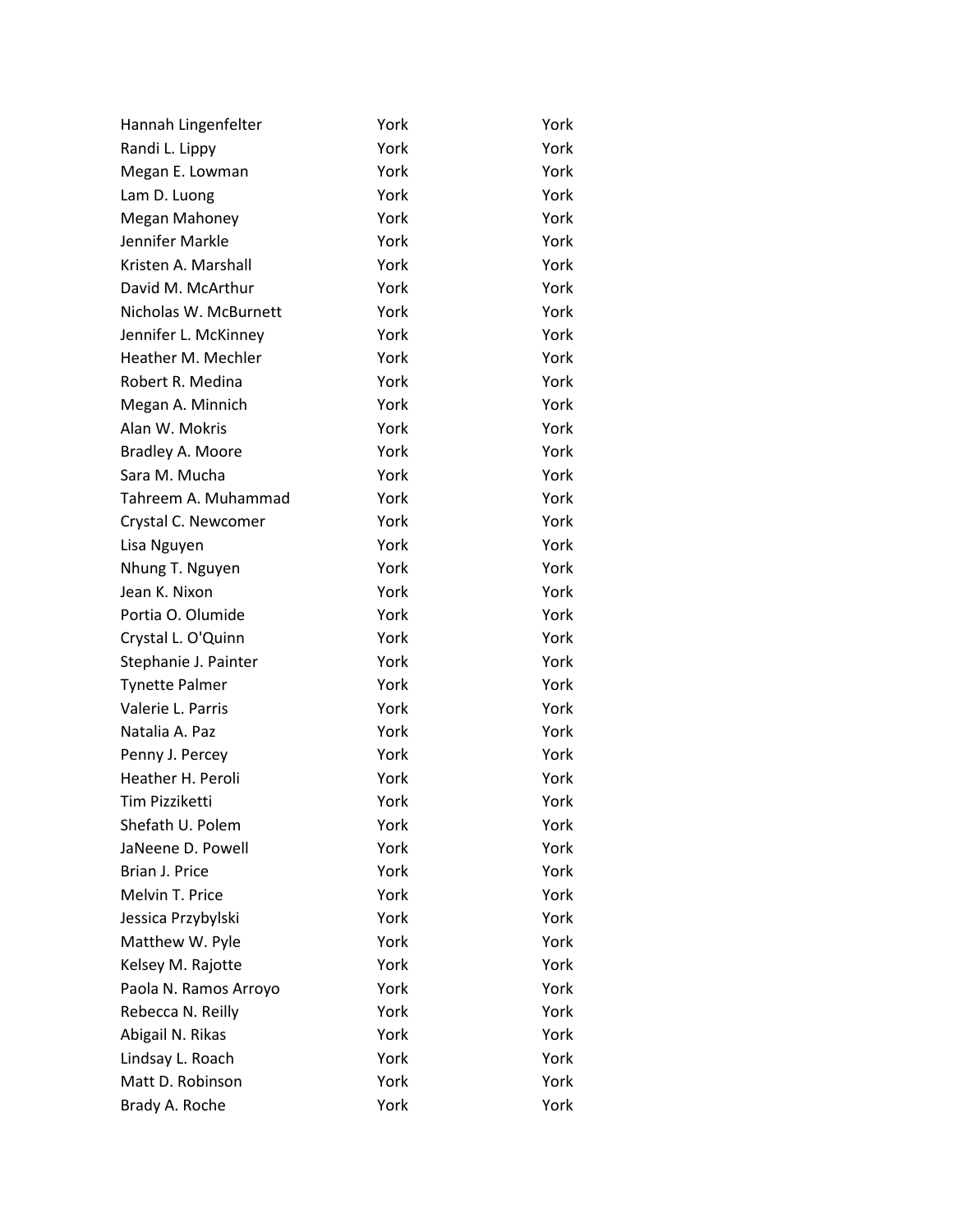| | | |
|---|---|---|
| Hannah Lingenfelter | York | York |
| Randi L. Lippy | York | York |
| Megan E. Lowman | York | York |
| Lam D. Luong | York | York |
| Megan Mahoney | York | York |
| Jennifer Markle | York | York |
| Kristen A. Marshall | York | York |
| David M. McArthur | York | York |
| Nicholas W. McBurnett | York | York |
| Jennifer L. McKinney | York | York |
| Heather M. Mechler | York | York |
| Robert R. Medina | York | York |
| Megan A. Minnich | York | York |
| Alan W. Mokris | York | York |
| Bradley A. Moore | York | York |
| Sara M. Mucha | York | York |
| Tahreem A. Muhammad | York | York |
| Crystal C. Newcomer | York | York |
| Lisa Nguyen | York | York |
| Nhung T. Nguyen | York | York |
| Jean K. Nixon | York | York |
| Portia O. Olumide | York | York |
| Crystal L. O'Quinn | York | York |
| Stephanie J. Painter | York | York |
| Tynette Palmer | York | York |
| Valerie L. Parris | York | York |
| Natalia A. Paz | York | York |
| Penny J. Percey | York | York |
| Heather H. Peroli | York | York |
| Tim Pizziketti | York | York |
| Shefath U. Polem | York | York |
| JaNeene D. Powell | York | York |
| Brian J. Price | York | York |
| Melvin T. Price | York | York |
| Jessica Przybylski | York | York |
| Matthew W. Pyle | York | York |
| Kelsey M. Rajotte | York | York |
| Paola N. Ramos Arroyo | York | York |
| Rebecca N. Reilly | York | York |
| Abigail N. Rikas | York | York |
| Lindsay L. Roach | York | York |
| Matt D. Robinson | York | York |
| Brady A. Roche | York | York |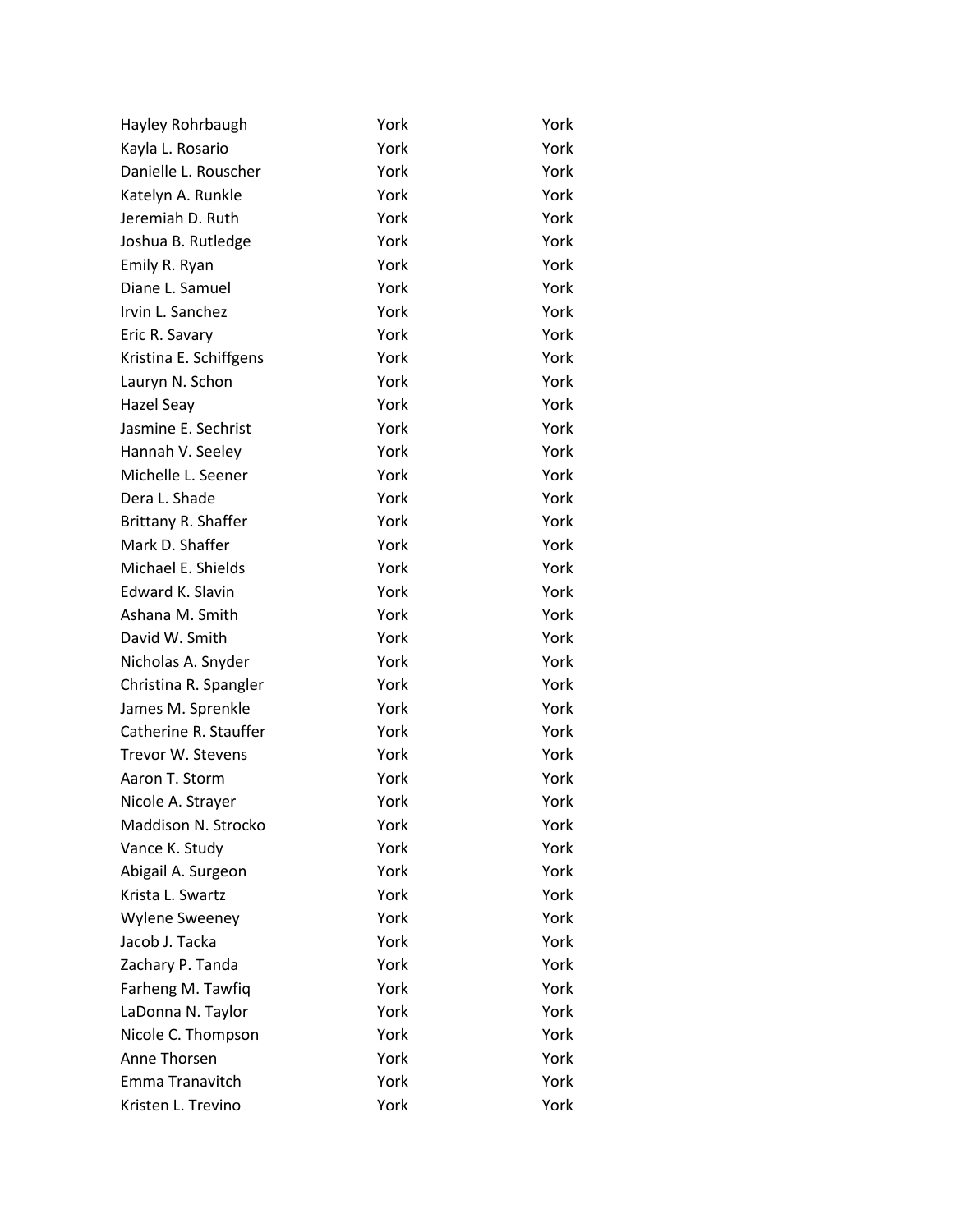| | | |
|---|---|---|
| Hayley Rohrbaugh | York | York |
| Kayla L. Rosario | York | York |
| Danielle L. Rouscher | York | York |
| Katelyn A. Runkle | York | York |
| Jeremiah D. Ruth | York | York |
| Joshua B. Rutledge | York | York |
| Emily R. Ryan | York | York |
| Diane L. Samuel | York | York |
| Irvin L. Sanchez | York | York |
| Eric R. Savary | York | York |
| Kristina E. Schiffgens | York | York |
| Lauryn N. Schon | York | York |
| Hazel Seay | York | York |
| Jasmine E. Sechrist | York | York |
| Hannah V. Seeley | York | York |
| Michelle L. Seener | York | York |
| Dera L. Shade | York | York |
| Brittany R. Shaffer | York | York |
| Mark D. Shaffer | York | York |
| Michael E. Shields | York | York |
| Edward K. Slavin | York | York |
| Ashana M. Smith | York | York |
| David W. Smith | York | York |
| Nicholas A. Snyder | York | York |
| Christina R. Spangler | York | York |
| James M. Sprenkle | York | York |
| Catherine R. Stauffer | York | York |
| Trevor W. Stevens | York | York |
| Aaron T. Storm | York | York |
| Nicole A. Strayer | York | York |
| Maddison N. Strocko | York | York |
| Vance K. Study | York | York |
| Abigail A. Surgeon | York | York |
| Krista L. Swartz | York | York |
| Wylene Sweeney | York | York |
| Jacob J. Tacka | York | York |
| Zachary P. Tanda | York | York |
| Farheng M. Tawfiq | York | York |
| LaDonna N. Taylor | York | York |
| Nicole C. Thompson | York | York |
| Anne Thorsen | York | York |
| Emma Tranavitch | York | York |
| Kristen L. Trevino | York | York |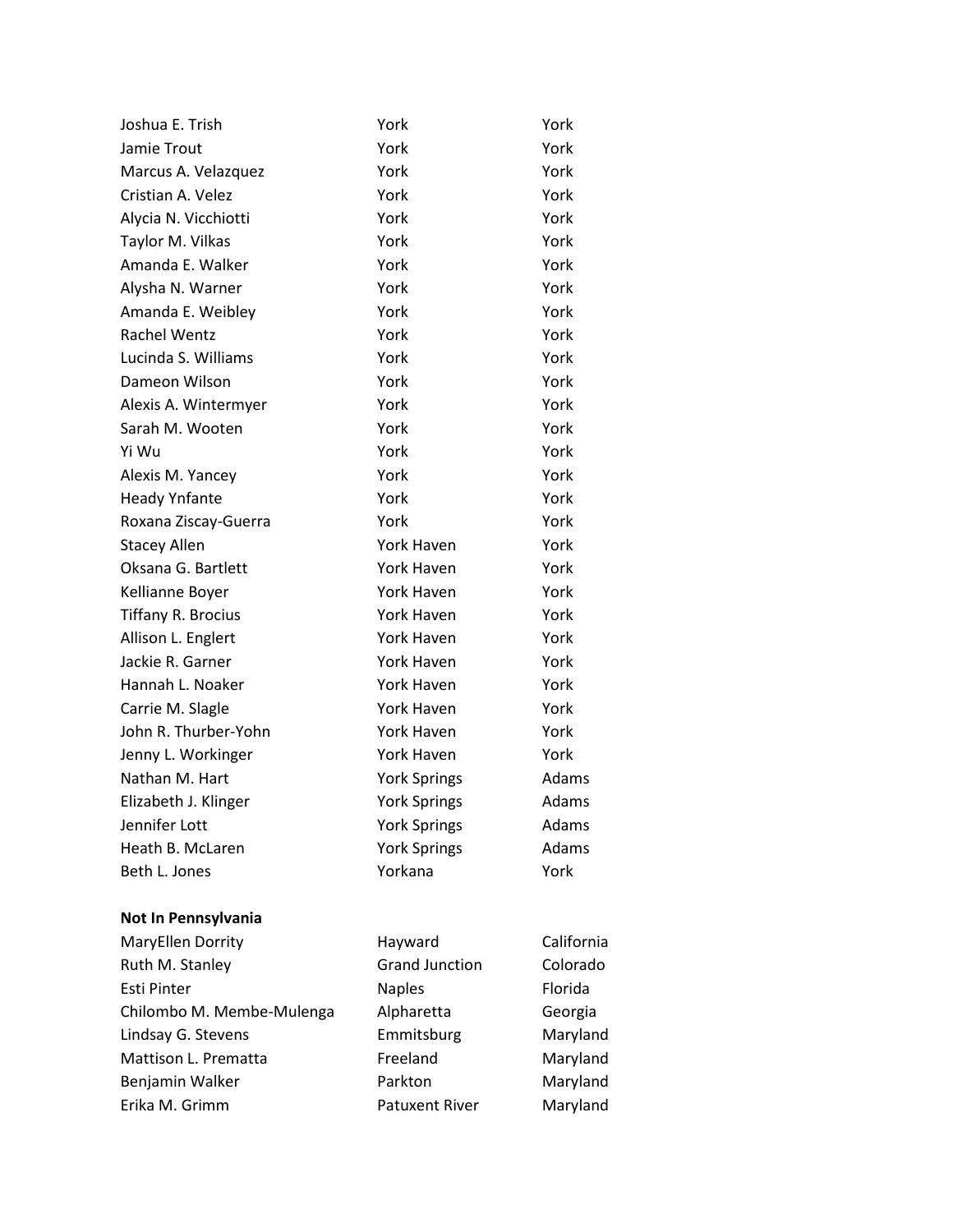| | | |
|---|---|---|
| Joshua E. Trish | York | York |
| Jamie Trout | York | York |
| Marcus A. Velazquez | York | York |
| Cristian A. Velez | York | York |
| Alycia N. Vicchiotti | York | York |
| Taylor M. Vilkas | York | York |
| Amanda E. Walker | York | York |
| Alysha N. Warner | York | York |
| Amanda E. Weibley | York | York |
| Rachel Wentz | York | York |
| Lucinda S. Williams | York | York |
| Dameon Wilson | York | York |
| Alexis A. Wintermyer | York | York |
| Sarah M. Wooten | York | York |
| Yi Wu | York | York |
| Alexis M. Yancey | York | York |
| Heady Ynfante | York | York |
| Roxana Ziscay-Guerra | York | York |
| Stacey Allen | York Haven | York |
| Oksana G. Bartlett | York Haven | York |
| Kellianne Boyer | York Haven | York |
| Tiffany R. Brocius | York Haven | York |
| Allison L. Englert | York Haven | York |
| Jackie R. Garner | York Haven | York |
| Hannah L. Noaker | York Haven | York |
| Carrie M. Slagle | York Haven | York |
| John R. Thurber-Yohn | York Haven | York |
| Jenny L. Workinger | York Haven | York |
| Nathan M. Hart | York Springs | Adams |
| Elizabeth J. Klinger | York Springs | Adams |
| Jennifer Lott | York Springs | Adams |
| Heath B. McLaren | York Springs | Adams |
| Beth L. Jones | Yorkana | York |

**Not In Pennsylvania**

| | | |
|---|---|---|
| MaryEllen Dorrity | Hayward | California |
| Ruth M. Stanley | Grand Junction | Colorado |
| Esti Pinter | Naples | Florida |
| Chilombo M. Membe-Mulenga | Alpharetta | Georgia |
| Lindsay G. Stevens | Emmitsburg | Maryland |
| Mattison L. Prematta | Freeland | Maryland |
| Benjamin Walker | Parkton | Maryland |
| Erika M. Grimm | Patuxent River | Maryland |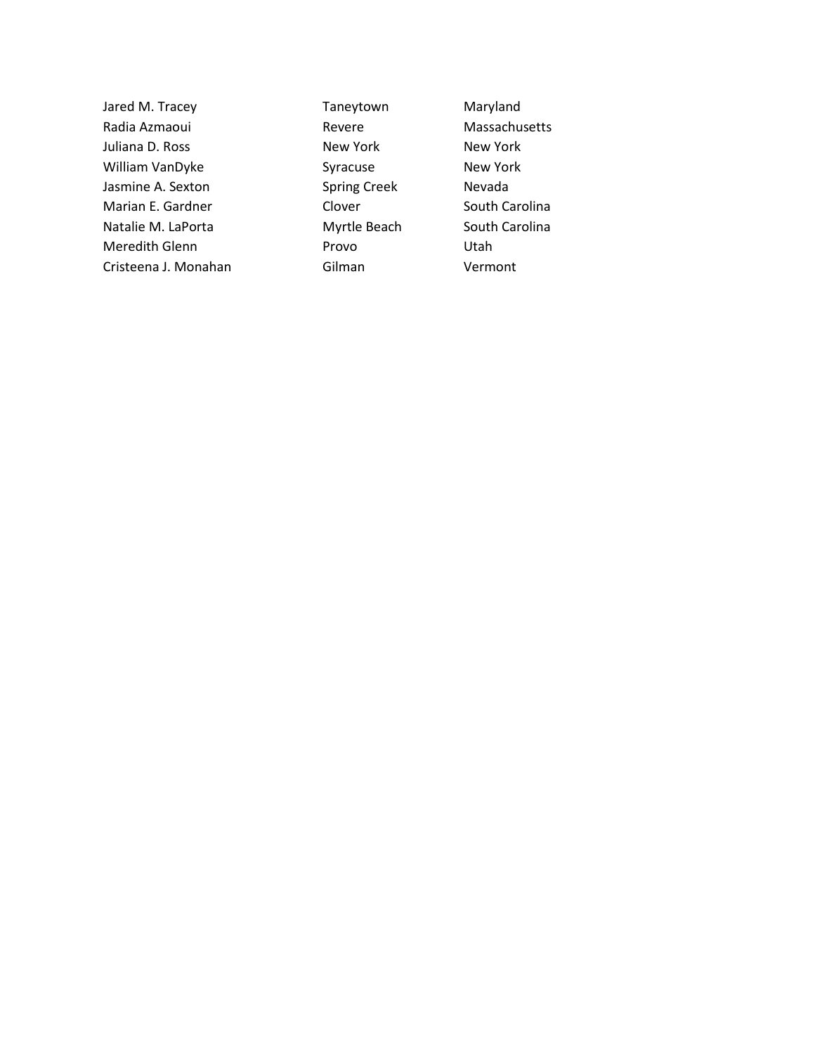| | | |
|---|---|---|
| Jared M. Tracey | Taneytown | Maryland |
| Radia Azmaoui | Revere | Massachusetts |
| Juliana D. Ross | New York | New York |
| William VanDyke | Syracuse | New York |
| Jasmine A. Sexton | Spring Creek | Nevada |
| Marian E. Gardner | Clover | South Carolina |
| Natalie M. LaPorta | Myrtle Beach | South Carolina |
| Meredith Glenn | Provo | Utah |
| Cristeena J. Monahan | Gilman | Vermont |